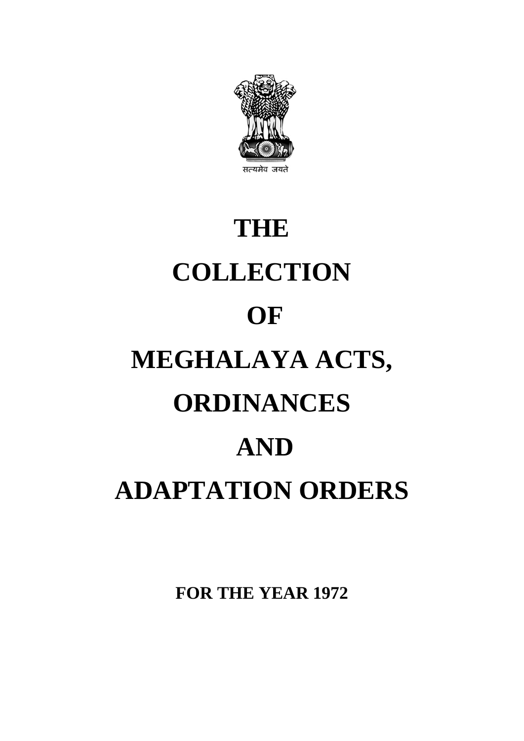सत्यमेव जयते

# THE COLLECTION OF MEGHALAYA ACTS, ORDINANCES AND ADAPTATION ORDERS

**FOR THE YEAR 1972**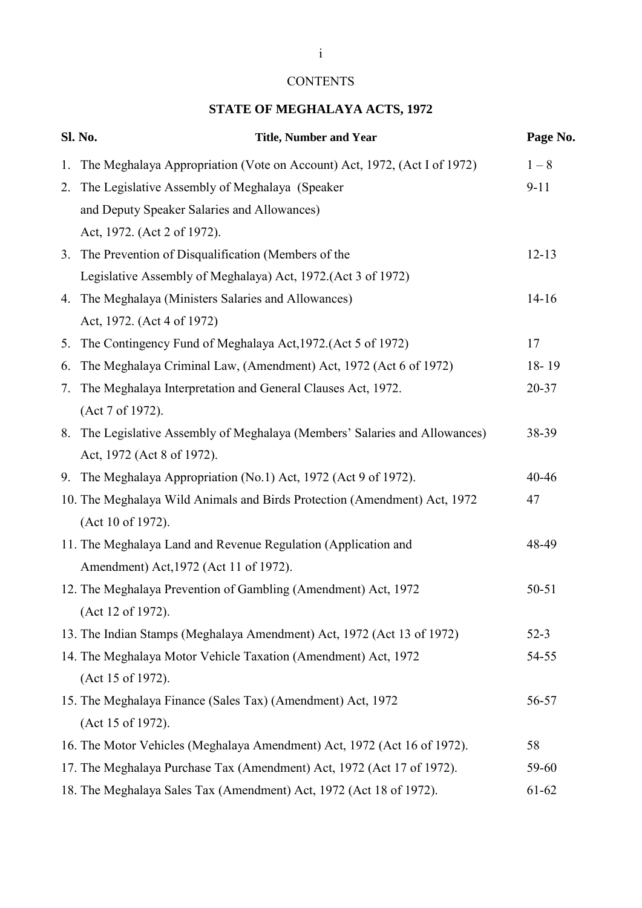CONTENTS

## STATE OF MEGHALAYA ACTS, 1972

| Sl. No. | Title, Number and Year | Page No. |
|---|---|---|
| 1. | The Meghalaya Appropriation (Vote on Account) Act, 1972, (Act I of 1972) | 1 – 8 |
| 2. | The Legislative Assembly of Meghalaya (Speaker and Deputy Speaker Salaries and Allowances) Act, 1972. (Act 2 of 1972). | 9-11 |
| 3. | The Prevention of Disqualification (Members of the Legislative Assembly of Meghalaya) Act, 1972.(Act 3 of 1972) | 12-13 |
| 4. | The Meghalaya (Ministers Salaries and Allowances) Act, 1972. (Act 4 of 1972) | 14-16 |
| 5. | The Contingency Fund of Meghalaya Act,1972.(Act 5 of 1972) | 17 |
| 6. | The Meghalaya Criminal Law, (Amendment) Act, 1972 (Act 6 of 1972) | 18- 19 |
| 7. | The Meghalaya Interpretation and General Clauses Act, 1972. (Act 7 of 1972). | 20-37 |
| 8. | The Legislative Assembly of Meghalaya (Members' Salaries and Allowances) Act, 1972 (Act 8 of 1972). | 38-39 |
| 9. | The Meghalaya Appropriation (No.1) Act, 1972 (Act 9 of 1972). | 40-46 |
| 10. | The Meghalaya Wild Animals and Birds Protection (Amendment) Act, 1972 (Act 10 of 1972). | 47 |
| 11. | The Meghalaya Land and Revenue Regulation (Application and Amendment) Act,1972 (Act 11 of 1972). | 48-49 |
| 12. | The Meghalaya Prevention of Gambling (Amendment) Act, 1972 (Act 12 of 1972). | 50-51 |
| 13. | The Indian Stamps (Meghalaya Amendment) Act, 1972 (Act 13 of 1972) | 52-3 |
| 14. | The Meghalaya Motor Vehicle Taxation (Amendment) Act, 1972 (Act 15 of 1972). | 54-55 |
| 15. | The Meghalaya Finance (Sales Tax) (Amendment) Act, 1972 (Act 15 of 1972). | 56-57 |
| 16. | The Motor Vehicles (Meghalaya Amendment) Act, 1972 (Act 16 of 1972). | 58 |
| 17. | The Meghalaya Purchase Tax (Amendment) Act, 1972 (Act 17 of 1972). | 59-60 |
| 18. | The Meghalaya Sales Tax (Amendment) Act, 1972 (Act 18 of 1972). | 61-62 |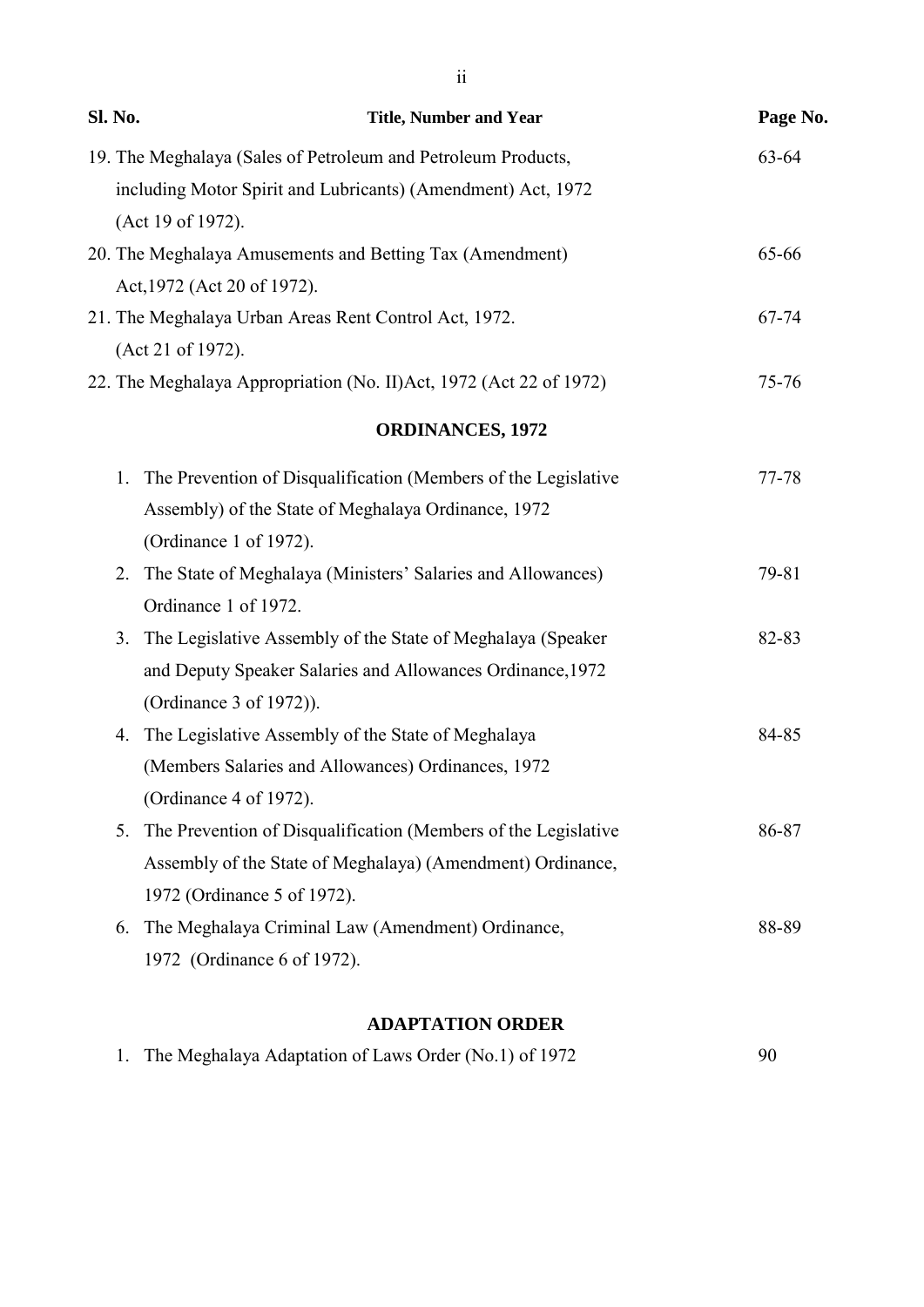| Sl. No. | Title, Number and Year | Page No. |
|---|---|---|
| 19. | The Meghalaya (Sales of Petroleum and Petroleum Products, including Motor Spirit and Lubricants) (Amendment) Act, 1972 (Act 19 of 1972). | 63-64 |
| 20. | The Meghalaya Amusements and Betting Tax (Amendment) Act,1972 (Act 20 of 1972). | 65-66 |
| 21. | The Meghalaya Urban Areas Rent Control Act, 1972. (Act 21 of 1972). | 67-74 |
| 22. | The Meghalaya Appropriation (No. II)Act, 1972 (Act 22 of 1972) | 75-76 |

## ORDINANCES, 1972

| Sl. No. | Title, Number and Year | Page No. |
|---|---|---|
| 1. | The Prevention of Disqualification (Members of the Legislative Assembly) of the State of Meghalaya Ordinance, 1972 (Ordinance 1 of 1972). | 77-78 |
| 2. | The State of Meghalaya (Ministers' Salaries and Allowances) Ordinance 1 of 1972. | 79-81 |
| 3. | The Legislative Assembly of the State of Meghalaya (Speaker and Deputy Speaker Salaries and Allowances Ordinance,1972 (Ordinance 3 of 1972)). | 82-83 |
| 4. | The Legislative Assembly of the State of Meghalaya (Members Salaries and Allowances) Ordinances, 1972 (Ordinance 4 of 1972). | 84-85 |
| 5. | The Prevention of Disqualification (Members of the Legislative Assembly of the State of Meghalaya) (Amendment) Ordinance, 1972 (Ordinance 5 of 1972). | 86-87 |
| 6. | The Meghalaya Criminal Law (Amendment) Ordinance, 1972 (Ordinance 6 of 1972). | 88-89 |

## ADAPTATION ORDER

| Sl. No. | Title, Number and Year | Page No. |
|---|---|---|
| 1. | The Meghalaya Adaptation of Laws Order (No.1) of 1972 | 90 |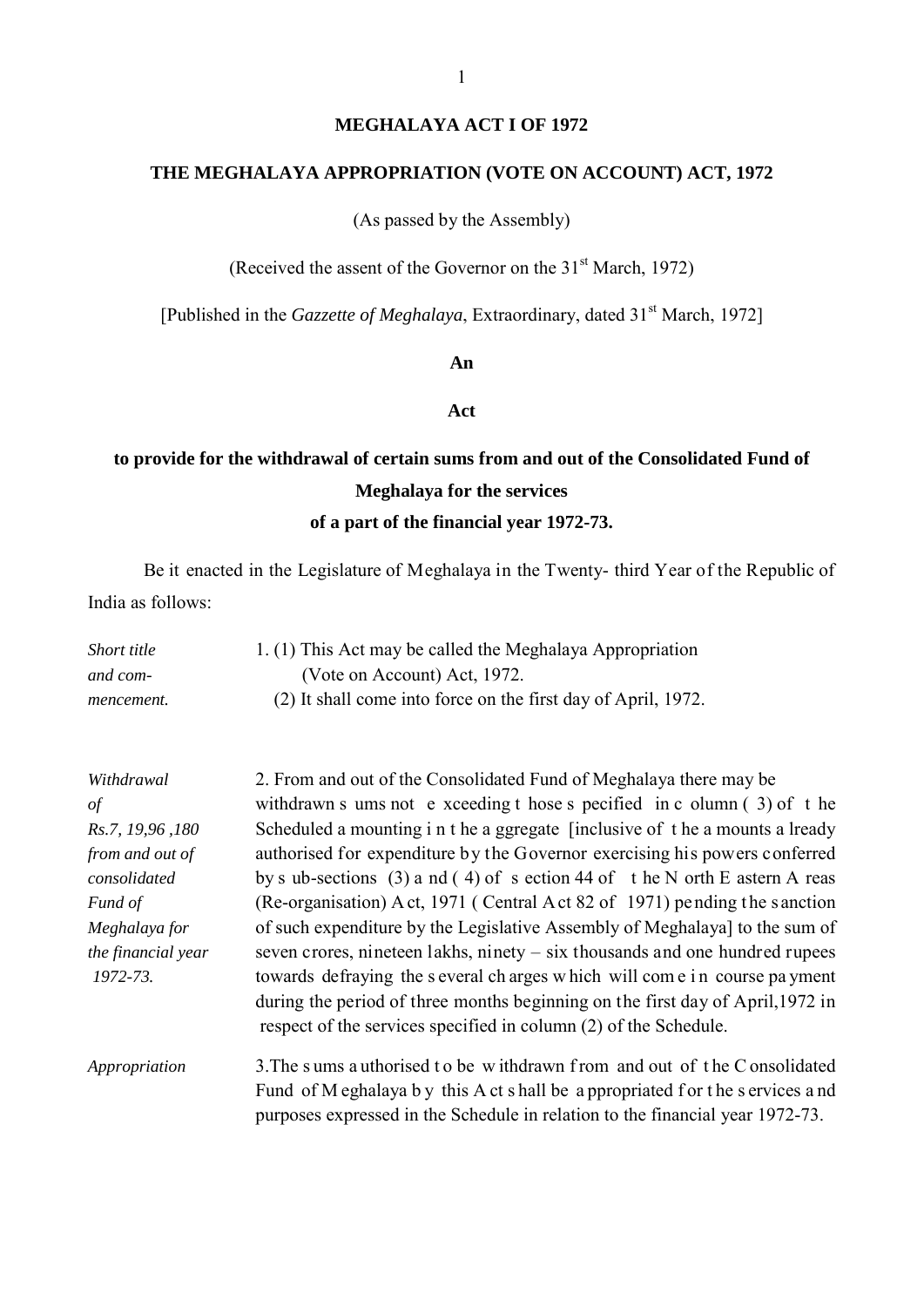# MEGHALAYA ACT I OF 1972

## THE MEGHALAYA APPROPRIATION (VOTE ON ACCOUNT) ACT, 1972

(As passed by the Assembly)

(Received the assent of the Governor on the 31st March, 1972)

[Published in the *Gazzette of Meghalaya*, Extraordinary, dated 31st March, 1972]

**An**

**Act**

**to provide for the withdrawal of certain sums from and out of the Consolidated Fund of Meghalaya for the services of a part of the financial year 1972-73.**

Be it enacted in the Legislature of Meghalaya in the Twenty- third Year of the Republic of India as follows:

*Short title and commencement.*

1. (1) This Act may be called the Meghalaya Appropriation (Vote on Account) Act, 1972.

(2) It shall come into force on the first day of April, 1972.

*Withdrawal of Rs.7, 19,96 ,180 from and out of consolidated Fund of Meghalaya for the financial year 1972-73.*

2. From and out of the Consolidated Fund of Meghalaya there may be withdrawn sums not exceeding those specified in column (3) of the Scheduled amounting in the aggregate [inclusive of the amounts already authorised for expenditure by the Governor exercising his powers conferred by sub-sections (3) and (4) of section 44 of the North Eastern Areas (Re-organisation) Act, 1971 (Central Act 82 of 1971) pending the sanction of such expenditure by the Legislative Assembly of Meghalaya] to the sum of seven crores, nineteen lakhs, ninety – six thousands and one hundred rupees towards defraying the several charges which will come in course payment during the period of three months beginning on the first day of April,1972 in respect of the services specified in column (2) of the Schedule.

*Appropriation*

3. The sums authorised to be withdrawn from and out of the Consolidated Fund of Meghalaya by this Act shall be appropriated for the services and purposes expressed in the Schedule in relation to the financial year 1972-73.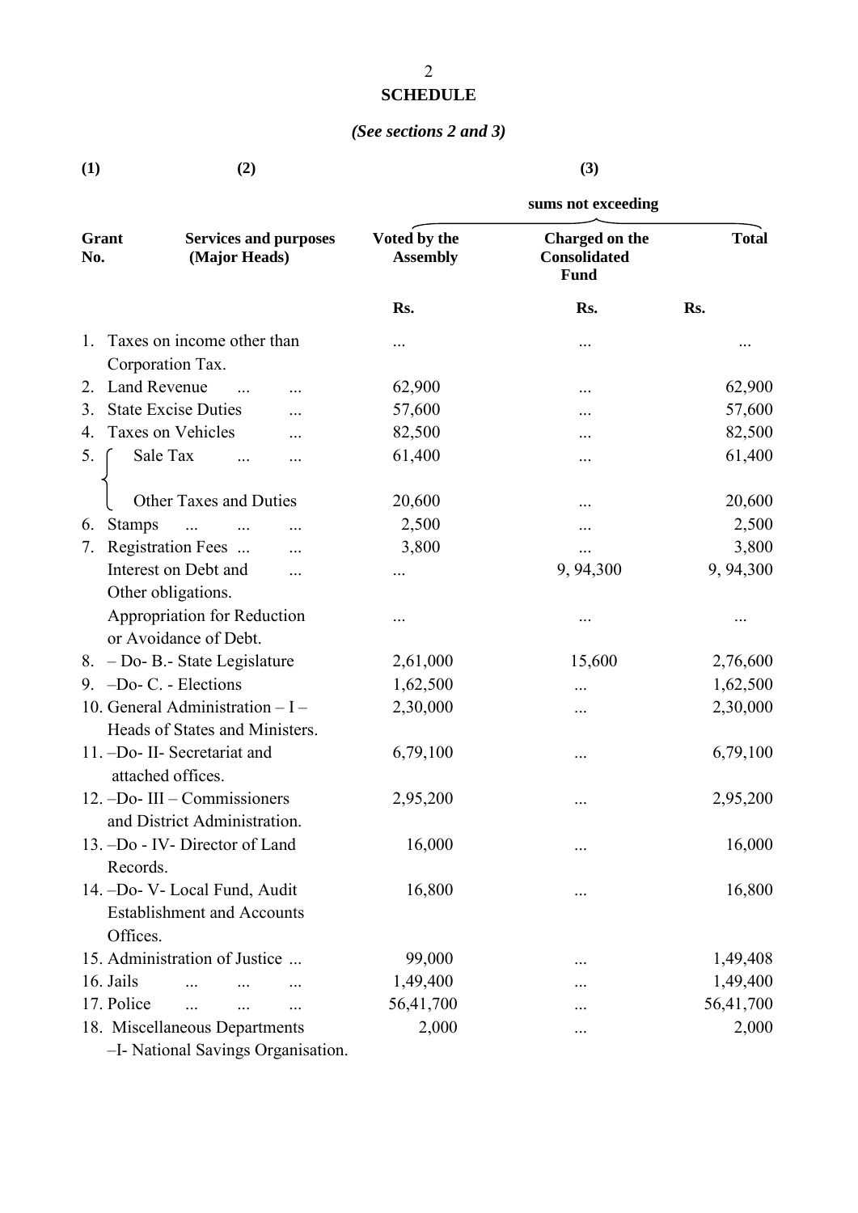## SCHEDULE

*(See sections 2 and 3)*

| (1) | (2) | (3) | | |
|---|---|---|---|---|
| | | sums not exceeding | | |
| Grant No. | Services and purposes (Major Heads) | Voted by the Assembly | Charged on the Consolidated Fund | Total |
| | | Rs. | Rs. | Rs. |
| 1. | Taxes on income other than Corporation Tax. | ... | ... | ... |
| 2. | Land Revenue ... ... | 62,900 | ... | 62,900 |
| 3. | State Excise Duties ... | 57,600 | ... | 57,600 |
| 4. | Taxes on Vehicles ... | 82,500 | ... | 82,500 |
| 5. | Sale Tax ... ... | 61,400 | ... | 61,400 |
| | Other Taxes and Duties | 20,600 | ... | 20,600 |
| 6. | Stamps ... ... ... | 2,500 | ... | 2,500 |
| 7. | Registration Fees ... ... | 3,800 | ... | 3,800 |
| | Interest on Debt and Other obligations. ... | ... | 9, 94,300 | 9, 94,300 |
| | Appropriation for Reduction or Avoidance of Debt. | ... | ... | ... |
| 8. | – Do- B.- State Legislature | 2,61,000 | 15,600 | 2,76,600 |
| 9. | –Do- C. - Elections | 1,62,500 | ... | 1,62,500 |
| 10. | General Administration – I – Heads of States and Ministers. | 2,30,000 | ... | 2,30,000 |
| 11. | –Do- II- Secretariat and attached offices. | 6,79,100 | ... | 6,79,100 |
| 12. | –Do- III – Commissioners and District Administration. | 2,95,200 | ... | 2,95,200 |
| 13. | –Do - IV- Director of Land Records. | 16,000 | ... | 16,000 |
| 14. | –Do- V- Local Fund, Audit Establishment and Accounts Offices. | 16,800 | ... | 16,800 |
| 15. | Administration of Justice ... | 99,000 | ... | 1,49,408 |
| 16. | Jails ... ... ... | 1,49,400 | ... | 1,49,400 |
| 17. | Police ... ... ... | 56,41,700 | ... | 56,41,700 |
| 18. | Miscellaneous Departments –I- National Savings Organisation. | 2,000 | ... | 2,000 |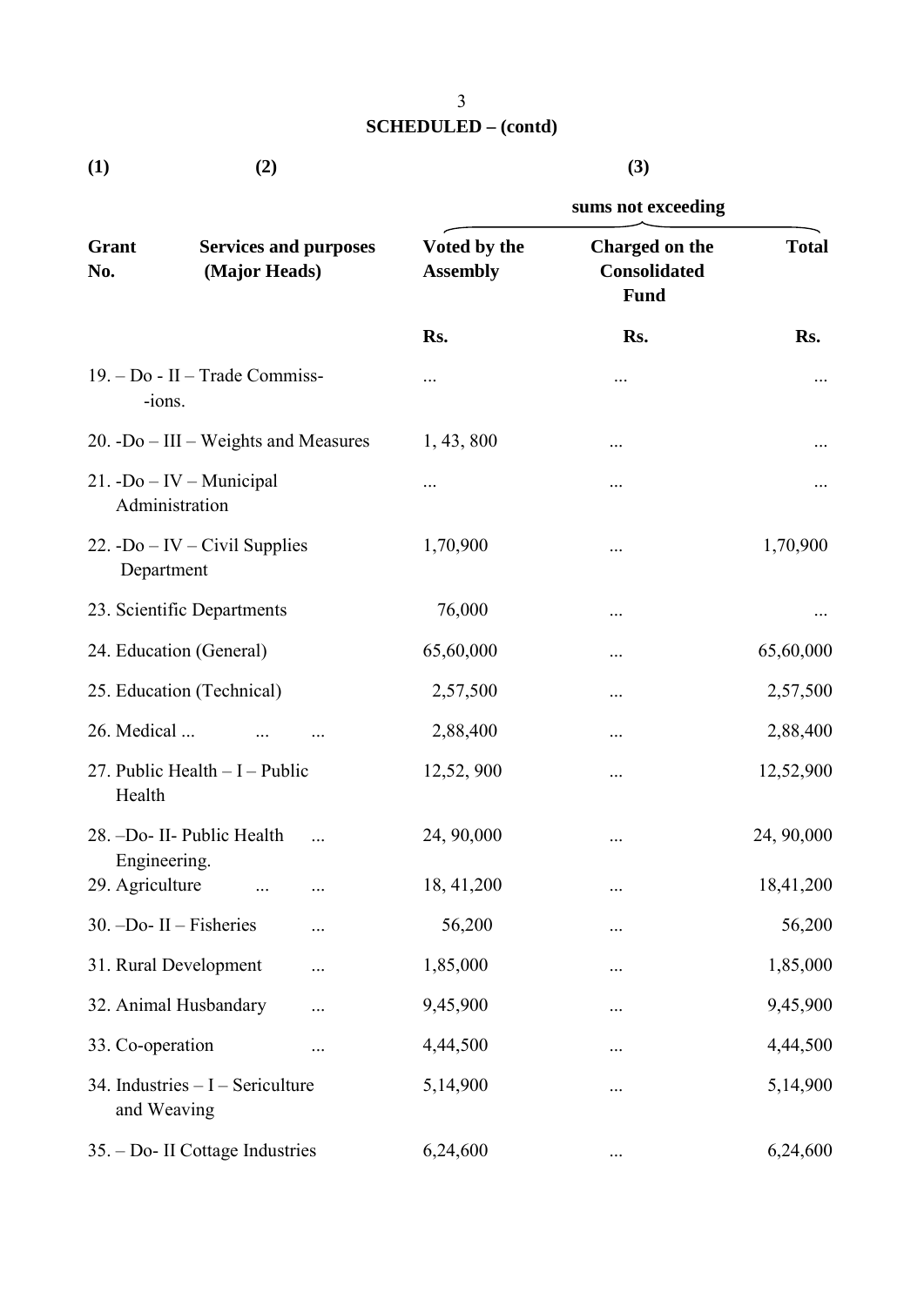**SCHEDULED – (contd)**

| (1) | (2) | (3) | | |
|---|---|---|---|---|
| | | sums not exceeding | | |
| Grant No. | Services and purposes (Major Heads) | Voted by the Assembly | Charged on the Consolidated Fund | Total |
| | | Rs. | Rs. | Rs. |
| 19. – Do - II – Trade Commiss- -ions. | | ... | ... | ... |
| 20. -Do – III – Weights and Measures | | 1, 43, 800 | ... | ... |
| 21. -Do – IV – Municipal Administration | | ... | ... | ... |
| 22. -Do – IV – Civil Supplies Department | | 1,70,900 | ... | 1,70,900 |
| 23. Scientific Departments | | 76,000 | ... | ... |
| 24. Education (General) | | 65,60,000 | ... | 65,60,000 |
| 25. Education (Technical) | | 2,57,500 | ... | 2,57,500 |
| 26. Medical ... ... ... | | 2,88,400 | ... | 2,88,400 |
| 27. Public Health – I – Public Health | | 12,52, 900 | ... | 12,52,900 |
| 28. –Do- II- Public Health ... Engineering. | | 24, 90,000 | ... | 24, 90,000 |
| 29. Agriculture ... ... | | 18, 41,200 | ... | 18,41,200 |
| 30. –Do- II – Fisheries ... | | 56,200 | ... | 56,200 |
| 31. Rural Development ... | | 1,85,000 | ... | 1,85,000 |
| 32. Animal Husbandary ... | | 9,45,900 | ... | 9,45,900 |
| 33. Co-operation ... | | 4,44,500 | ... | 4,44,500 |
| 34. Industries – I – Sericulture and Weaving | | 5,14,900 | ... | 5,14,900 |
| 35. – Do- II Cottage Industries | | 6,24,600 | ... | 6,24,600 |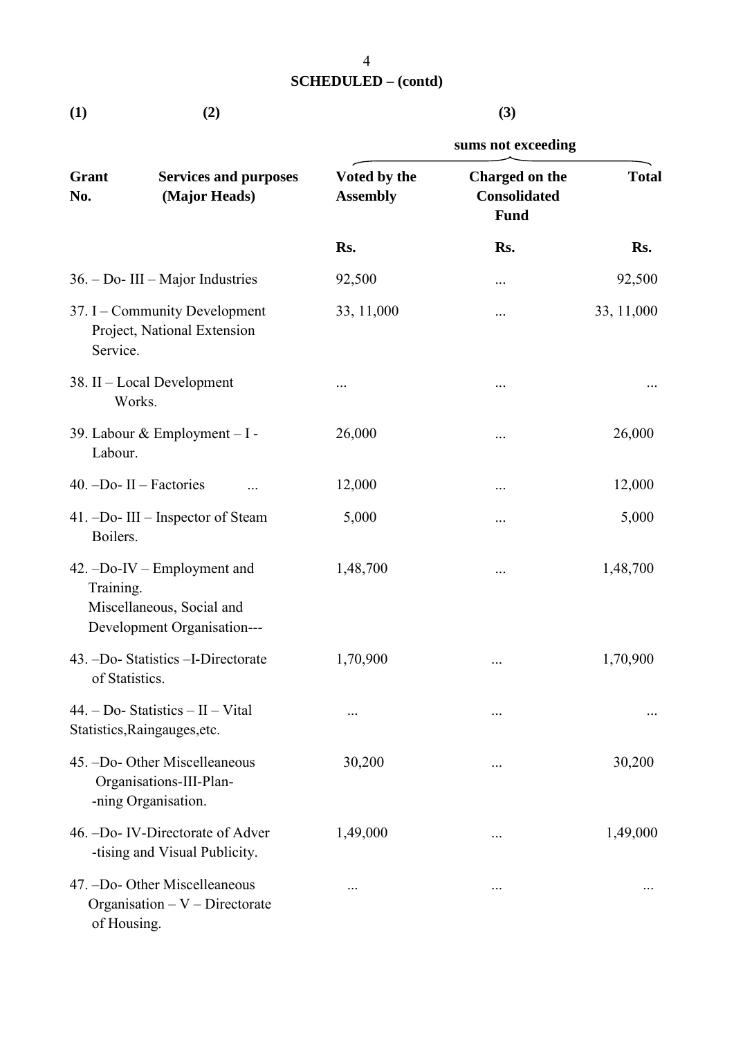**SCHEDULED – (contd)**

| (1) | (2) | (3) | | |
|---|---|---|---|---|
| | | sums not exceeding | | |
| Grant No. | Services and purposes (Major Heads) | Voted by the Assembly | Charged on the Consolidated Fund | Total |
| | | Rs. | Rs. | Rs. |
| 36. | – Do- III – Major Industries | 92,500 | ... | 92,500 |
| 37. | I – Community Development Project, National Extension Service. | 33, 11,000 | ... | 33, 11,000 |
| 38. | II – Local Development Works. | ... | ... | ... |
| 39. | Labour & Employment – I - Labour. | 26,000 | ... | 26,000 |
| 40. | –Do- II – Factories ... | 12,000 | ... | 12,000 |
| 41. | –Do- III – Inspector of Steam Boilers. | 5,000 | ... | 5,000 |
| 42. | –Do-IV – Employment and Training. Miscellaneous, Social and Development Organisation--- | 1,48,700 | ... | 1,48,700 |
| 43. | –Do- Statistics –I-Directorate of Statistics. | 1,70,900 | ... | 1,70,900 |
| 44. | – Do- Statistics – II – Vital Statistics,Raingauges,etc. | ... | ... | ... |
| 45. | –Do- Other Miscelleaneous Organisations-III-Plan--ning Organisation. | 30,200 | ... | 30,200 |
| 46. | –Do- IV-Directorate of Adver-tising and Visual Publicity. | 1,49,000 | ... | 1,49,000 |
| 47. | –Do- Other Miscelleaneous Organisation – V – Directorate of Housing. | ... | ... | ... |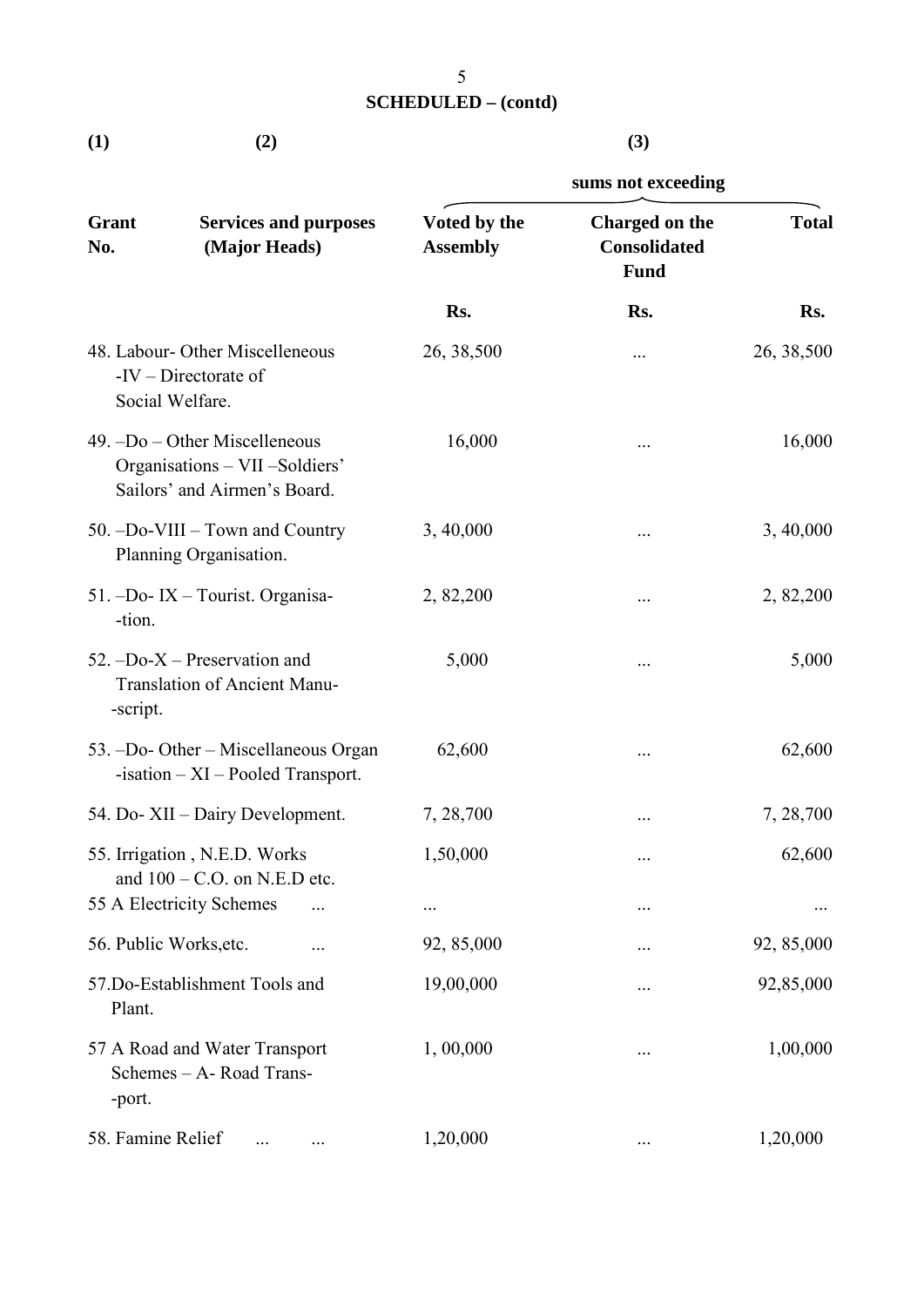## SCHEDULED – (contd)

| (1) | (2) | (3) | | |
|---|---|---|---|---|
| | | sums not exceeding | | |
| Grant No. | Services and purposes (Major Heads) | Voted by the Assembly | Charged on the Consolidated Fund | Total |
| | | Rs. | Rs. | Rs. |
| 48. | Labour- Other Miscelleneous -IV – Directorate of Social Welfare. | 26, 38,500 | ... | 26, 38,500 |
| 49. | –Do – Other Miscelleneous Organisations – VII –Soldiers' Sailors' and Airmen's Board. | 16,000 | ... | 16,000 |
| 50. | –Do-VIII – Town and Country Planning Organisation. | 3, 40,000 | ... | 3, 40,000 |
| 51. | –Do- IX – Tourist. Organisa- -tion. | 2, 82,200 | ... | 2, 82,200 |
| 52. | –Do-X – Preservation and Translation of Ancient Manu- -script. | 5,000 | ... | 5,000 |
| 53. | –Do- Other – Miscellaneous Organ -isation – XI – Pooled Transport. | 62,600 | ... | 62,600 |
| 54. | Do- XII – Dairy Development. | 7, 28,700 | ... | 7, 28,700 |
| 55. | Irrigation , N.E.D. Works and 100 – C.O. on N.E.D etc. | 1,50,000 | ... | 62,600 |
| 55 A | Electricity Schemes ... | ... | ... | ... |
| 56. | Public Works,etc. ... | 92, 85,000 | ... | 92, 85,000 |
| 57. | Do-Establishment Tools and Plant. | 19,00,000 | ... | 92,85,000 |
| 57 A | Road and Water Transport Schemes – A- Road Trans- -port. | 1, 00,000 | ... | 1,00,000 |
| 58. | Famine Relief ... ... | 1,20,000 | ... | 1,20,000 |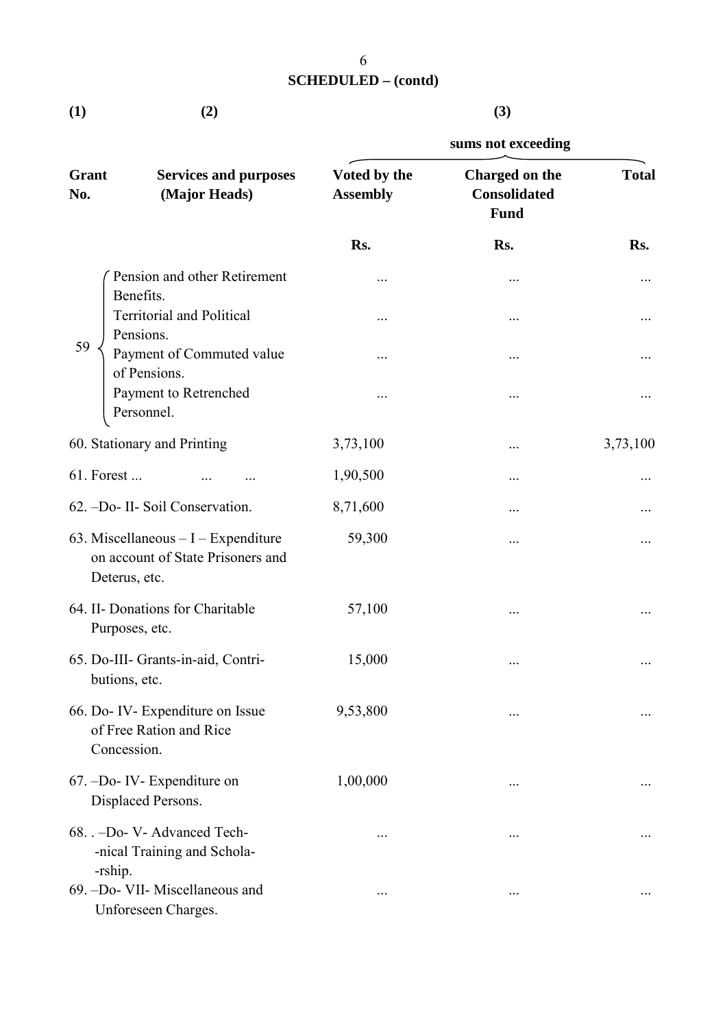## SCHEDULED – (contd)

| (1) | (2) | (3) | | |
|---|---|---|---|---|
| | | sums not exceeding | | |
| Grant No. | Services and purposes (Major Heads) | Voted by the Assembly | Charged on the Consolidated Fund | Total |
| | | Rs. | Rs. | Rs. |
| 59 | Pension and other Retirement Benefits. | ... | ... | ... |
| | Territorial and Political Pensions. | ... | ... | ... |
| | Payment of Commuted value of Pensions. | ... | ... | ... |
| | Payment to Retrenched Personnel. | ... | ... | ... |
| 60. | Stationary and Printing | 3,73,100 | ... | 3,73,100 |
| 61. | Forest ... ... ... | 1,90,500 | ... | ... |
| 62. | –Do- II- Soil Conservation. | 8,71,600 | ... | ... |
| 63. | Miscellaneous – I – Expenditure on account of State Prisoners and Deterus, etc. | 59,300 | ... | ... |
| 64. | II- Donations for Charitable Purposes, etc. | 57,100 | ... | ... |
| 65. | Do-III- Grants-in-aid, Contri-butions, etc. | 15,000 | ... | ... |
| 66. | Do- IV- Expenditure on Issue of Free Ration and Rice Concession. | 9,53,800 | ... | ... |
| 67. | –Do- IV- Expenditure on Displaced Persons. | 1,00,000 | ... | ... |
| 68. | . –Do- V- Advanced Tech- -nical Training and Schola- -rship. | ... | ... | ... |
| 69. | –Do- VII- Miscellaneous and Unforeseen Charges. | ... | ... | ... |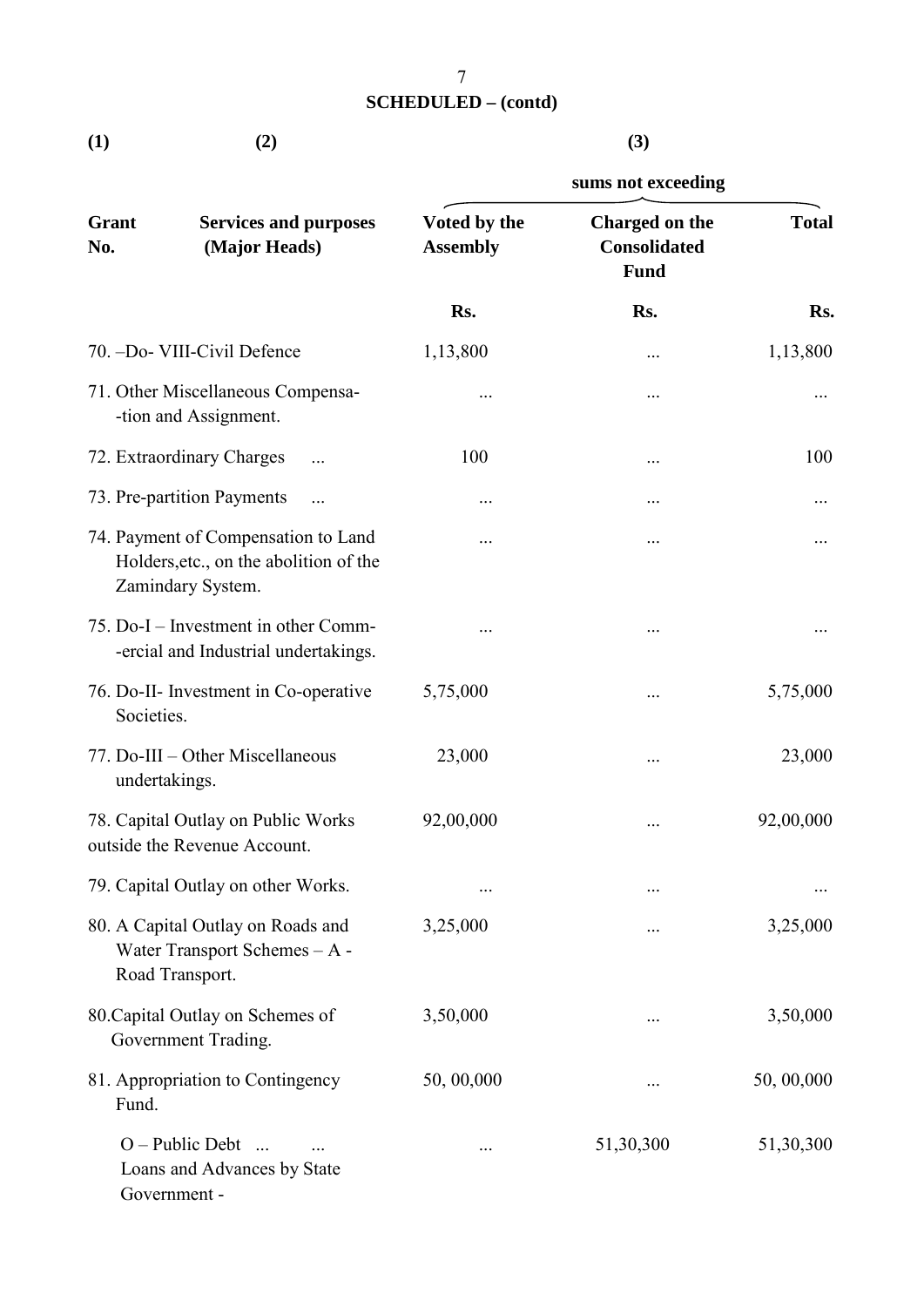**SCHEDULED – (contd)**

| (1) | (2) | (3) | | |
|---|---|---|---|---|
| | | sums not exceeding | | |
| **Grant No.** | **Services and purposes (Major Heads)** | **Voted by the Assembly** | **Charged on the Consolidated Fund** | **Total** |
| | | **Rs.** | **Rs.** | **Rs.** |
| 70. | –Do- VIII-Civil Defence | 1,13,800 | ... | 1,13,800 |
| 71. | Other Miscellaneous Compensa--tion and Assignment. | ... | ... | ... |
| 72. | Extraordinary Charges ... | 100 | ... | 100 |
| 73. | Pre-partition Payments ... | ... | ... | ... |
| 74. | Payment of Compensation to Land Holders,etc., on the abolition of the Zamindary System. | ... | ... | ... |
| 75. | Do-I – Investment in other Comm--ercial and Industrial undertakings. | ... | ... | ... |
| 76. | Do-II- Investment in Co-operative Societies. | 5,75,000 | ... | 5,75,000 |
| 77. | Do-III – Other Miscellaneous undertakings. | 23,000 | ... | 23,000 |
| 78. | Capital Outlay on Public Works outside the Revenue Account. | 92,00,000 | ... | 92,00,000 |
| 79. | Capital Outlay on other Works. | ... | ... | ... |
| 80. | A Capital Outlay on Roads and Water Transport Schemes – A - Road Transport. | 3,25,000 | ... | 3,25,000 |
| 80. | Capital Outlay on Schemes of Government Trading. | 3,50,000 | ... | 3,50,000 |
| 81. | Appropriation to Contingency Fund. | 50, 00,000 | ... | 50, 00,000 |
| | O – Public Debt ... ... Loans and Advances by State Government - | ... | 51,30,300 | 51,30,300 |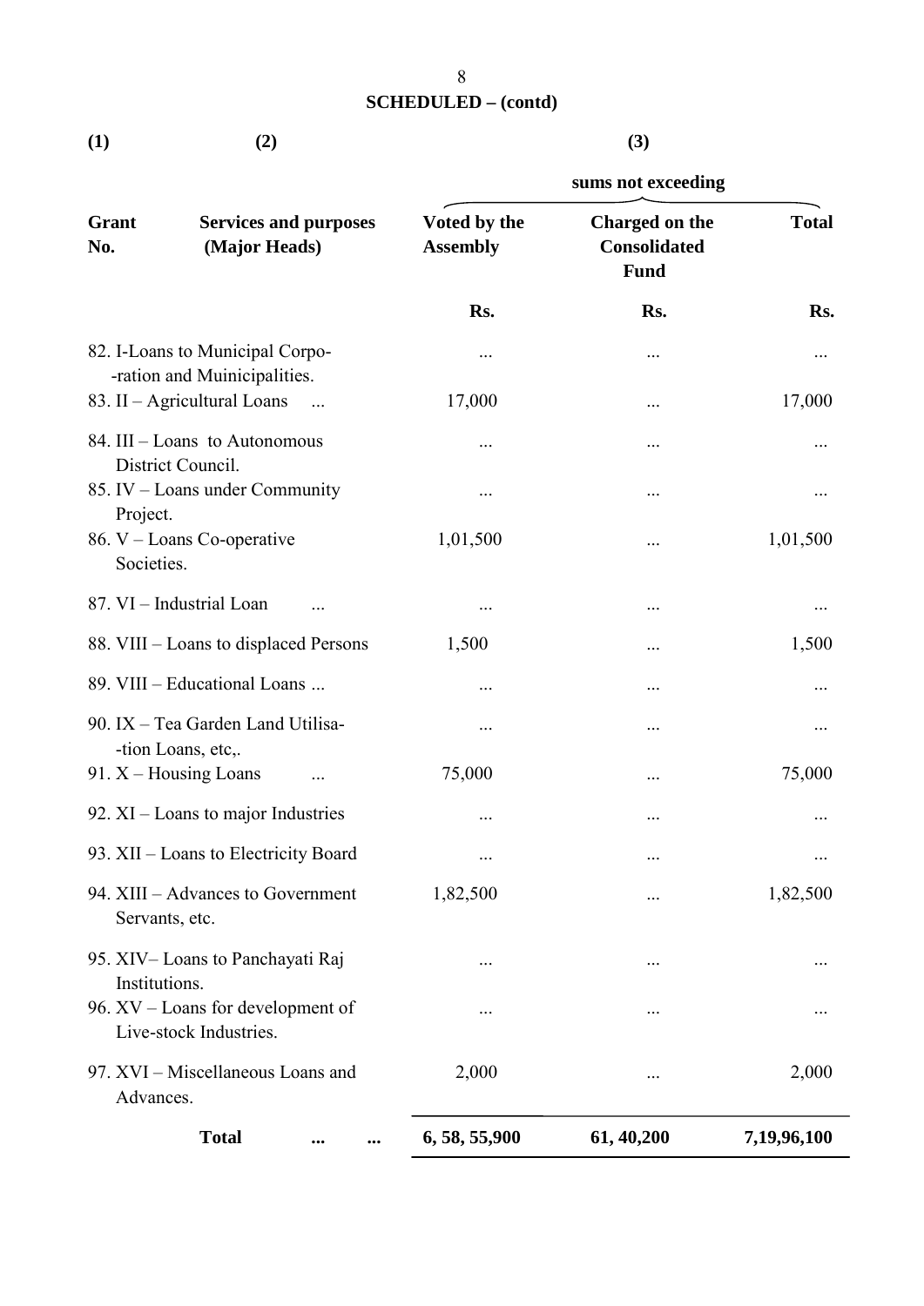**SCHEDULED – (contd)**

| (1) | (2) | (3) | | |
|---|---|---|---|---|
| | | sums not exceeding | | |
| Grant No. | Services and purposes (Major Heads) | Voted by the Assembly | Charged on the Consolidated Fund | Total |
| | | Rs. | Rs. | Rs. |
| 82. | I-Loans to Municipal Corpo- -ration and Muinicipalities. | ... | ... | ... |
| 83. | II – Agricultural Loans ... | 17,000 | ... | 17,000 |
| 84. | III – Loans to Autonomous District Council. | ... | ... | ... |
| 85. | IV – Loans under Community Project. | ... | ... | ... |
| 86. | V – Loans Co-operative Societies. | 1,01,500 | ... | 1,01,500 |
| 87. | VI – Industrial Loan ... | ... | ... | ... |
| 88. | VIII – Loans to displaced Persons | 1,500 | ... | 1,500 |
| 89. | VIII – Educational Loans ... | ... | ... | ... |
| 90. | IX – Tea Garden Land Utilisa- -tion Loans, etc,. | ... | ... | ... |
| 91. | X – Housing Loans ... | 75,000 | ... | 75,000 |
| 92. | XI – Loans to major Industries | ... | ... | ... |
| 93. | XII – Loans to Electricity Board | ... | ... | ... |
| 94. | XIII – Advances to Government Servants, etc. | 1,82,500 | ... | 1,82,500 |
| 95. | XIV– Loans to Panchayati Raj Institutions. | ... | ... | ... |
| 96. | XV – Loans for development of Live-stock Industries. | ... | ... | ... |
| 97. | XVI – Miscellaneous Loans and Advances. | 2,000 | ... | 2,000 |
| | **Total ... ...** | **6, 58, 55,900** | **61, 40,200** | **7,19,96,100** |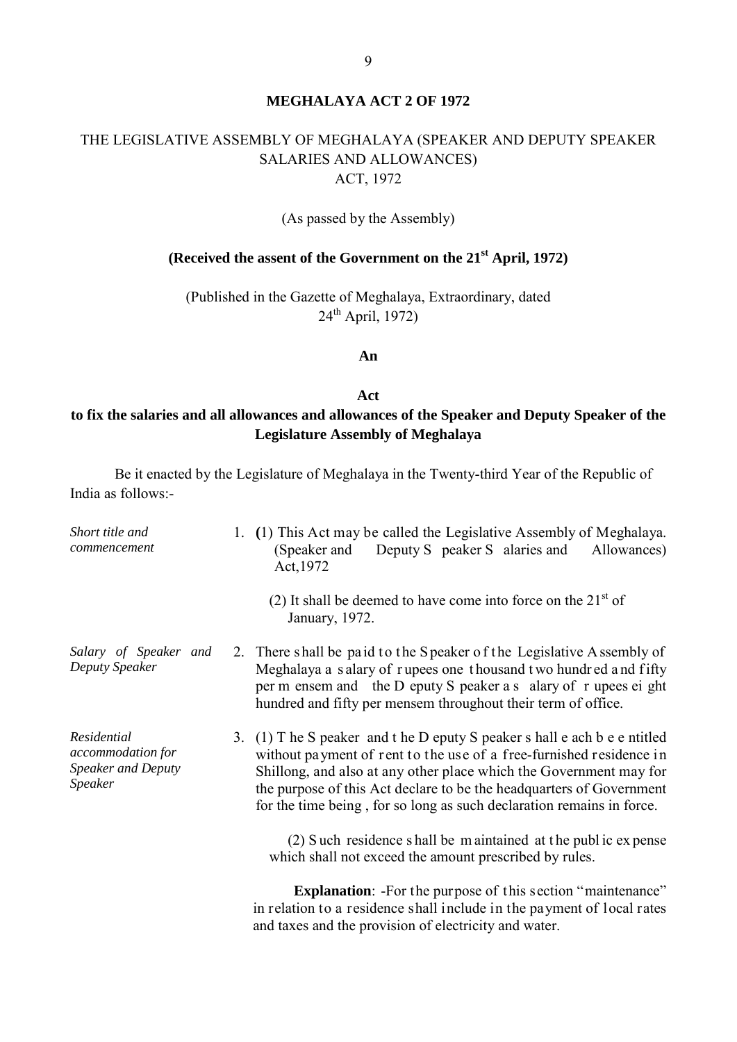# MEGHALAYA ACT 2 OF 1972

## THE LEGISLATIVE ASSEMBLY OF MEGHALAYA (SPEAKER AND DEPUTY SPEAKER SALARIES AND ALLOWANCES) ACT, 1972

(As passed by the Assembly)

**(Received the assent of the Government on the 21st April, 1972)**

(Published in the Gazette of Meghalaya, Extraordinary, dated 24th April, 1972)

**An**

**Act**

**to fix the salaries and all allowances and allowances of the Speaker and Deputy Speaker of the Legislature Assembly of Meghalaya**

Be it enacted by the Legislature of Meghalaya in the Twenty-third Year of the Republic of India as follows:-

*Short title and commencement*

1. (1) This Act may be called the Legislative Assembly of Meghalaya. (Speaker and Deputy Speaker Salaries and Allowances) Act,1972

   (2) It shall be deemed to have come into force on the 21st of January, 1972.

*Salary of Speaker and Deputy Speaker*

2. There shall be paid to the Speaker of the Legislative Assembly of Meghalaya a salary of rupees one thousand two hundred and fifty per mensem and the Deputy Speaker a salary of rupees eight hundred and fifty per mensem throughout their term of office.

*Residential accommodation for Speaker and Deputy Speaker*

3. (1) The Speaker and the Deputy Speaker shall each be entitled without payment of rent to the use of a free-furnished residence in Shillong, and also at any other place which the Government may for the purpose of this Act declare to be the headquarters of Government for the time being , for so long as such declaration remains in force.

   (2) Such residence shall be maintained at the public expense which shall not exceed the amount prescribed by rules.

   **Explanation**: -For the purpose of this section "maintenance" in relation to a residence shall include in the payment of local rates and taxes and the provision of electricity and water.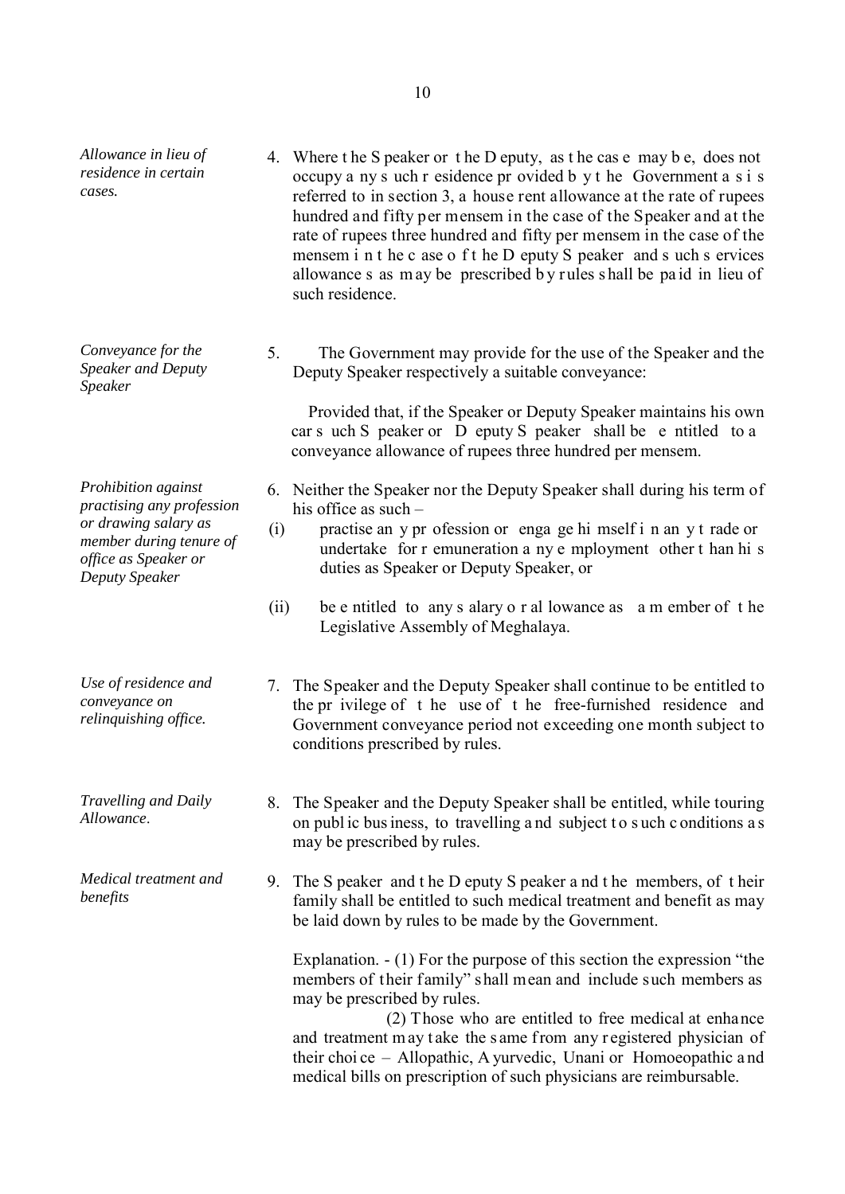*Allowance in lieu of residence in certain cases.*

4. Where the Speaker or the Deputy, as the case may be, does not occupy any such residence provided by the Government as is referred to in section 3, a house rent allowance at the rate of rupees hundred and fifty per mensem in the case of the Speaker and at the rate of rupees three hundred and fifty per mensem in the case of the mensem in the case of the Deputy Speaker and such services allowances as may be prescribed by rules shall be paid in lieu of such residence.

*Conveyance for the Speaker and Deputy Speaker*

5. The Government may provide for the use of the Speaker and the Deputy Speaker respectively a suitable conveyance:

Provided that, if the Speaker or Deputy Speaker maintains his own car such Speaker or Deputy Speaker shall be entitled to a conveyance allowance of rupees three hundred per mensem.

*Prohibition against practising any profession or drawing salary as member during tenure of office as Speaker or Deputy Speaker*

6. Neither the Speaker nor the Deputy Speaker shall during his term of his office as such –

(i) practise any profession or engage himself in any trade or undertake for remuneration any employment other than his duties as Speaker or Deputy Speaker, or

(ii) be entitled to any salary or allowance as a member of the Legislative Assembly of Meghalaya.

*Use of residence and conveyance on relinquishing office.*

7. The Speaker and the Deputy Speaker shall continue to be entitled to the privilege of the use of the free-furnished residence and Government conveyance period not exceeding one month subject to conditions prescribed by rules.

*Travelling and Daily Allowance.*

8. The Speaker and the Deputy Speaker shall be entitled, while touring on public business, to travelling and subject to such conditions as may be prescribed by rules.

*Medical treatment and benefits*

9. The Speaker and the Deputy Speaker and the members, of their family shall be entitled to such medical treatment and benefit as may be laid down by rules to be made by the Government.

Explanation. - (1) For the purpose of this section the expression "the members of their family" shall mean and include such members as may be prescribed by rules.

(2) Those who are entitled to free medical at enhance and treatment may take the same from any registered physician of their choice – Allopathic, Ayurvedic, Unani or Homoeopathic and medical bills on prescription of such physicians are reimbursable.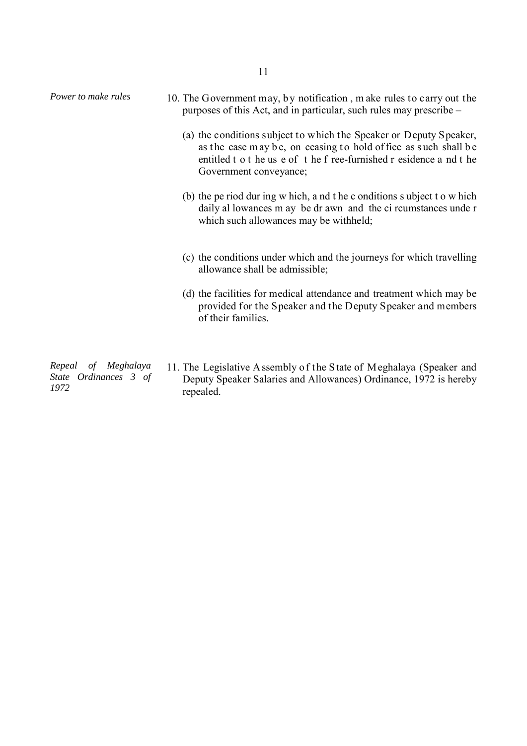*Power to make rules*

10. The Government may, by notification , make rules to carry out the purposes of this Act, and in particular, such rules may prescribe –

    (a) the conditions subject to which the Speaker or Deputy Speaker, as the case may be, on ceasing to hold office as such shall be entitled to the use of the free-furnished residence and the Government conveyance;

    (b) the period during which, and the conditions subject to which daily allowances may be drawn and the circumstances under which such allowances may be withheld;

    (c) the conditions under which and the journeys for which travelling allowance shall be admissible;

    (d) the facilities for medical attendance and treatment which may be provided for the Speaker and the Deputy Speaker and members of their families.

*Repeal of Meghalaya State Ordinances 3 of 1972*

11. The Legislative Assembly of the State of Meghalaya (Speaker and Deputy Speaker Salaries and Allowances) Ordinance, 1972 is hereby repealed.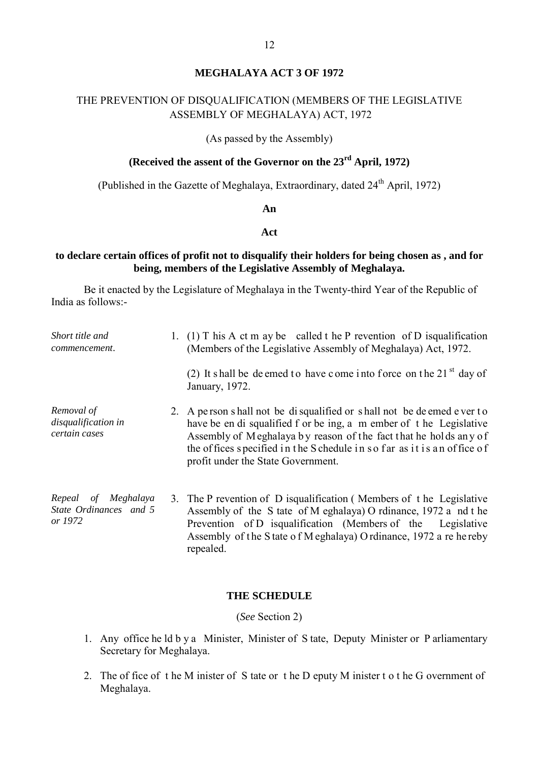# MEGHALAYA ACT 3 OF 1972

## THE PREVENTION OF DISQUALIFICATION (MEMBERS OF THE LEGISLATIVE ASSEMBLY OF MEGHALAYA) ACT, 1972

(As passed by the Assembly)

**(Received the assent of the Governor on the 23rd April, 1972)**

(Published in the Gazette of Meghalaya, Extraordinary, dated 24th April, 1972)

**An**

**Act**

**to declare certain offices of profit not to disqualify their holders for being chosen as , and for being, members of the Legislative Assembly of Meghalaya.**

Be it enacted by the Legislature of Meghalaya in the Twenty-third Year of the Republic of India as follows:-

*Short title and commencement.*

1. (1) This Act may be called the Prevention of Disqualification (Members of the Legislative Assembly of Meghalaya) Act, 1972.

   (2) It shall be deemed to have come into force on the 21st day of January, 1972.

*Removal of disqualification in certain cases*

2. A person shall not be disqualified or shall not be deemed ever to have been disqualified for being, a member of the Legislative Assembly of Meghalaya by reason of the fact that he holds any of the offices specified in the Schedule in so far as it is an office of profit under the State Government.

*Repeal of Meghalaya State Ordinances and 5 or 1972*

3. The Prevention of Disqualification ( Members of the Legislative Assembly of the State of Meghalaya) Ordinance, 1972 and the Prevention of Disqualification (Members of the Legislative Assembly of the State of Meghalaya) Ordinance, 1972 are hereby repealed.

### THE SCHEDULE

(*See* Section 2)

1. Any office held by a Minister, Minister of State, Deputy Minister or Parliamentary Secretary for Meghalaya.

2. The office of the Minister of State or the Deputy Minister to the Government of Meghalaya.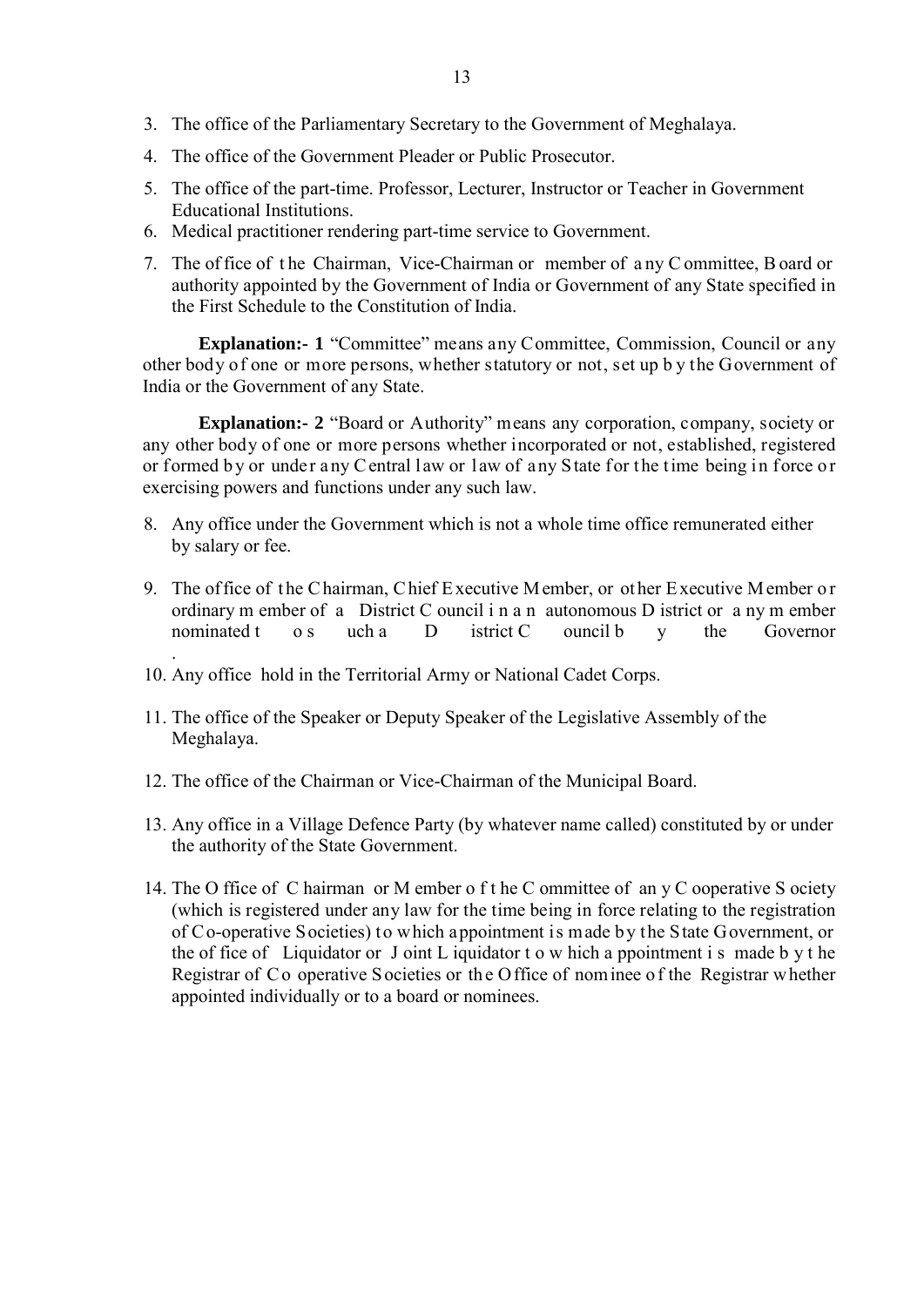3. The office of the Parliamentary Secretary to the Government of Meghalaya.
4. The office of the Government Pleader or Public Prosecutor.
5. The office of the part-time. Professor, Lecturer, Instructor or Teacher in Government Educational Institutions.
6. Medical practitioner rendering part-time service to Government.
7. The office of the Chairman, Vice-Chairman or member of any Committee, Board or authority appointed by the Government of India or Government of any State specified in the First Schedule to the Constitution of India.

**Explanation:- 1** "Committee" means any Committee, Commission, Council or any other body of one or more persons, whether statutory or not, set up by the Government of India or the Government of any State.

**Explanation:- 2** "Board or Authority" means any corporation, company, society or any other body of one or more persons whether incorporated or not, established, registered or formed by or under any Central law or law of any State for the time being in force or exercising powers and functions under any such law.

8. Any office under the Government which is not a whole time office remunerated either by salary or fee.
9. The office of the Chairman, Chief Executive Member, or other Executive Member or ordinary member of a District Council in an autonomous District or any member nominated to such a District Council by the Governor.
10. Any office hold in the Territorial Army or National Cadet Corps.
11. The office of the Speaker or Deputy Speaker of the Legislative Assembly of the Meghalaya.
12. The office of the Chairman or Vice-Chairman of the Municipal Board.
13. Any office in a Village Defence Party (by whatever name called) constituted by or under the authority of the State Government.
14. The Office of Chairman or Member of the Committee of any Cooperative Society (which is registered under any law for the time being in force relating to the registration of Co-operative Societies) to which appointment is made by the State Government, or the office of Liquidator or Joint Liquidator to which appointment is made by the Registrar of Co operative Societies or the Office of nominee of the Registrar whether appointed individually or to a board or nominees.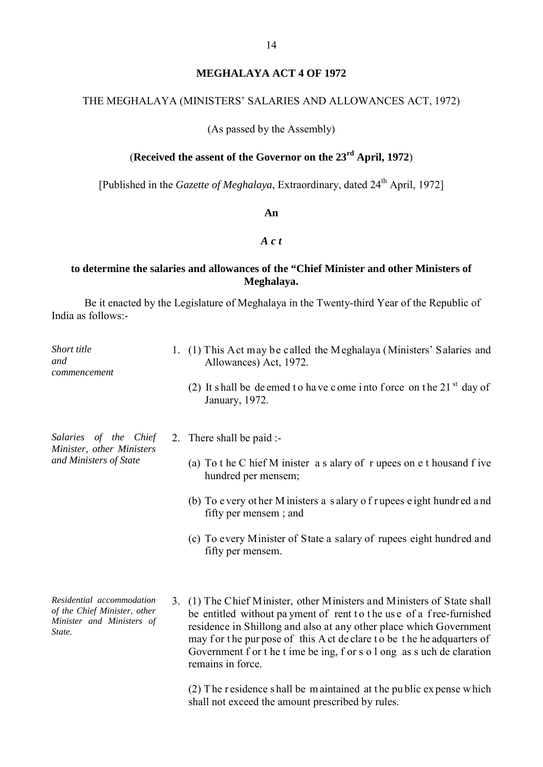# MEGHALAYA ACT 4 OF 1972

THE MEGHALAYA (MINISTERS' SALARIES AND ALLOWANCES ACT, 1972)

(As passed by the Assembly)

(**Received the assent of the Governor on the 23rd April, 1972**)

[Published in the *Gazette of Meghalaya*, Extraordinary, dated 24th April, 1972]

**An**

***Act***

**to determine the salaries and allowances of the "Chief Minister and other Ministers of Meghalaya.**

Be it enacted by the Legislature of Meghalaya in the Twenty-third Year of the Republic of India as follows:-

*Short title and commencement*

1. (1) This Act may be called the Meghalaya (Ministers' Salaries and Allowances) Act, 1972.

   (2) It shall be deemed to have come into force on the 21st day of January, 1972.

*Salaries of the Chief Minister, other Ministers and Ministers of State*

2. There shall be paid :-

   (a) To the Chief Minister a salary of rupees one thousand five hundred per mensem;

   (b) To every other Ministers a salary of rupees eight hundred and fifty per mensem ; and

   (c) To every Minister of State a salary of rupees eight hundred and fifty per mensem.

*Residential accommodation of the Chief Minister, other Minister and Ministers of State.*

3. (1) The Chief Minister, other Ministers and Ministers of State shall be entitled without payment of rent to the use of a free-furnished residence in Shillong and also at any other place which Government may for the purpose of this Act declare to be the headquarters of Government for the time being, for so long as such declaration remains in force.

   (2) The residence shall be maintained at the public expense which shall not exceed the amount prescribed by rules.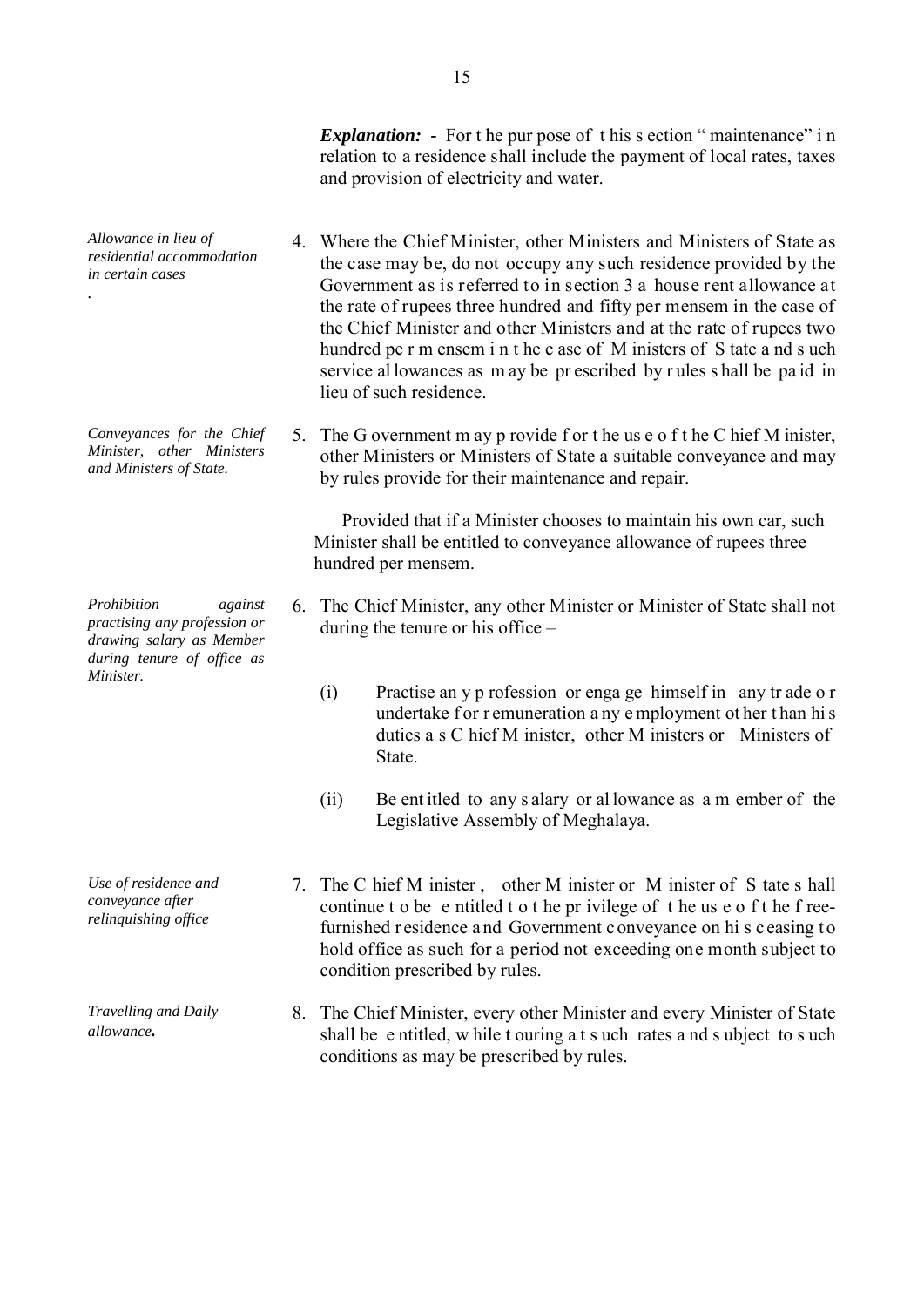***Explanation:*** - For the purpose of this section "maintenance" in relation to a residence shall include the payment of local rates, taxes and provision of electricity and water.

*Allowance in lieu of residential accommodation in certain cases*

4. Where the Chief Minister, other Ministers and Ministers of State as the case may be, do not occupy any such residence provided by the Government as is referred to in section 3 a house rent allowance at the rate of rupees three hundred and fifty per mensem in the case of the Chief Minister and other Ministers and at the rate of rupees two hundred per mensem in the case of Ministers of State and such service allowances as may be prescribed by rules shall be paid in lieu of such residence.

*Conveyances for the Chief Minister, other Ministers and Ministers of State.*

5. The Government may provide for the use of the Chief Minister, other Ministers or Ministers of State a suitable conveyance and may by rules provide for their maintenance and repair.

   Provided that if a Minister chooses to maintain his own car, such Minister shall be entitled to conveyance allowance of rupees three hundred per mensem.

*Prohibition against practising any profession or drawing salary as Member during tenure of office as Minister.*

6. The Chief Minister, any other Minister or Minister of State shall not during the tenure or his office –

   (i) Practise any profession or engage himself in any trade or undertake for remuneration any employment other than his duties as Chief Minister, other Ministers or Ministers of State.

   (ii) Be entitled to any salary or allowance as a member of the Legislative Assembly of Meghalaya.

*Use of residence and conveyance after relinquishing office*

7. The Chief Minister, other Minister or Minister of State shall continue to be entitled to the privilege of the use of the free-furnished residence and Government conveyance on his ceasing to hold office as such for a period not exceeding one month subject to condition prescribed by rules.

*Travelling and Daily allowance.*

8. The Chief Minister, every other Minister and every Minister of State shall be entitled, while touring at such rates and subject to such conditions as may be prescribed by rules.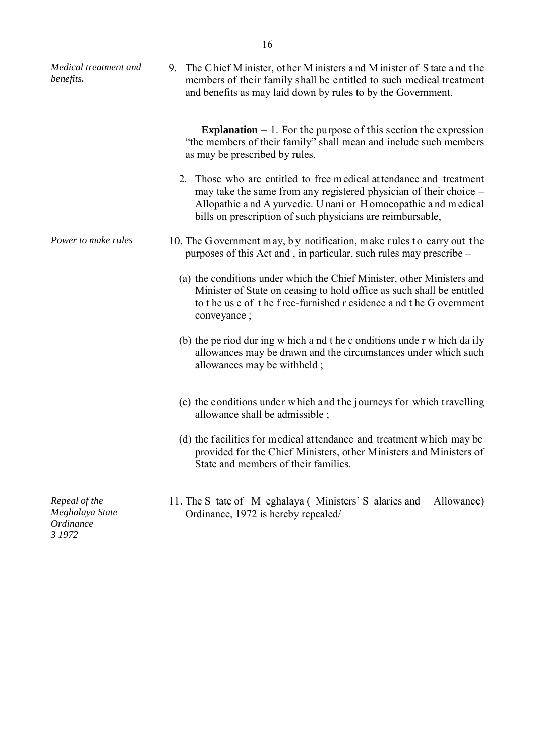*Medical treatment and benefits.*

9. The Chief Minister, other Ministers and Minister of State and the members of their family shall be entitled to such medical treatment and benefits as may laid down by rules to by the Government.

**Explanation –** 1. For the purpose of this section the expression "the members of their family" shall mean and include such members as may be prescribed by rules.

2. Those who are entitled to free medical attendance and treatment may take the same from any registered physician of their choice – Allopathic and Ayurvedic. Unani or Homoeopathic and medical bills on prescription of such physicians are reimbursable,

*Power to make rules*

10. The Government may, by notification, make rules to carry out the purposes of this Act and , in particular, such rules may prescribe –

   (a) the conditions under which the Chief Minister, other Ministers and Minister of State on ceasing to hold office as such shall be entitled to the use of the free-furnished residence and the Government conveyance ;

   (b) the period during which and the conditions under which daily allowances may be drawn and the circumstances under which such allowances may be withheld ;

   (c) the conditions under which and the journeys for which travelling allowance shall be admissible ;

   (d) the facilities for medical attendance and treatment which may be provided for the Chief Ministers, other Ministers and Ministers of State and members of their families.

*Repeal of the Meghalaya State Ordinance 3 1972*

11. The State of Meghalaya (Ministers' Salaries and Allowance) Ordinance, 1972 is hereby repealed/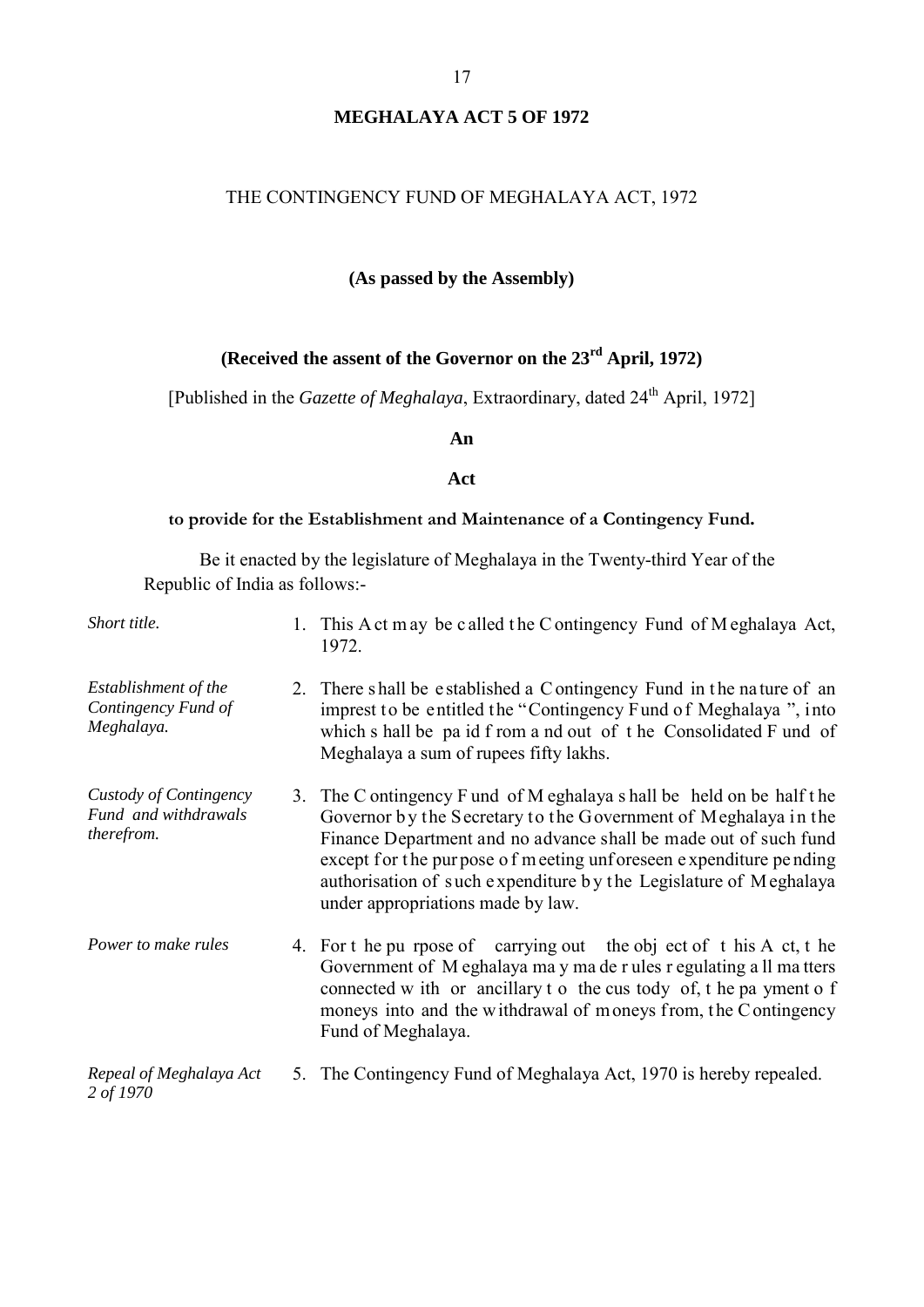# MEGHALAYA ACT 5 OF 1972

## THE CONTINGENCY FUND OF MEGHALAYA ACT, 1972

**(As passed by the Assembly)**

**(Received the assent of the Governor on the 23rd April, 1972)**

[Published in the *Gazette of Meghalaya*, Extraordinary, dated 24th April, 1972]

**An**

**Act**

**to provide for the Establishment and Maintenance of a Contingency Fund.**

Be it enacted by the legislature of Meghalaya in the Twenty-third Year of the Republic of India as follows:-

*Short title.*

1. This Act may be called the Contingency Fund of Meghalaya Act, 1972.

*Establishment of the Contingency Fund of Meghalaya.*

2. There shall be established a Contingency Fund in the nature of an imprest to be entitled the "Contingency Fund of Meghalaya ", into which shall be paid from and out of the Consolidated Fund of Meghalaya a sum of rupees fifty lakhs.

*Custody of Contingency Fund and withdrawals therefrom.*

3. The Contingency Fund of Meghalaya shall be held on be half the Governor by the Secretary to the Government of Meghalaya in the Finance Department and no advance shall be made out of such fund except for the purpose of meeting unforeseen expenditure pending authorisation of such expenditure by the Legislature of Meghalaya under appropriations made by law.

*Power to make rules*

4. For the purpose of carrying out the object of this Act, the Government of Meghalaya may made rules regulating all matters connected with or ancillary to the custody of, the payment of moneys into and the withdrawal of moneys from, the Contingency Fund of Meghalaya.

*Repeal of Meghalaya Act 2 of 1970*

5. The Contingency Fund of Meghalaya Act, 1970 is hereby repealed.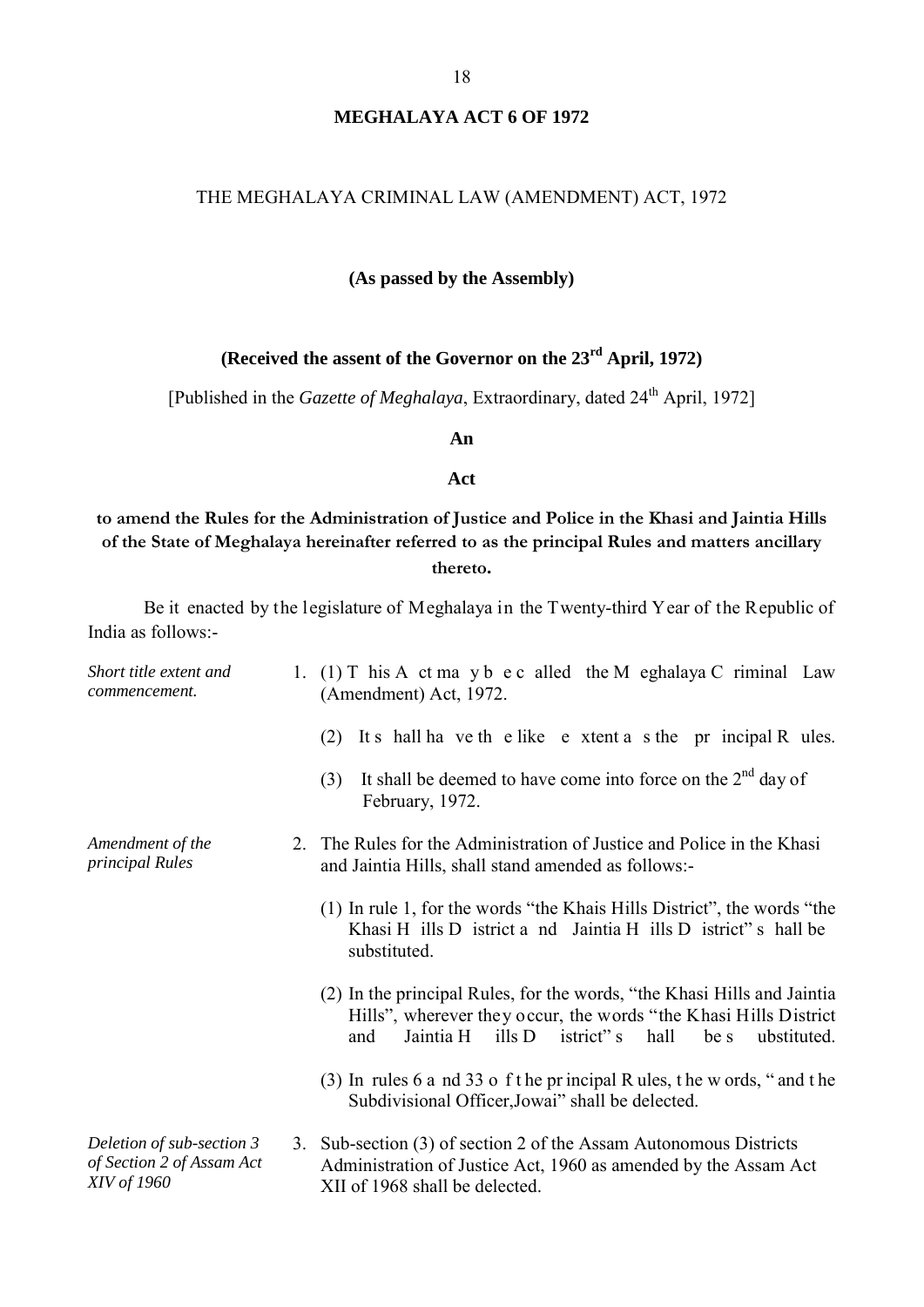# MEGHALAYA ACT 6 OF 1972

THE MEGHALAYA CRIMINAL LAW (AMENDMENT) ACT, 1972

**(As passed by the Assembly)**

**(Received the assent of the Governor on the 23rd April, 1972)**

[Published in the *Gazette of Meghalaya*, Extraordinary, dated 24th April, 1972]

**An**

**Act**

**to amend the Rules for the Administration of Justice and Police in the Khasi and Jaintia Hills of the State of Meghalaya hereinafter referred to as the principal Rules and matters ancillary thereto.**

Be it enacted by the legislature of Meghalaya in the Twenty-third Year of the Republic of India as follows:-

*Short title extent and commencement.*

1. (1) This Act may be called the Meghalaya Criminal Law (Amendment) Act, 1972.

   (2) It shall have the like extent as the principal Rules.

   (3) It shall be deemed to have come into force on the 2nd day of February, 1972.

*Amendment of the principal Rules*

2. The Rules for the Administration of Justice and Police in the Khasi and Jaintia Hills, shall stand amended as follows:-

   (1) In rule 1, for the words "the Khais Hills District", the words "the Khasi Hills District and Jaintia Hills District" shall be substituted.

   (2) In the principal Rules, for the words, "the Khasi Hills and Jaintia Hills", wherever they occur, the words "the Khasi Hills District and Jaintia Hills District" shall be substituted.

   (3) In rules 6 and 33 of the principal Rules, the words, " and the Subdivisional Officer,Jowai" shall be delected.

*Deletion of sub-section 3 of Section 2 of Assam Act XIV of 1960*

3. Sub-section (3) of section 2 of the Assam Autonomous Districts Administration of Justice Act, 1960 as amended by the Assam Act XII of 1968 shall be delected.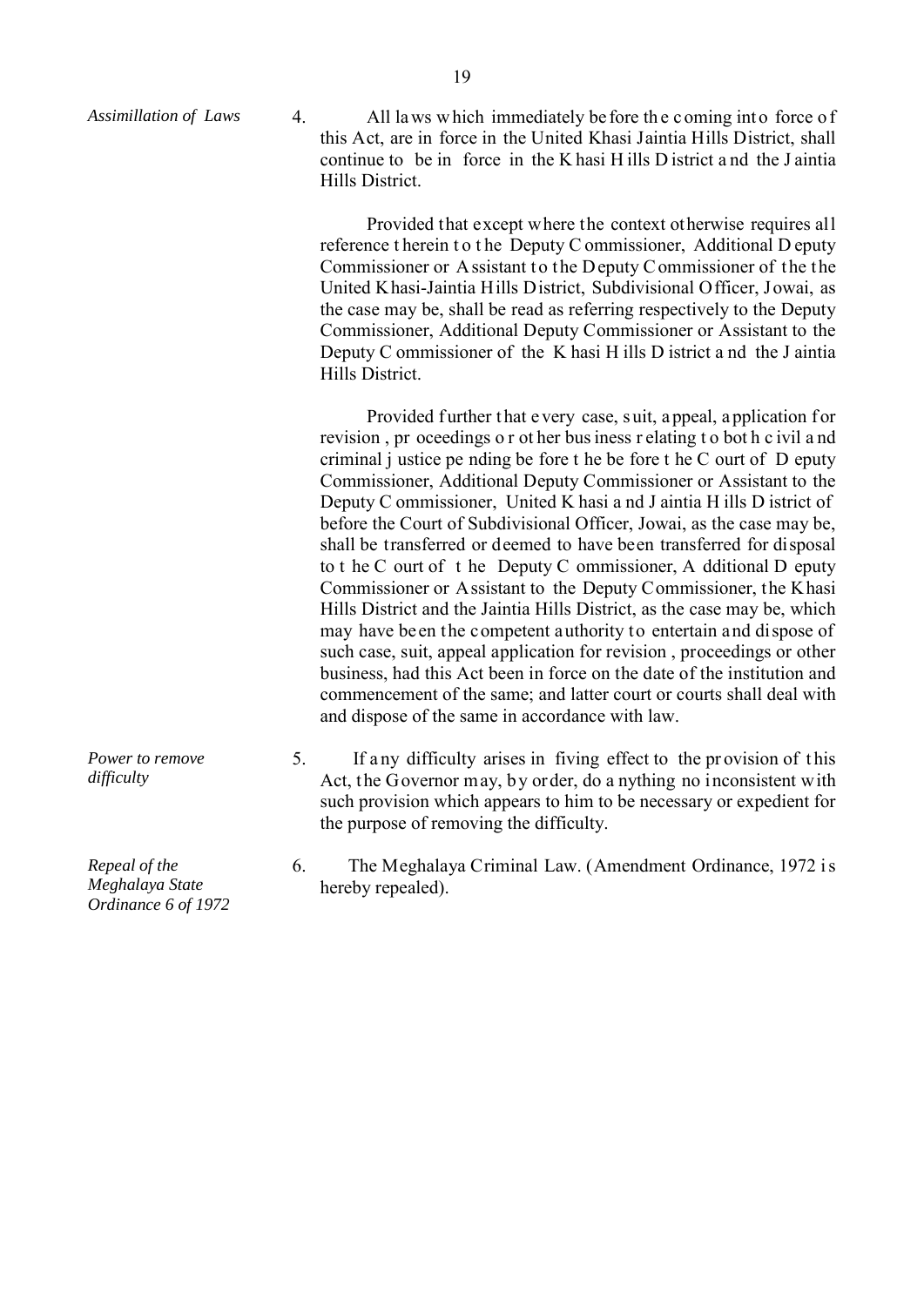*Assimillation of Laws*

4. All laws which immediately before the coming into force of this Act, are in force in the United Khasi Jaintia Hills District, shall continue to be in force in the Khasi Hills District and the Jaintia Hills District.

Provided that except where the context otherwise requires all reference therein to the Deputy Commissioner, Additional Deputy Commissioner or Assistant to the Deputy Commissioner of the the United Khasi-Jaintia Hills District, Subdivisional Officer, Jowai, as the case may be, shall be read as referring respectively to the Deputy Commissioner, Additional Deputy Commissioner or Assistant to the Deputy Commissioner of the Khasi Hills District and the Jaintia Hills District.

Provided further that every case, suit, appeal, application for revision , proceedings or other business relating to both civil and criminal justice pending be fore the be fore the Court of Deputy Commissioner, Additional Deputy Commissioner or Assistant to the Deputy Commissioner, United Khasi and Jaintia Hills District of before the Court of Subdivisional Officer, Jowai, as the case may be, shall be transferred or deemed to have been transferred for disposal to the Court of the Deputy Commissioner, Additional Deputy Commissioner or Assistant to the Deputy Commissioner, the Khasi Hills District and the Jaintia Hills District, as the case may be, which may have been the competent authority to entertain and dispose of such case, suit, appeal application for revision , proceedings or other business, had this Act been in force on the date of the institution and commencement of the same; and latter court or courts shall deal with and dispose of the same in accordance with law.

*Power to remove difficulty*

5. If any difficulty arises in fiving effect to the provision of this Act, the Governor may, by order, do anything no inconsistent with such provision which appears to him to be necessary or expedient for the purpose of removing the difficulty.

*Repeal of the Meghalaya State Ordinance 6 of 1972*

6. The Meghalaya Criminal Law. (Amendment Ordinance, 1972 is hereby repealed).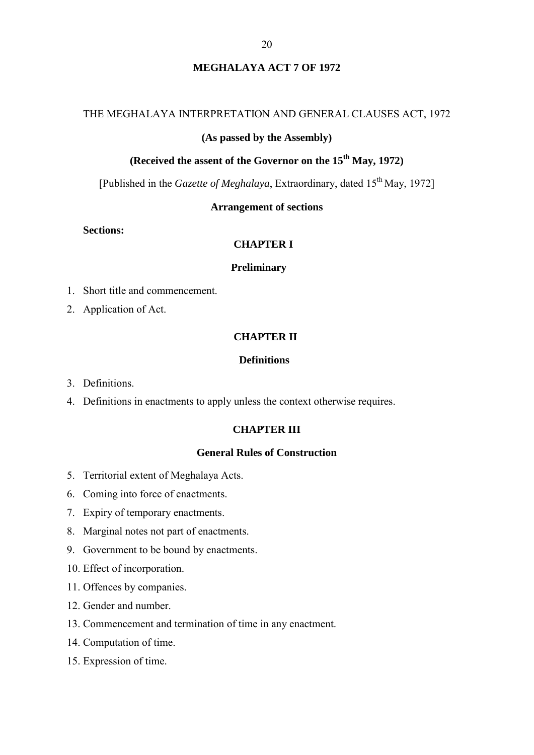# MEGHALAYA ACT 7 OF 1972

THE MEGHALAYA INTERPRETATION AND GENERAL CLAUSES ACT, 1972

**(As passed by the Assembly)**

**(Received the assent of the Governor on the 15th May, 1972)**

[Published in the *Gazette of Meghalaya*, Extraordinary, dated 15th May, 1972]

**Arrangement of sections**

**Sections:**

## CHAPTER I

### Preliminary

1. Short title and commencement.
2. Application of Act.

## CHAPTER II

### Definitions

3. Definitions.
4. Definitions in enactments to apply unless the context otherwise requires.

## CHAPTER III

### General Rules of Construction

5. Territorial extent of Meghalaya Acts.
6. Coming into force of enactments.
7. Expiry of temporary enactments.
8. Marginal notes not part of enactments.
9. Government to be bound by enactments.
10. Effect of incorporation.
11. Offences by companies.
12. Gender and number.
13. Commencement and termination of time in any enactment.
14. Computation of time.
15. Expression of time.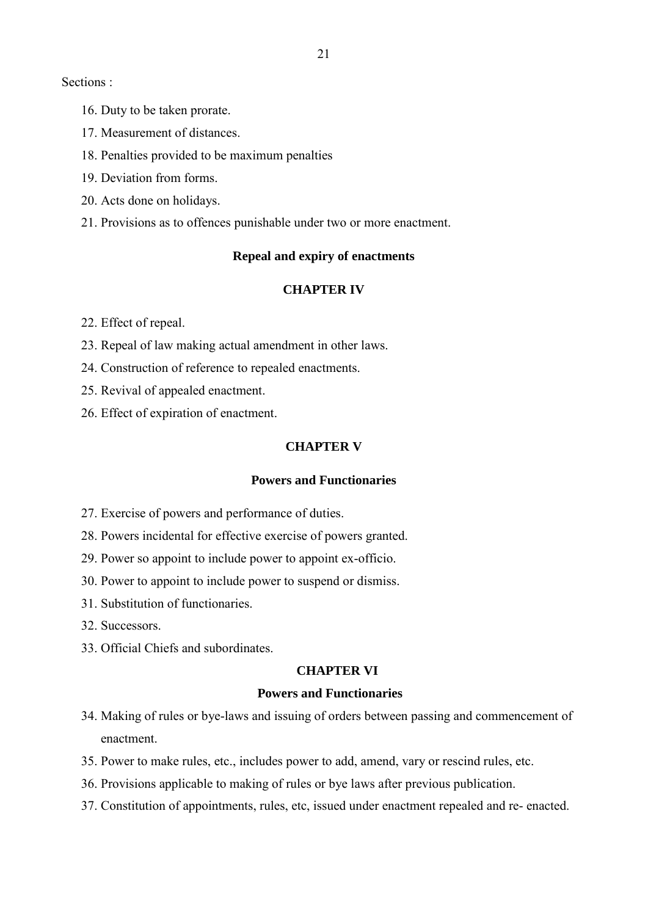Sections :

16. Duty to be taken prorate.
17. Measurement of distances.
18. Penalties provided to be maximum penalties
19. Deviation from forms.
20. Acts done on holidays.
21. Provisions as to offences punishable under two or more enactment.

**Repeal and expiry of enactments**

## CHAPTER IV

22. Effect of repeal.
23. Repeal of law making actual amendment in other laws.
24. Construction of reference to repealed enactments.
25. Revival of appealed enactment.
26. Effect of expiration of enactment.

## CHAPTER V

**Powers and Functionaries**

27. Exercise of powers and performance of duties.
28. Powers incidental for effective exercise of powers granted.
29. Power so appoint to include power to appoint ex-officio.
30. Power to appoint to include power to suspend or dismiss.
31. Substitution of functionaries.
32. Successors.
33. Official Chiefs and subordinates.

## CHAPTER VI

**Powers and Functionaries**

34. Making of rules or bye-laws and issuing of orders between passing and commencement of enactment.
35. Power to make rules, etc., includes power to add, amend, vary or rescind rules, etc.
36. Provisions applicable to making of rules or bye laws after previous publication.
37. Constitution of appointments, rules, etc, issued under enactment repealed and re- enacted.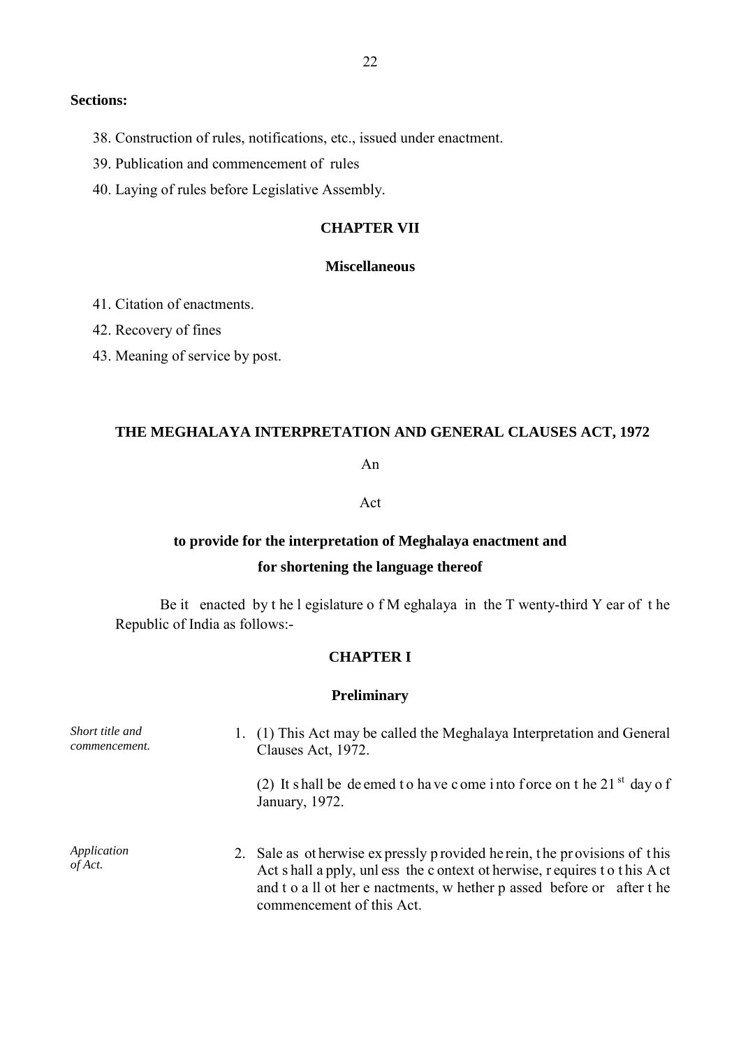**Sections:**

38. Construction of rules, notifications, etc., issued under enactment.
39. Publication and commencement of rules
40. Laying of rules before Legislative Assembly.

**CHAPTER VII**

**Miscellaneous**

41. Citation of enactments.
42. Recovery of fines
43. Meaning of service by post.

## THE MEGHALAYA INTERPRETATION AND GENERAL CLAUSES ACT, 1972

An

Act

**to provide for the interpretation of Meghalaya enactment and for shortening the language thereof**

Be it enacted by the legislature of Meghalaya in the Twenty-third Year of the Republic of India as follows:-

**CHAPTER I**

**Preliminary**

*Short title and commencement.*

1. (1) This Act may be called the Meghalaya Interpretation and General Clauses Act, 1972.

   (2) It shall be deemed to have come into force on the 21st day of January, 1972.

*Application of Act.*

2. Sale as otherwise expressly provided herein, the provisions of this Act shall apply, unless the context otherwise, requires to this Act and to all other enactments, whether passed before or after the commencement of this Act.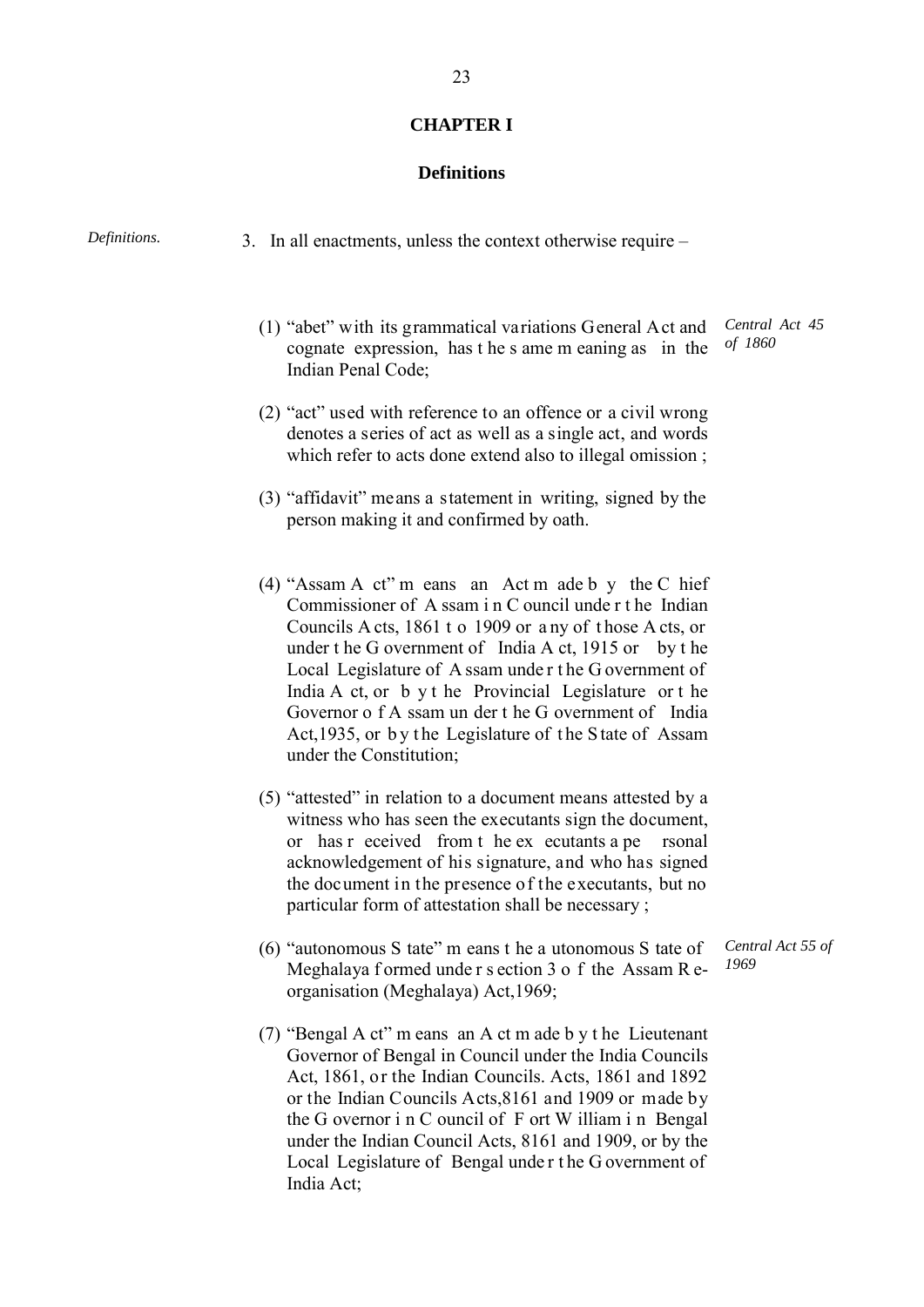## CHAPTER I

### Definitions

*Definitions.*

3. In all enactments, unless the context otherwise require –

(1) "abet" with its grammatical variations General Act and cognate expression, has the same meaning as in the Indian Penal Code; *Central Act 45 of 1860*

(2) "act" used with reference to an offence or a civil wrong denotes a series of act as well as a single act, and words which refer to acts done extend also to illegal omission ;

(3) "affidavit" means a statement in writing, signed by the person making it and confirmed by oath.

(4) "Assam Act" means an Act made by the Chief Commissioner of Assam in Council under the Indian Councils Acts, 1861 to 1909 or any of those Acts, or under the Government of India Act, 1915 or by the Local Legislature of Assam under the Government of India Act, or by the Provincial Legislature or the Governor of Assam under the Government of India Act,1935, or by the Legislature of the State of Assam under the Constitution;

(5) "attested" in relation to a document means attested by a witness who has seen the executants sign the document, or has received from the executants a personal acknowledgement of his signature, and who has signed the document in the presence of the executants, but no particular form of attestation shall be necessary ;

(6) "autonomous State" means the autonomous State of Meghalaya formed under section 3 of the Assam Re-organisation (Meghalaya) Act,1969; *Central Act 55 of 1969*

(7) "Bengal Act" means an Act made by the Lieutenant Governor of Bengal in Council under the India Councils Act, 1861, or the Indian Councils. Acts, 1861 and 1892 or the Indian Councils Acts,8161 and 1909 or made by the Governor in Council of Fort William in Bengal under the Indian Council Acts, 8161 and 1909, or by the Local Legislature of Bengal under the Government of India Act;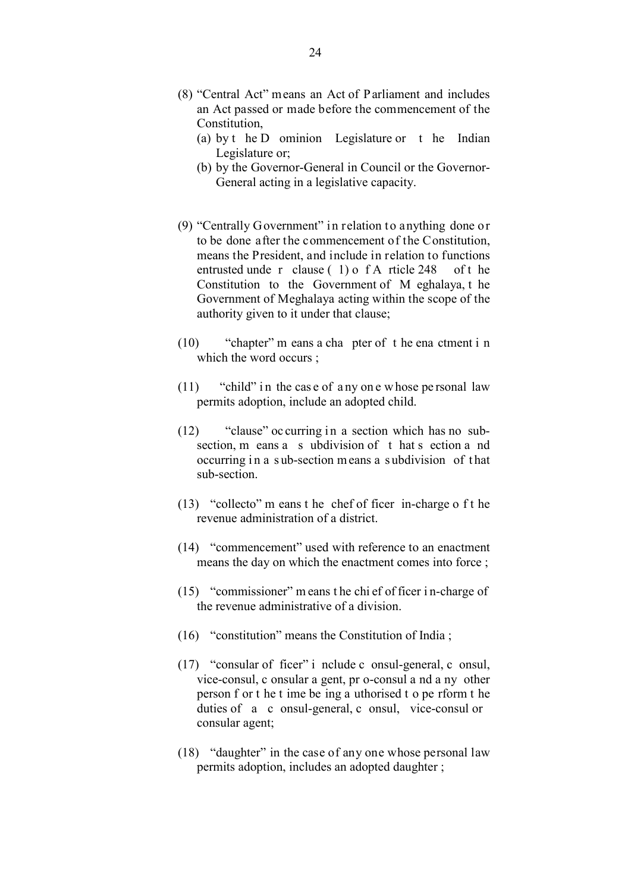(8) "Central Act" means an Act of Parliament and includes an Act passed or made before the commencement of the Constitution,

   (a) by the Dominion Legislature or the Indian Legislature or;

   (b) by the Governor-General in Council or the Governor-General acting in a legislative capacity.

(9) "Centrally Government" in relation to anything done or to be done after the commencement of the Constitution, means the President, and include in relation to functions entrusted under clause (1) of Article 248 of the Constitution to the Government of Meghalaya, the Government of Meghalaya acting within the scope of the authority given to it under that clause;

(10) "chapter" means a chapter of the enactment in which the word occurs ;

(11) "child" in the case of any one whose personal law permits adoption, include an adopted child.

(12) "clause" occurring in a section which has no sub-section, means a subdivision of that section and occurring in a sub-section means a subdivision of that sub-section.

(13) "collecto" means the chef officer in-charge of the revenue administration of a district.

(14) "commencement" used with reference to an enactment means the day on which the enactment comes into force ;

(15) "commissioner" means the chief officer in-charge of the revenue administrative of a division.

(16) "constitution" means the Constitution of India ;

(17) "consular officer" include consul-general, consul, vice-consul, consular agent, pro-consul and any other person for the time being authorised to perform the duties of a consul-general, consul, vice-consul or consular agent;

(18) "daughter" in the case of any one whose personal law permits adoption, includes an adopted daughter ;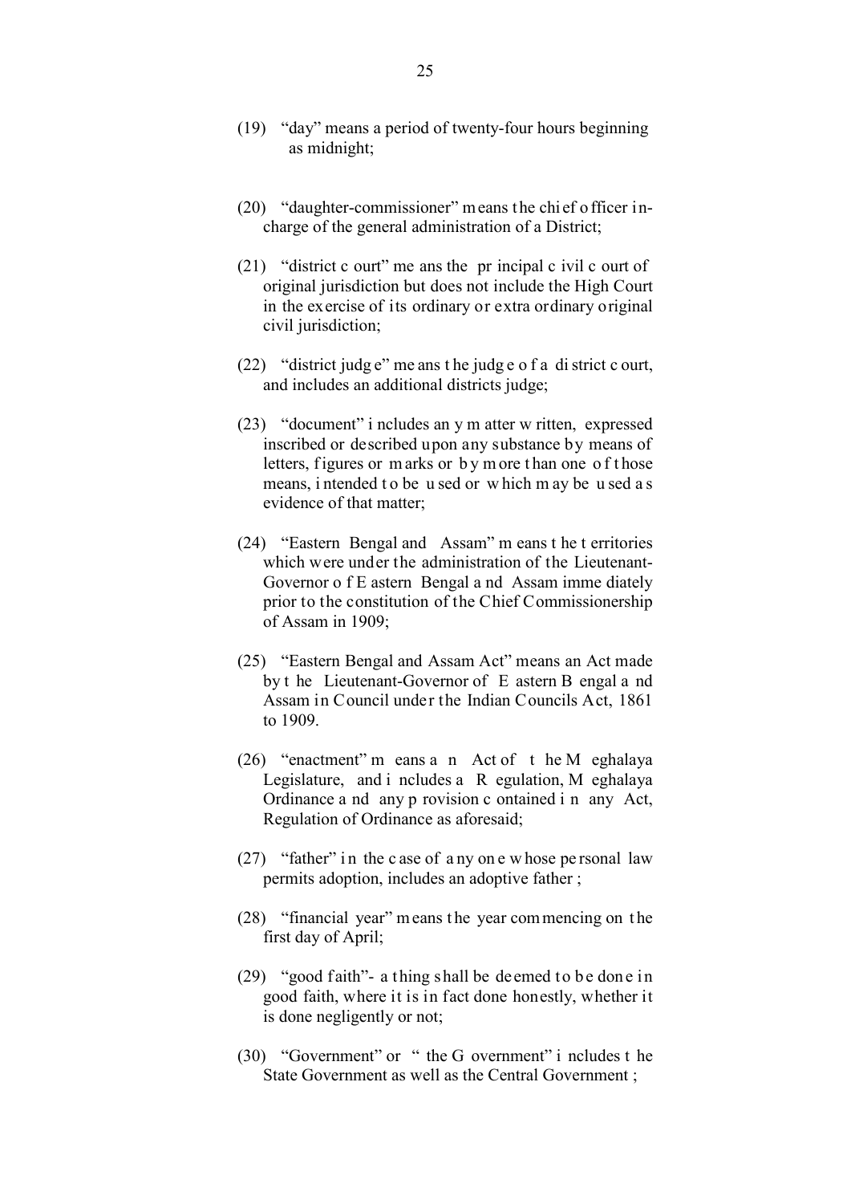(19) "day" means a period of twenty-four hours beginning as midnight;

(20) "daughter-commissioner" means the chief officer in-charge of the general administration of a District;

(21) "district court" means the principal civil court of original jurisdiction but does not include the High Court in the exercise of its ordinary or extra ordinary original civil jurisdiction;

(22) "district judge" means the judge of a district court, and includes an additional districts judge;

(23) "document" includes any matter written, expressed inscribed or described upon any substance by means of letters, figures or marks or by more than one of those means, intended to be used or which may be used as evidence of that matter;

(24) "Eastern Bengal and Assam" means the territories which were under the administration of the Lieutenant-Governor of Eastern Bengal and Assam immediately prior to the constitution of the Chief Commissionership of Assam in 1909;

(25) "Eastern Bengal and Assam Act" means an Act made by the Lieutenant-Governor of Eastern Bengal and Assam in Council under the Indian Councils Act, 1861 to 1909.

(26) "enactment" means an Act of the Meghalaya Legislature, and includes a Regulation, Meghalaya Ordinance and any provision contained in any Act, Regulation of Ordinance as aforesaid;

(27) "father" in the case of any one whose personal law permits adoption, includes an adoptive father ;

(28) "financial year" means the year commencing on the first day of April;

(29) "good faith"- a thing shall be deemed to be done in good faith, where it is in fact done honestly, whether it is done negligently or not;

(30) "Government" or " the Government" includes the State Government as well as the Central Government ;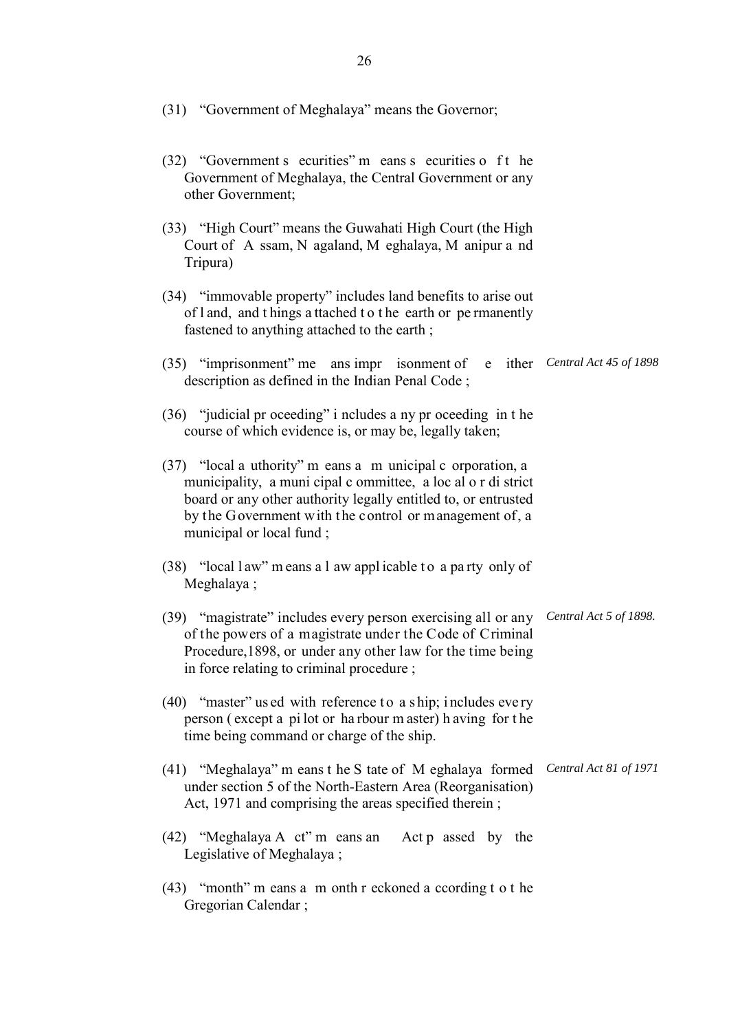(31) "Government of Meghalaya" means the Governor;

(32) "Government securities" means securities of the Government of Meghalaya, the Central Government or any other Government;

(33) "High Court" means the Guwahati High Court (the High Court of Assam, Nagaland, Meghalaya, Manipur and Tripura)

(34) "immovable property" includes land benefits to arise out of land, and things attached to the earth or permanently fastened to anything attached to the earth ;

(35) "imprisonment" means imprisonment of either description as defined in the Indian Penal Code ; *Central Act 45 of 1898*

(36) "judicial proceeding" includes any proceeding in the course of which evidence is, or may be, legally taken;

(37) "local authority" means a municipal corporation, a municipality, a municipal committee, a local or district board or any other authority legally entitled to, or entrusted by the Government with the control or management of, a municipal or local fund ;

(38) "local law" means a law applicable to a party only of Meghalaya ;

(39) "magistrate" includes every person exercising all or any of the powers of a magistrate under the Code of Criminal Procedure,1898, or under any other law for the time being in force relating to criminal procedure ; *Central Act 5 of 1898.*

(40) "master" used with reference to a ship; includes every person ( except a pilot or harbour master) having for the time being command or charge of the ship.

(41) "Meghalaya" means the State of Meghalaya formed under section 5 of the North-Eastern Area (Reorganisation) Act, 1971 and comprising the areas specified therein ; *Central Act 81 of 1971*

(42) "Meghalaya Act" means an Act passed by the Legislative of Meghalaya ;

(43) "month" means a month reckoned according to the Gregorian Calendar ;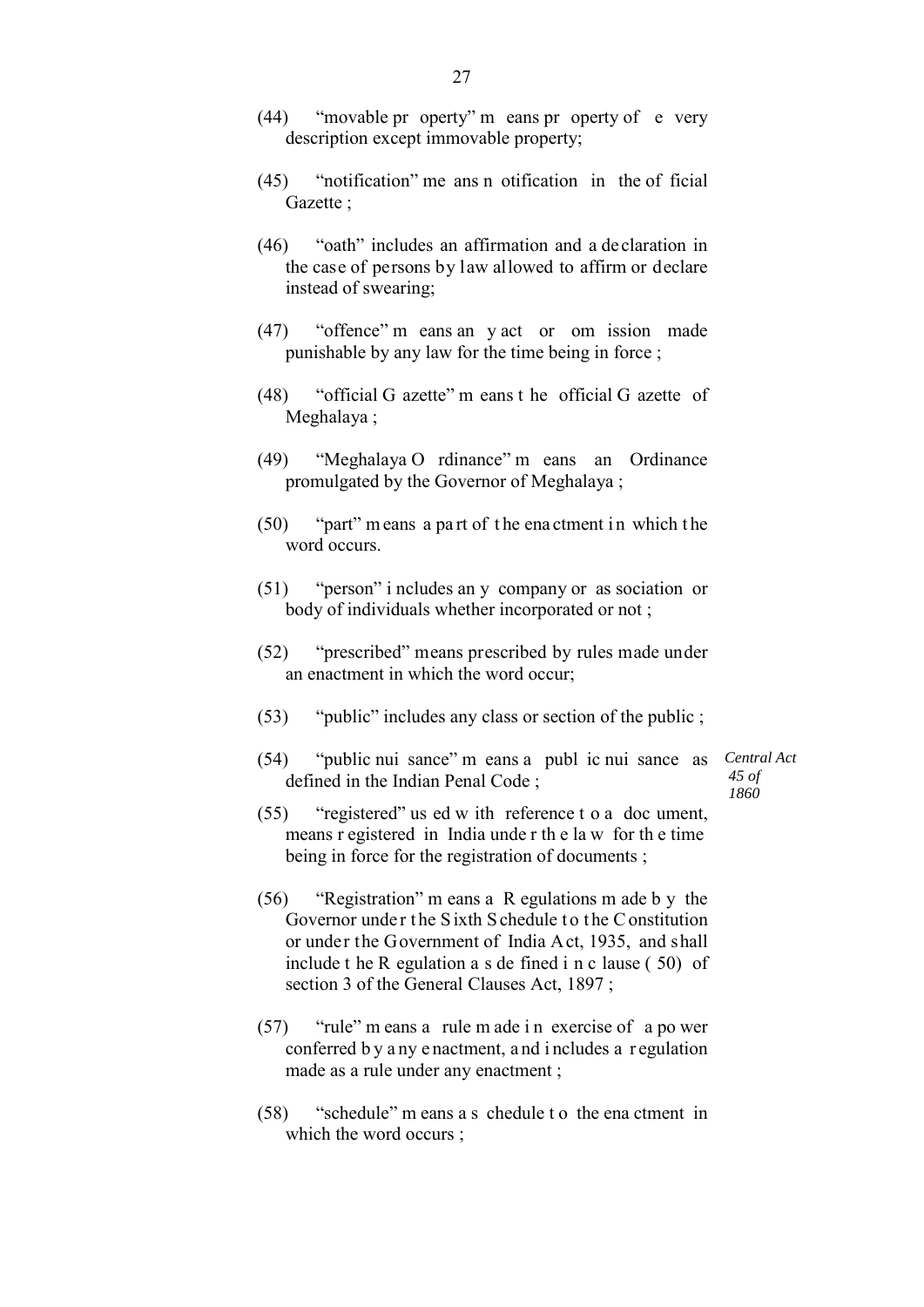(44) "movable property" means property of every description except immovable property;

(45) "notification" means notification in the official Gazette ;

(46) "oath" includes an affirmation and a declaration in the case of persons by law allowed to affirm or declare instead of swearing;

(47) "offence" means any act or omission made punishable by any law for the time being in force ;

(48) "official Gazette" means the official Gazette of Meghalaya ;

(49) "Meghalaya Ordinance" means an Ordinance promulgated by the Governor of Meghalaya ;

(50) "part" means a part of the enactment in which the word occurs.

(51) "person" includes any company or association or body of individuals whether incorporated or not ;

(52) "prescribed" means prescribed by rules made under an enactment in which the word occur;

(53) "public" includes any class or section of the public ;

(54) "public nuisance" means a public nuisance as defined in the Indian Penal Code ; *Central Act 45 of 1860*

(55) "registered" used with reference to a document, means registered in India under the law for the time being in force for the registration of documents ;

(56) "Registration" means a Regulations made by the Governor under the Sixth Schedule to the Constitution or under the Government of India Act, 1935, and shall include the Regulation as defined in clause (50) of section 3 of the General Clauses Act, 1897 ;

(57) "rule" means a rule made in exercise of a power conferred by any enactment, and includes a regulation made as a rule under any enactment ;

(58) "schedule" means a schedule to the enactment in which the word occurs ;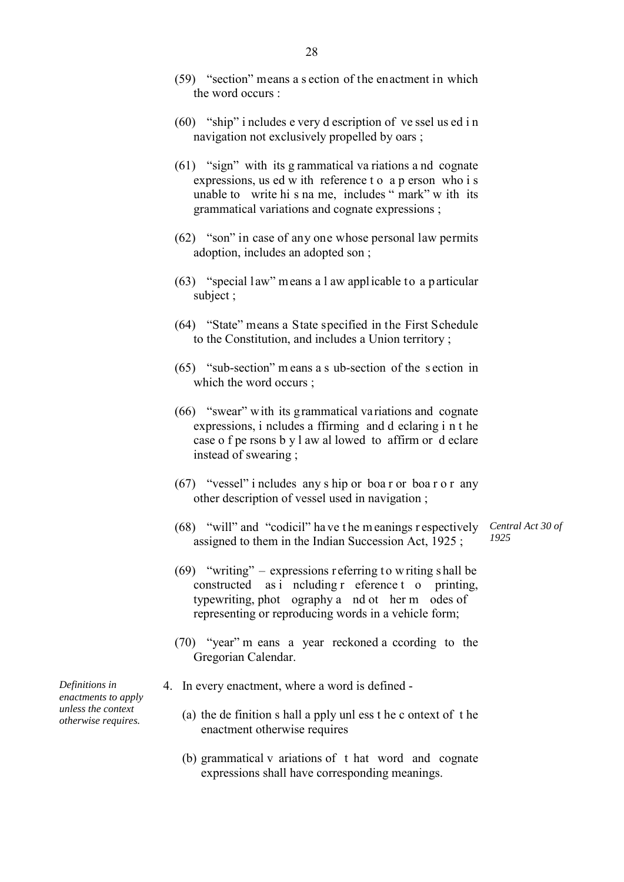(59) "section" means a section of the enactment in which the word occurs :

(60) "ship" includes every description of vessel used in navigation not exclusively propelled by oars ;

(61) "sign" with its grammatical variations and cognate expressions, used with reference to a person who is unable to write his name, includes " mark" with its grammatical variations and cognate expressions ;

(62) "son" in case of any one whose personal law permits adoption, includes an adopted son ;

(63) "special law" means a law applicable to a particular subject ;

(64) "State" means a State specified in the First Schedule to the Constitution, and includes a Union territory ;

(65) "sub-section" means a sub-section of the section in which the word occurs ;

(66) "swear" with its grammatical variations and cognate expressions, includes affirming and declaring in the case of persons by law allowed to affirm or declare instead of swearing ;

(67) "vessel" includes any ship or boar or boar or any other description of vessel used in navigation ;

(68) "will" and "codicil" have the meanings respectively assigned to them in the Indian Succession Act, 1925 ; *Central Act 30 of 1925*

(69) "writing" – expressions referring to writing shall be constructed as including reference to printing, typewriting, photography and other modes of representing or reproducing words in a vehicle form;

(70) "year" means a year reckoned according to the Gregorian Calendar.

*Definitions in enactments to apply unless the context otherwise requires.*

4. In every enactment, where a word is defined -

   (a) the definition shall apply unless the context of the enactment otherwise requires

   (b) grammatical variations of that word and cognate expressions shall have corresponding meanings.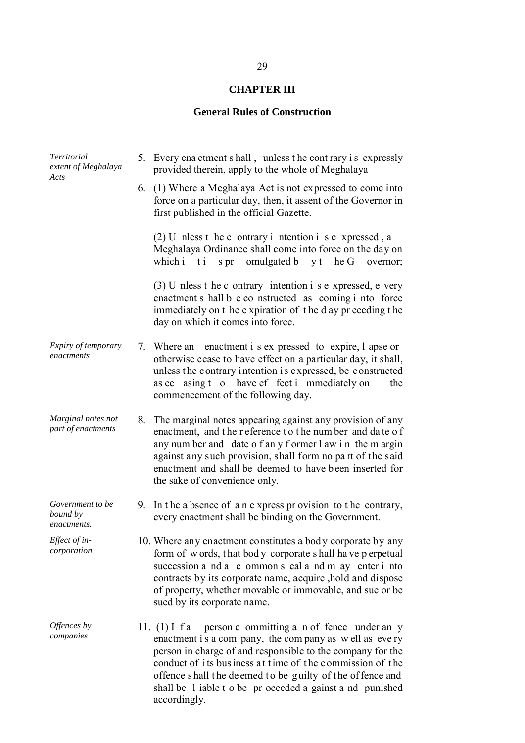## CHAPTER III

### General Rules of Construction

*Territorial extent of Meghalaya Acts*

5. Every enactment shall, unless the contrary is expressly provided therein, apply to the whole of Meghalaya

6. (1) Where a Meghalaya Act is not expressed to come into force on a particular day, then, it assent of the Governor in first published in the official Gazette.

   (2) Unless the contrary intention is expressed, a Meghalaya Ordinance shall come into force on the day on which it is promulgated by the Governor;

   (3) Unless the contrary intention is expressed, every enactment shall be constructed as coming into force immediately on the expiration of the day preceding the day on which it comes into force.

*Expiry of temporary enactments*

7. Where an enactment is expressed to expire, lapse or otherwise cease to have effect on a particular day, it shall, unless the contrary intention is expressed, be constructed as ceasing to have effect immediately on the commencement of the following day.

*Marginal notes not part of enactments*

8. The marginal notes appearing against any provision of any enactment, and the reference to the number and date of any number and date of any former law in the margin against any such provision, shall form no part of the said enactment and shall be deemed to have been inserted for the sake of convenience only.

*Government to be bound by enactments.*

9. In the absence of an express provision to the contrary, every enactment shall be binding on the Government.

*Effect of in-corporation*

10. Where any enactment constitutes a body corporate by any form of words, that body corporate shall have perpetual succession and a common seal and may enter into contracts by its corporate name, acquire ,hold and dispose of property, whether movable or immovable, and sue or be sued by its corporate name.

*Offences by companies*

11. (1) If a person committing an offence under any enactment is a company, the company as well as every person in charge of and responsible to the company for the conduct of its business at time of the commission of the offence shall the deemed to be guilty of the offence and shall be liable to be proceeded against and punished accordingly.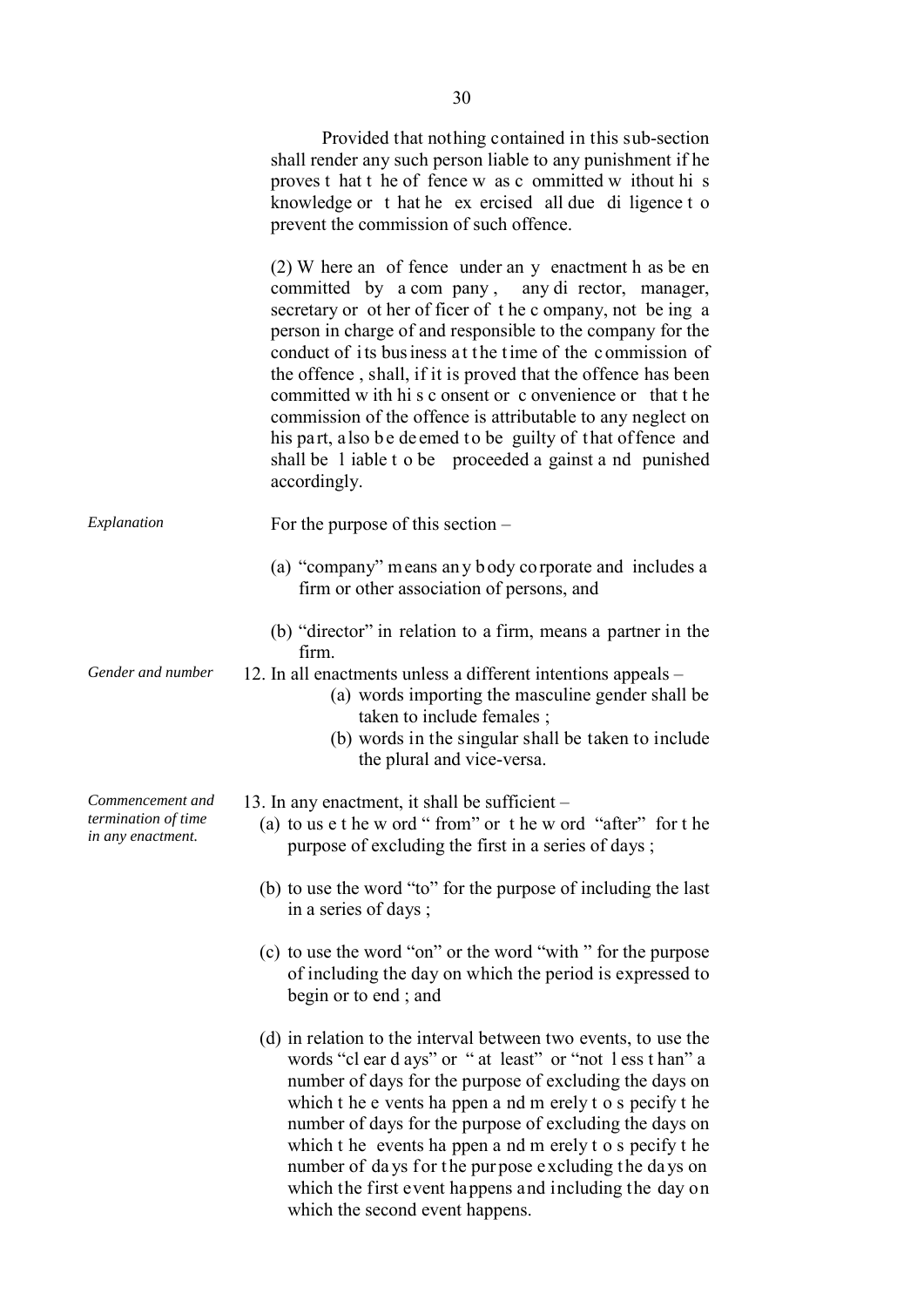Provided that nothing contained in this sub-section shall render any such person liable to any punishment if he proves that the offence was committed without his knowledge or that he exercised all due diligence to prevent the commission of such offence.

(2) Where an offence under any enactment has been committed by a company, any director, manager, secretary or other officer of the company, not being a person in charge of and responsible to the company for the conduct of its business at the time of the commission of the offence , shall, if it is proved that the offence has been committed with his consent or convenience or that the commission of the offence is attributable to any neglect on his part, also be deemed to be guilty of that offence and shall be liable to be proceeded against and punished accordingly.

*Explanation*

For the purpose of this section –

(a) "company" means any body corporate and includes a firm or other association of persons, and

(b) "director" in relation to a firm, means a partner in the firm.

*Gender and number*

12. In all enactments unless a different intentions appeals –

(a) words importing the masculine gender shall be taken to include females ;

(b) words in the singular shall be taken to include the plural and vice-versa.

*Commencement and termination of time in any enactment.*

13. In any enactment, it shall be sufficient –

(a) to use the word " from" or the word "after" for the purpose of excluding the first in a series of days ;

(b) to use the word "to" for the purpose of including the last in a series of days ;

(c) to use the word "on" or the word "with " for the purpose of including the day on which the period is expressed to begin or to end ; and

(d) in relation to the interval between two events, to use the words "clear days" or " at least" or "not less than" a number of days for the purpose of excluding the days on which the events happen and merely to specify the number of days for the purpose of excluding the days on which the events happen and merely to specify the number of days for the purpose excluding the days on which the first event happens and including the day on which the second event happens.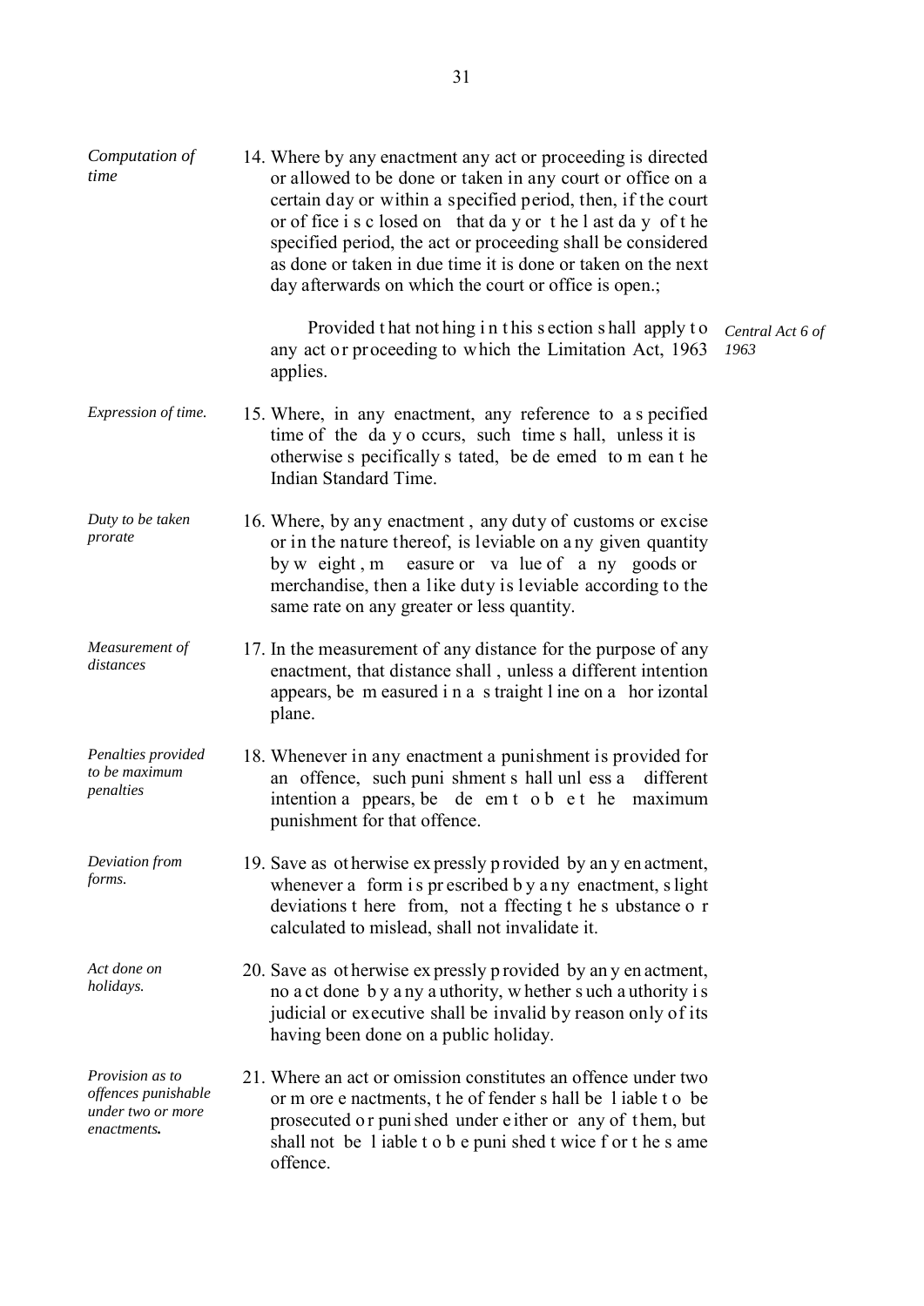*Computation of time*

14. Where by any enactment any act or proceeding is directed or allowed to be done or taken in any court or office on a certain day or within a specified period, then, if the court or office is closed on that day or the last day of the specified period, the act or proceeding shall be considered as done or taken in due time it is done or taken on the next day afterwards on which the court or office is open.;

Provided that nothing in this section shall apply to any act or proceeding to which the Limitation Act, 1963 applies. *Central Act 6 of 1963*

*Expression of time.*

15. Where, in any enactment, any reference to a specified time of the day occurs, such time shall, unless it is otherwise specifically stated, be deemed to mean the Indian Standard Time.

*Duty to be taken prorate*

16. Where, by any enactment , any duty of customs or excise or in the nature thereof, is leviable on any given quantity by weight, measure or value of any goods or merchandise, then a like duty is leviable according to the same rate on any greater or less quantity.

*Measurement of distances*

17. In the measurement of any distance for the purpose of any enactment, that distance shall , unless a different intention appears, be measured in a straight line on a horizontal plane.

*Penalties provided to be maximum penalties*

18. Whenever in any enactment a punishment is provided for an offence, such punishment shall unless a different intention appears, be deemt ob et he maximum punishment for that offence.

*Deviation from forms.*

19. Save as otherwise expressly provided by any enactment, whenever a form is prescribed by any enactment, slight deviations there from, not affecting the substance or calculated to mislead, shall not invalidate it.

*Act done on holidays.*

20. Save as otherwise expressly provided by any enactment, no act done by any authority, whether such authority is judicial or executive shall be invalid by reason only of its having been done on a public holiday.

***Provision as to offences punishable under two or more enactments.***

21. Where an act or omission constitutes an offence under two or more enactments, the offender shall be liable to be prosecuted or punished under either or any of them, but shall not be liable to be punished twice for the same offence.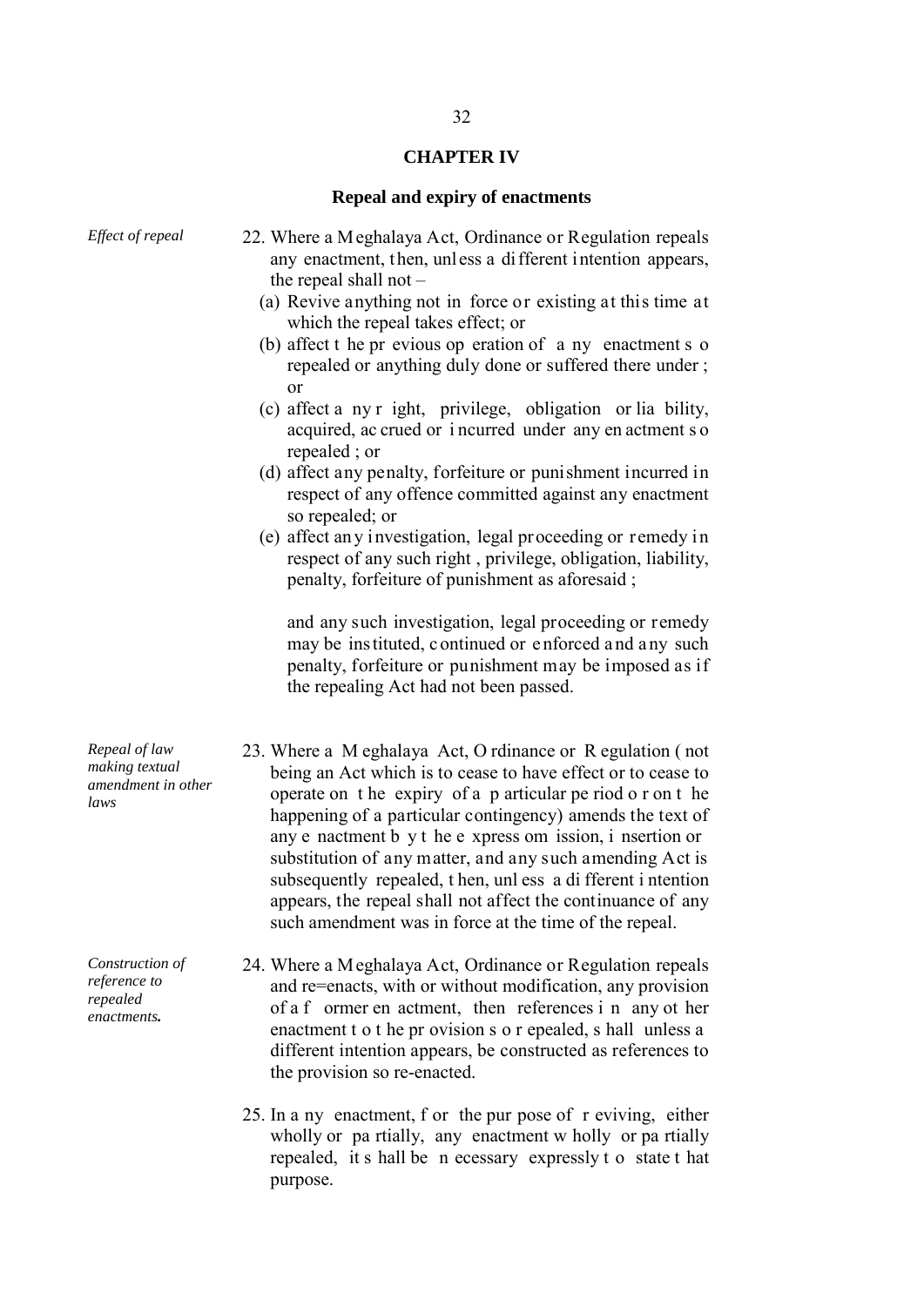## CHAPTER IV

### Repeal and expiry of enactments

*Effect of repeal*

22. Where a Meghalaya Act, Ordinance or Regulation repeals any enactment, then, unless a different intention appears, the repeal shall not –
    - (a) Revive anything not in force or existing at this time at which the repeal takes effect; or
    - (b) affect the previous operation of any enactment so repealed or anything duly done or suffered there under ; or
    - (c) affect any right, privilege, obligation or liability, acquired, accrued or incurred under any enactment so repealed ; or
    - (d) affect any penalty, forfeiture or punishment incurred in respect of any offence committed against any enactment so repealed; or
    - (e) affect any investigation, legal proceeding or remedy in respect of any such right , privilege, obligation, liability, penalty, forfeiture of punishment as aforesaid ;

    and any such investigation, legal proceeding or remedy may be instituted, continued or enforced and any such penalty, forfeiture or punishment may be imposed as if the repealing Act had not been passed.

*Repeal of law making textual amendment in other laws*

23. Where a Meghalaya Act, Ordinance or Regulation ( not being an Act which is to cease to have effect or to cease to operate on the expiry of a particular period or on the happening of a particular contingency) amends the text of any enactment by the express omission, insertion or substitution of any matter, and any such amending Act is subsequently repealed, then, unless a different intention appears, the repeal shall not affect the continuance of any such amendment was in force at the time of the repeal.

*Construction of reference to repealed enactments.*

24. Where a Meghalaya Act, Ordinance or Regulation repeals and re=enacts, with or without modification, any provision of a former enactment, then references in any other enactment to the provision so repealed, shall unless a different intention appears, be constructed as references to the provision so re-enacted.

25. In any enactment, for the purpose of reviving, either wholly or partially, any enactment wholly or partially repealed, it shall be necessary expressly to state that purpose.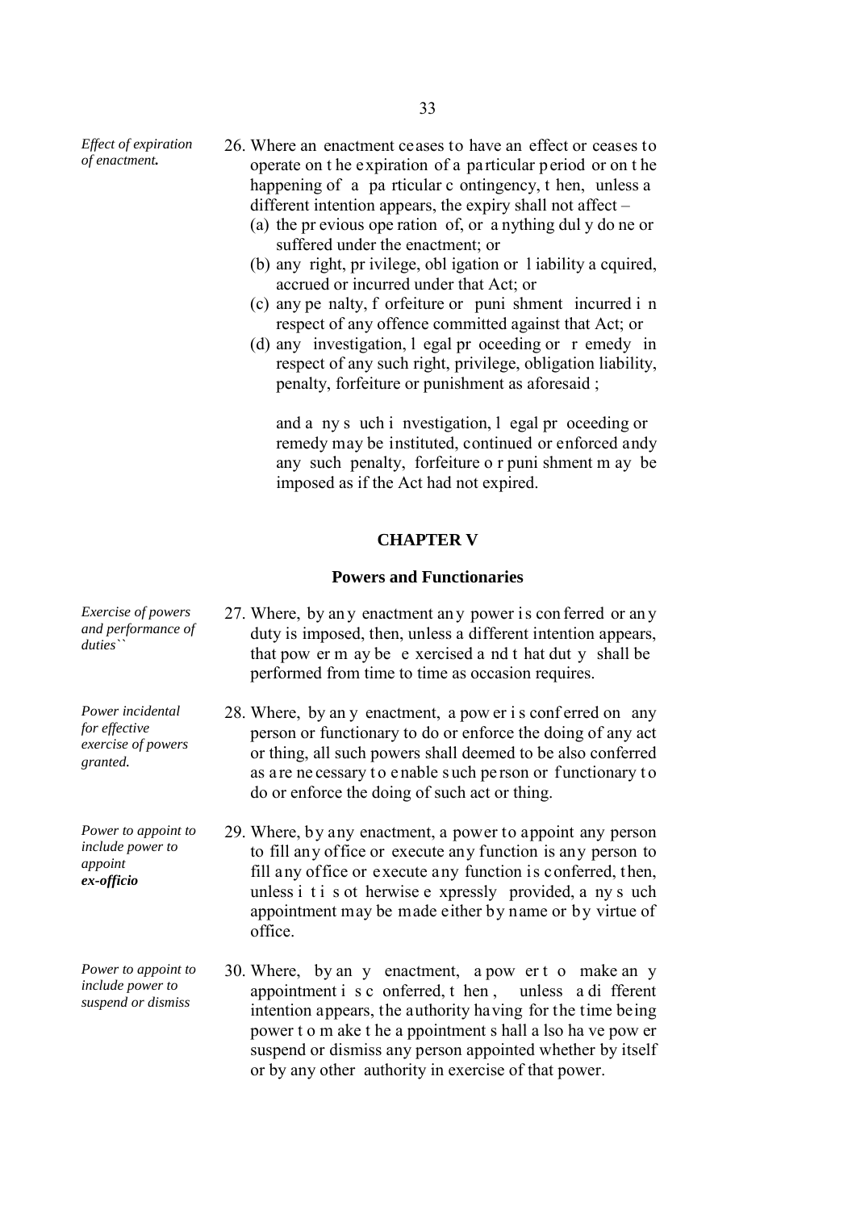*Effect of expiration of enactment.*

26. Where an enactment ceases to have an effect or ceases to operate on the expiration of a particular period or on the happening of a particular contingency, then, unless a different intention appears, the expiry shall not affect –
    (a) the previous operation of, or anything duly done or suffered under the enactment; or
    (b) any right, privilege, obligation or liability acquired, accrued or incurred under that Act; or
    (c) any penalty, forfeiture or punishment incurred in respect of any offence committed against that Act; or
    (d) any investigation, legal proceeding or remedy in respect of any such right, privilege, obligation liability, penalty, forfeiture or punishment as aforesaid ;

    and any such investigation, legal proceeding or remedy may be instituted, continued or enforced andy any such penalty, forfeiture or punishment may be imposed as if the Act had not expired.

## CHAPTER V

### Powers and Functionaries

*Exercise of powers and performance of duties``*

27. Where, by any enactment any power is conferred or any duty is imposed, then, unless a different intention appears, that power may be exercised and that duty shall be performed from time to time as occasion requires.

*Power incidental for effective exercise of powers granted.*

28. Where, by any enactment, a power is conferred on any person or functionary to do or enforce the doing of any act or thing, all such powers shall deemed to be also conferred as are necessary to enable such person or functionary to do or enforce the doing of such act or thing.

*Power to appoint to include power to appoint* ***ex-officio***

29. Where, by any enactment, a power to appoint any person to fill any office or execute any function is any person to fill any office or execute any function is conferred, then, unless it is otherwise expressly provided, any such appointment may be made either by name or by virtue of office.

*Power to appoint to include power to suspend or dismiss*

30. Where, by any enactment, a power to make any appointment is conferred, then, unless a different intention appears, the authority having for the time being power to make the appointment shall also have power suspend or dismiss any person appointed whether by itself or by any other authority in exercise of that power.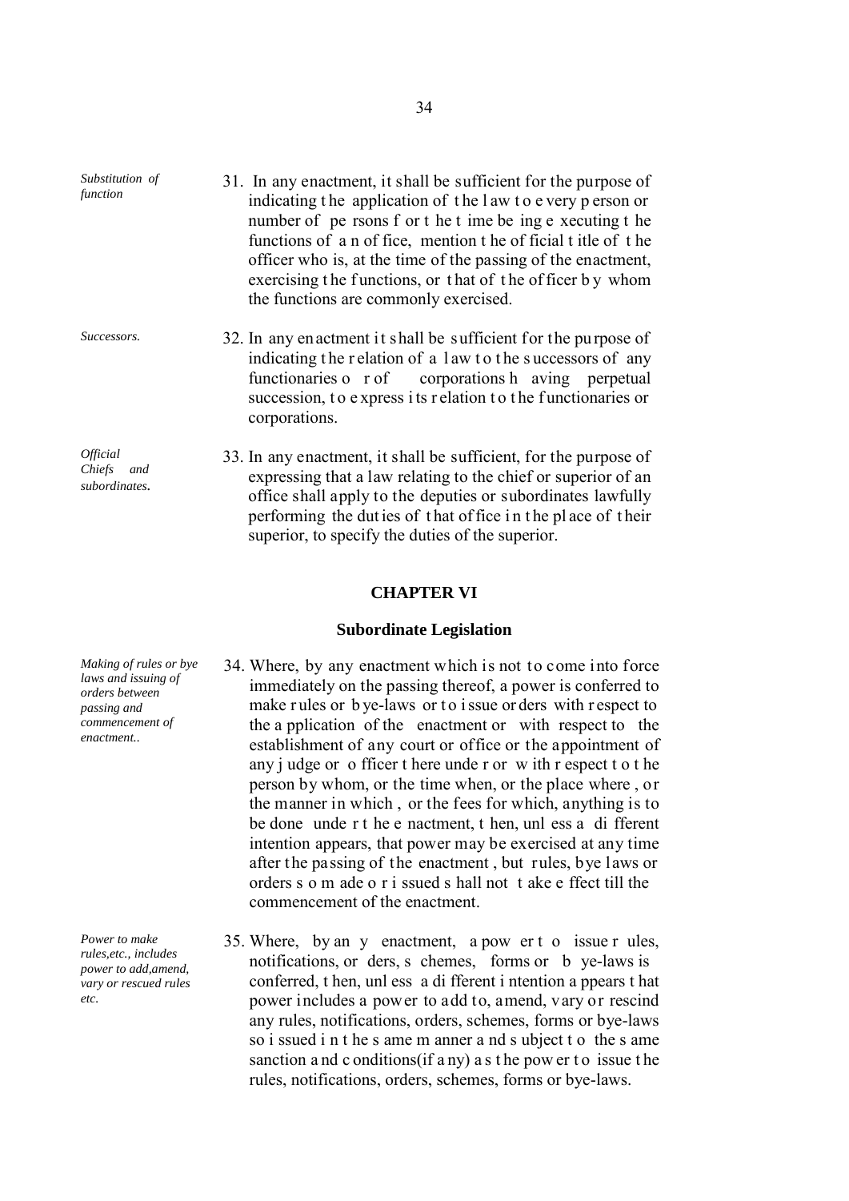*Substitution of function*

31. In any enactment, it shall be sufficient for the purpose of indicating the application of the law to every person or number of persons for the time being executing the functions of an office, mention the official title of the officer who is, at the time of the passing of the enactment, exercising the functions, or that of the officer by whom the functions are commonly exercised.

*Successors.*

32. In any enactment it shall be sufficient for the purpose of indicating the relation of a law to the successors of any functionaries or of corporations having perpetual succession, to express its relation to the functionaries or corporations.

*Official Chiefs and subordinates.*

33. In any enactment, it shall be sufficient, for the purpose of expressing that a law relating to the chief or superior of an office shall apply to the deputies or subordinates lawfully performing the duties of that office in the place of their superior, to specify the duties of the superior.

## CHAPTER VI

### Subordinate Legislation

*Making of rules or bye laws and issuing of orders between passing and commencement of enactment..*

34. Where, by any enactment which is not to come into force immediately on the passing thereof, a power is conferred to make rules or bye-laws or to issue orders with respect to the application of the enactment or with respect to the establishment of any court or office or the appointment of any judge or officer thereunder or with respect to the person by whom, or the time when, or the place where , or the manner in which , or the fees for which, anything is to be done under the enactment, then, unless a different intention appears, that power may be exercised at any time after the passing of the enactment , but rules, bye laws or orders so made or issued shall not take effect till the commencement of the enactment.

*Power to make rules,etc., includes power to add,amend, vary or rescued rules etc.*

35. Where, by any enactment, a power to issue rules, notifications, orders, schemes, forms or bye-laws is conferred, then, unless a different intention appears that power includes a power to add to, amend, vary or rescind any rules, notifications, orders, schemes, forms or bye-laws so issued in the same manner and subject to the same sanction and conditions(if any) as the power to issue the rules, notifications, orders, schemes, forms or bye-laws.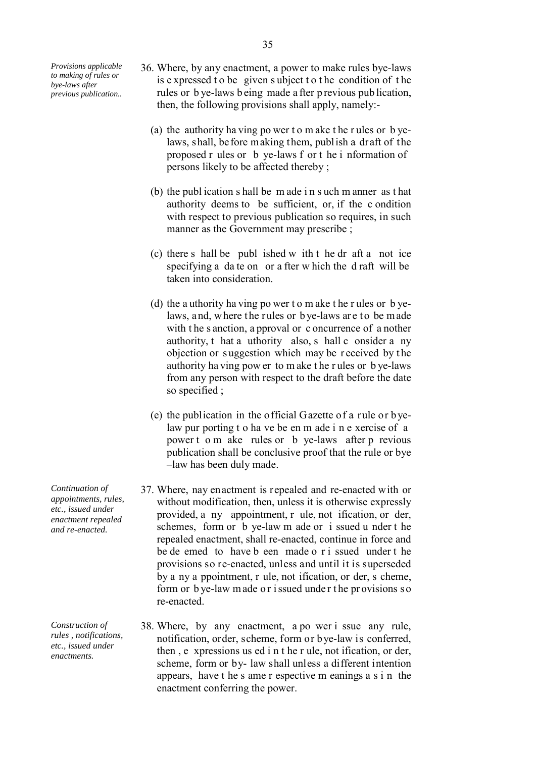*Provisions applicable to making of rules or bye-laws after previous publication..*

36. Where, by any enactment, a power to make rules bye-laws is expressed to be given subject to the condition of the rules or bye-laws being made after previous publication, then, the following provisions shall apply, namely:-

   (a) the authority having power to make the rules or bye-laws, shall, before making them, publish a draft of the proposed rules or bye-laws for the information of persons likely to be affected thereby ;

   (b) the publication shall be made in such manner as that authority deems to be sufficient, or, if the condition with respect to previous publication so requires, in such manner as the Government may prescribe ;

   (c) there shall be published with the draft a notice specifying a date on or after which the draft will be taken into consideration.

   (d) the authority having power to make the rules or bye-laws, and, where the rules or bye-laws are to be made with the sanction, approval or concurrence of another authority, that authority also, shall consider any objection or suggestion which may be received by the authority having power to make the rules or bye-laws from any person with respect to the draft before the date so specified ;

   (e) the publication in the official Gazette of a rule or bye-law purporting to have been made in exercise of a power to make rules or bye-laws after previous publication shall be conclusive proof that the rule or bye –law has been duly made.

*Continuation of appointments, rules, etc., issued under enactment repealed and re-enacted.*

37. Where, nay enactment is repealed and re-enacted with or without modification, then, unless it is otherwise expressly provided, any appointment, rule, notification, order, schemes, form or bye-law made or issued under the repealed enactment, shall re-enacted, continue in force and be deemed to have been made or issued under the provisions so re-enacted, unless and until it is superseded by any appointment, rule, notification, order, scheme, form or bye-law made or issued under the provisions so re-enacted.

*Construction of rules , notifications, etc., issued under enactments.*

38. Where, by any enactment, a power issue any rule, notification, order, scheme, form or bye-law is conferred, then , expressions used in the rule, notification, order, scheme, form or by- law shall unless a different intention appears, have the same respective meanings as in the enactment conferring the power.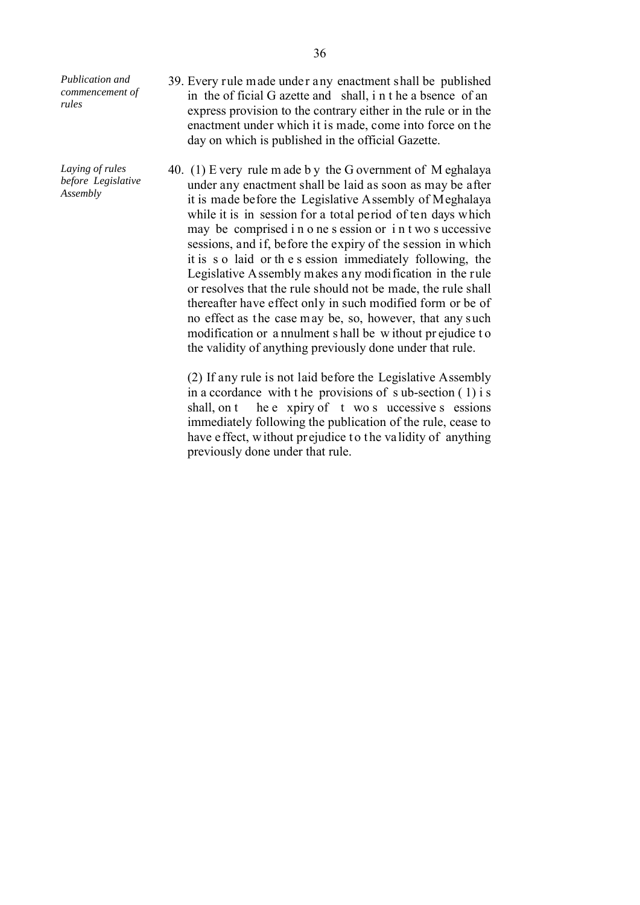*Publication and commencement of rules*

39. Every rule made under any enactment shall be published in the official Gazette and shall, in the absence of an express provision to the contrary either in the rule or in the enactment under which it is made, come into force on the day on which is published in the official Gazette.

*Laying of rules before Legislative Assembly*

40. (1) Every rule made by the Government of Meghalaya under any enactment shall be laid as soon as may be after it is made before the Legislative Assembly of Meghalaya while it is in session for a total period of ten days which may be comprised in one session or in two successive sessions, and if, before the expiry of the session in which it is so laid or the session immediately following, the Legislative Assembly makes any modification in the rule or resolves that the rule should not be made, the rule shall thereafter have effect only in such modified form or be of no effect as the case may be, so, however, that any such modification or annulment shall be without prejudice to the validity of anything previously done under that rule.

(2) If any rule is not laid before the Legislative Assembly in accordance with the provisions of sub-section (1) is shall, on the expiry of two successive sessions immediately following the publication of the rule, cease to have effect, without prejudice to the validity of anything previously done under that rule.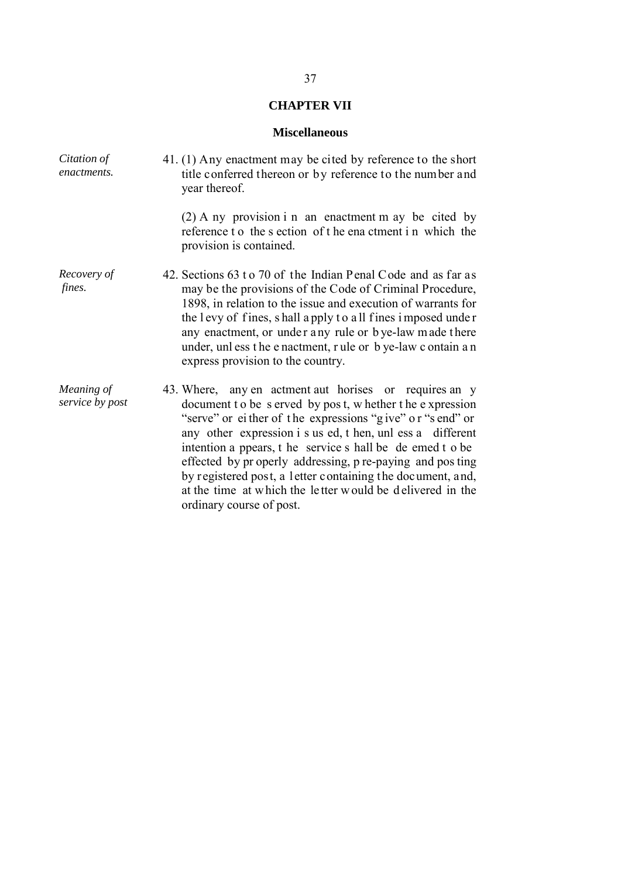## CHAPTER VII

### Miscellaneous

*Citation of enactments.*

41. (1) Any enactment may be cited by reference to the short title conferred thereon or by reference to the number and year thereof.

(2) Any provision in an enactment may be cited by reference to the section of the enactment in which the provision is contained.

*Recovery of fines.*

42. Sections 63 to 70 of the Indian Penal Code and as far as may be the provisions of the Code of Criminal Procedure, 1898, in relation to the issue and execution of warrants for the levy of fines, shall apply to all fines imposed under any enactment, or under any rule or bye-law made there under, unless the enactment, rule or bye-law contain an express provision to the country.

*Meaning of service by post*

43. Where, any enactment authorises or requires any document to be served by post, whether the expression "serve" or either of the expressions "give" or "send" or any other expression is used, then, unless a different intention appears, the service shall be deemed to be effected by properly addressing, pre-paying and posting by registered post, a letter containing the document, and, at the time at which the letter would be delivered in the ordinary course of post.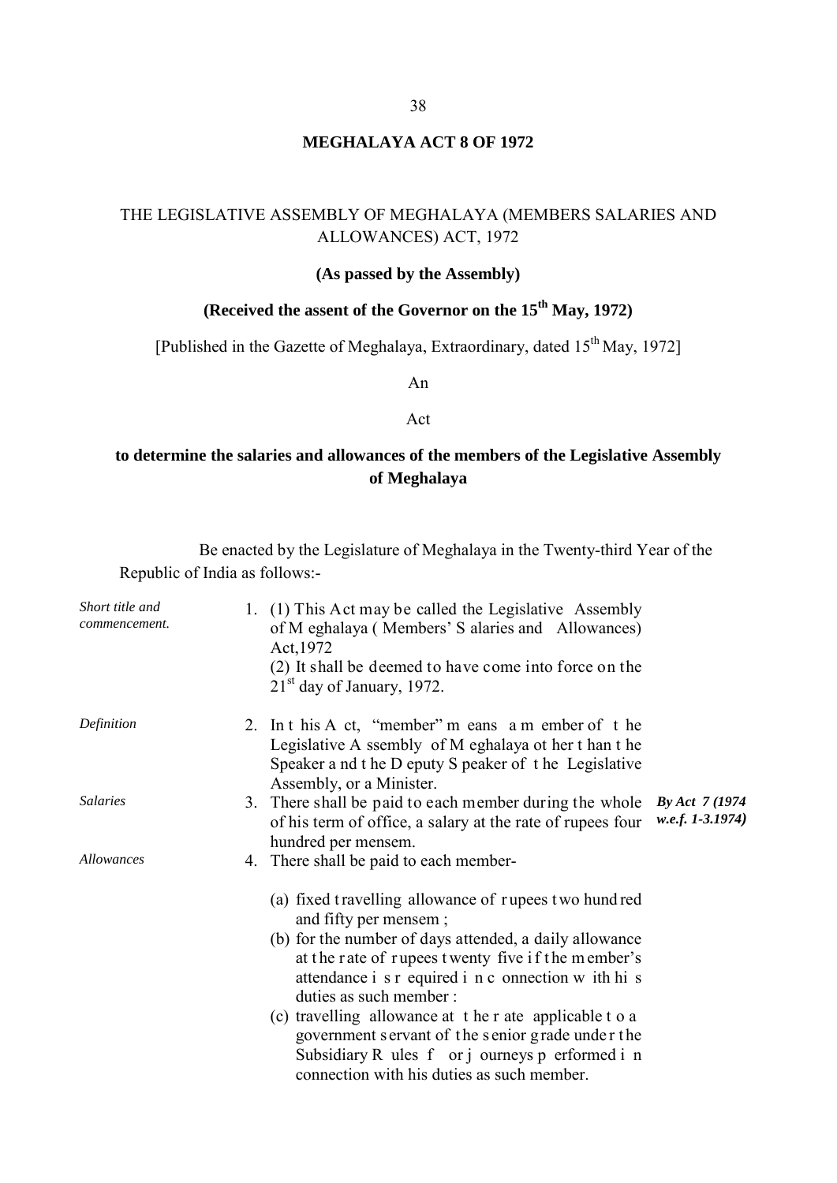**MEGHALAYA ACT 8 OF 1972**

THE LEGISLATIVE ASSEMBLY OF MEGHALAYA (MEMBERS SALARIES AND ALLOWANCES) ACT, 1972

**(As passed by the Assembly)**

**(Received the assent of the Governor on the 15th May, 1972)**

[Published in the Gazette of Meghalaya, Extraordinary, dated 15th May, 1972]

An

Act

**to determine the salaries and allowances of the members of the Legislative Assembly of Meghalaya**

Be enacted by the Legislature of Meghalaya in the Twenty-third Year of the Republic of India as follows:-

*Short title and commencement.*

1. (1) This Act may be called the Legislative Assembly of Meghalaya (Members' Salaries and Allowances) Act, 1972

   (2) It shall be deemed to have come into force on the 21st day of January, 1972.

*Definition*

2. In this Act, "member" means a member of the Legislative Assembly of Meghalaya other than the Speaker and the Deputy Speaker of the Legislative Assembly, or a Minister.

*Salaries*

3. There shall be paid to each member during the whole of his term of office, a salary at the rate of rupees four hundred per mensem. *By Act 7 (1974 w.e.f. 1-3.1974)*

*Allowances*

4. There shall be paid to each member-

   (a) fixed travelling allowance of rupees two hundred and fifty per mensem ;

   (b) for the number of days attended, a daily allowance at the rate of rupees twenty five if the member's attendance is required in connection with his duties as such member :

   (c) travelling allowance at the rate applicable to a government servant of the senior grade under the Subsidiary Rules for journeys performed in connection with his duties as such member.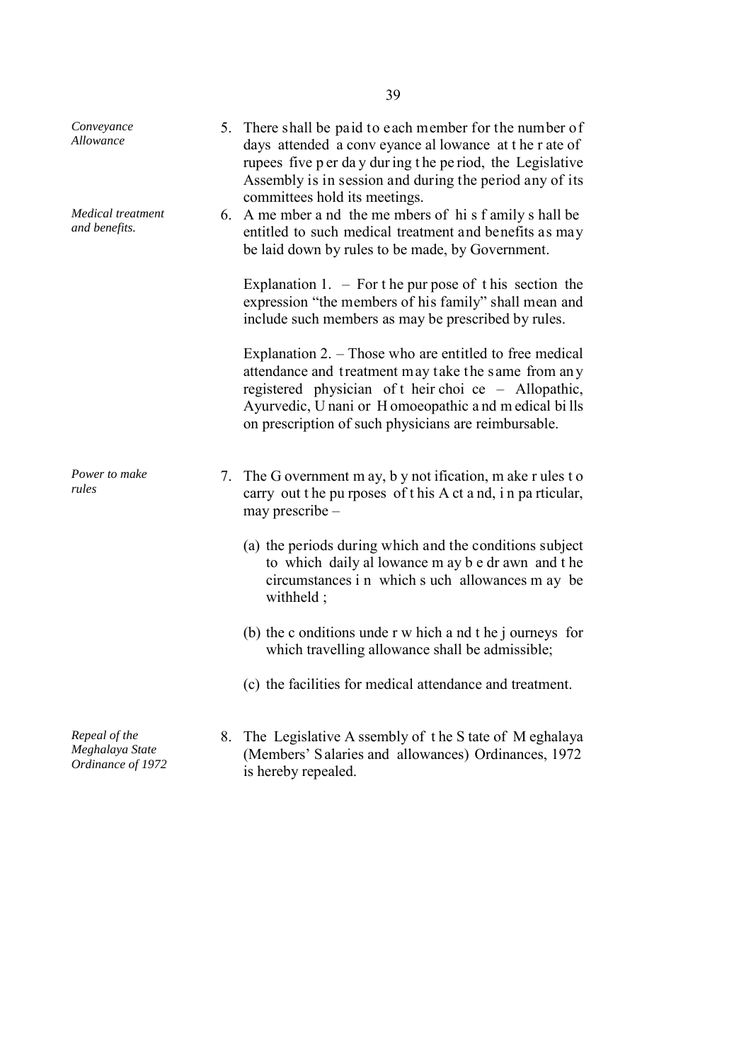*Conveyance Allowance*

5. There shall be paid to each member for the number of days attended a conveyance allowance at the rate of rupees five per day during the period, the Legislative Assembly is in session and during the period any of its committees hold its meetings.

*Medical treatment and benefits.*

6. A member and the members of his family shall be entitled to such medical treatment and benefits as may be laid down by rules to be made, by Government.

   Explanation 1. – For the purpose of this section the expression "the members of his family" shall mean and include such members as may be prescribed by rules.

   Explanation 2. – Those who are entitled to free medical attendance and treatment may take the same from any registered physician of their choice – Allopathic, Ayurvedic, Unani or Homoeopathic and medical bills on prescription of such physicians are reimbursable.

*Power to make rules*

7. The Government may, by notification, make rules to carry out the purposes of this Act and, in particular, may prescribe –

   (a) the periods during which and the conditions subject to which daily allowance may be drawn and the circumstances in which such allowances may be withheld ;

   (b) the conditions under which and the journeys for which travelling allowance shall be admissible;

   (c) the facilities for medical attendance and treatment.

*Repeal of the Meghalaya State Ordinance of 1972*

8. The Legislative Assembly of the State of Meghalaya (Members' Salaries and allowances) Ordinances, 1972 is hereby repealed.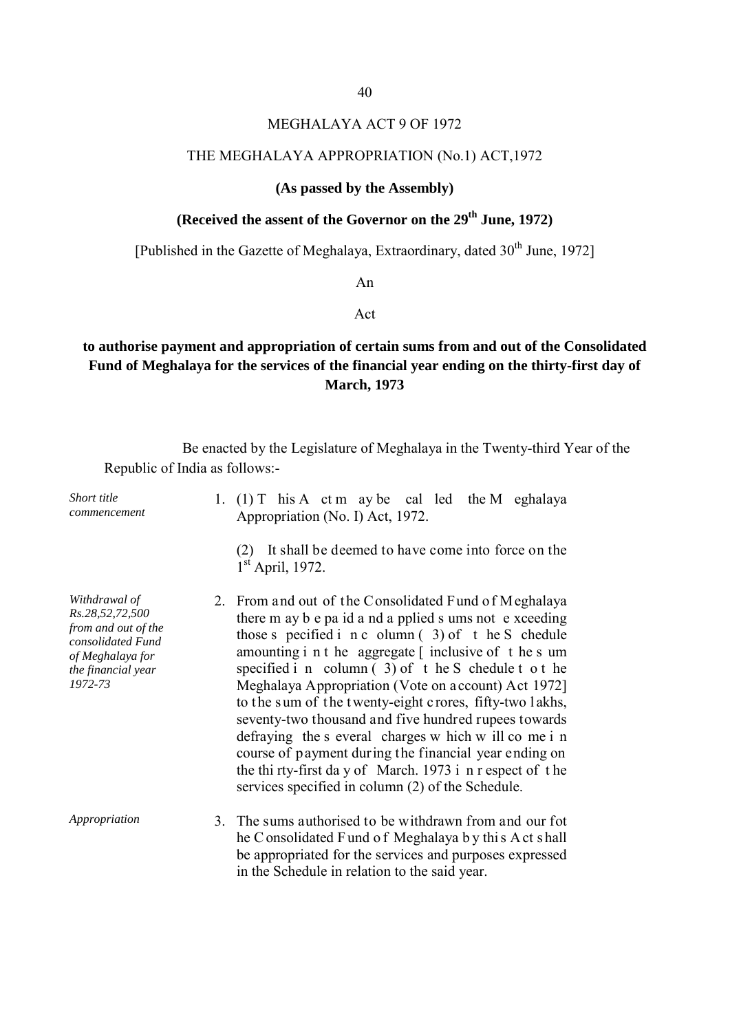# MEGHALAYA ACT 9 OF 1972

## THE MEGHALAYA APPROPRIATION (No.1) ACT,1972

**(As passed by the Assembly)**

**(Received the assent of the Governor on the 29th June, 1972)**

[Published in the Gazette of Meghalaya, Extraordinary, dated 30th June, 1972]

An

Act

**to authorise payment and appropriation of certain sums from and out of the Consolidated Fund of Meghalaya for the services of the financial year ending on the thirty-first day of March, 1973**

Be enacted by the Legislature of Meghalaya in the Twenty-third Year of the Republic of India as follows:-

*Short title commencement*

1. (1) This Act may be called the Meghalaya Appropriation (No. I) Act, 1972.

   (2) It shall be deemed to have come into force on the 1st April, 1972.

*Withdrawal of Rs.28,52,72,500 from and out of the consolidated Fund of Meghalaya for the financial year 1972-73*

2. From and out of the Consolidated Fund of Meghalaya there may be paid and applied sums not exceeding those specified in column (3) of the Schedule amounting in the aggregate [inclusive of the sum specified in column (3) of the Schedule to the Meghalaya Appropriation (Vote on account) Act 1972] to the sum of the twenty-eight crores, fifty-two lakhs, seventy-two thousand and five hundred rupees towards defraying the several charges which will come in course of payment during the financial year ending on the thirty-first day of March. 1973 in respect of the services specified in column (2) of the Schedule.

*Appropriation*

3. The sums authorised to be withdrawn from and our fot he Consolidated Fund of Meghalaya by this Act shall be appropriated for the services and purposes expressed in the Schedule in relation to the said year.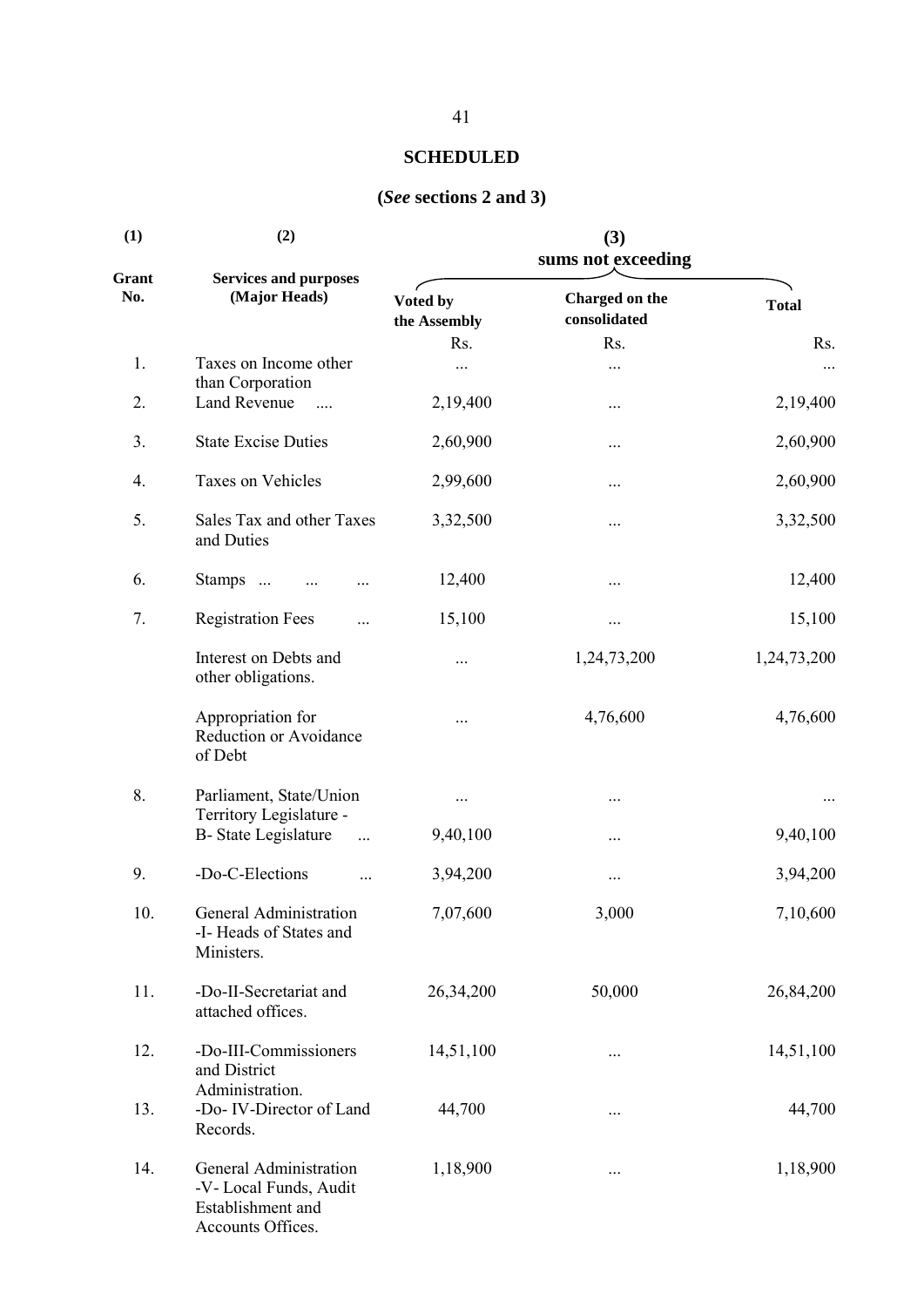## SCHEDULED

### (*See* sections 2 and 3)

| (1) | (2) | (3) | | |
|---|---|---|---|---|
| | | sums not exceeding | | |
| Grant No. | Services and purposes (Major Heads) | Voted by the Assembly | Charged on the consolidated | Total |
| | | Rs. | Rs. | Rs. |
| 1. | Taxes on Income other than Corporation | ... | ... | ... |
| 2. | Land Revenue .... | 2,19,400 | ... | 2,19,400 |
| 3. | State Excise Duties | 2,60,900 | ... | 2,60,900 |
| 4. | Taxes on Vehicles | 2,99,600 | ... | 2,60,900 |
| 5. | Sales Tax and other Taxes and Duties | 3,32,500 | ... | 3,32,500 |
| 6. | Stamps ... ... ... | 12,400 | ... | 12,400 |
| 7. | Registration Fees ... | 15,100 | ... | 15,100 |
| | Interest on Debts and other obligations. | ... | 1,24,73,200 | 1,24,73,200 |
| | Appropriation for Reduction or Avoidance of Debt | ... | 4,76,600 | 4,76,600 |
| 8. | Parliament, State/Union Territory Legislature - | ... | ... | ... |
| | B- State Legislature ... | 9,40,100 | ... | 9,40,100 |
| 9. | -Do-C-Elections ... | 3,94,200 | ... | 3,94,200 |
| 10. | General Administration -I- Heads of States and Ministers. | 7,07,600 | 3,000 | 7,10,600 |
| 11. | -Do-II-Secretariat and attached offices. | 26,34,200 | 50,000 | 26,84,200 |
| 12. | -Do-III-Commissioners and District Administration. | 14,51,100 | ... | 14,51,100 |
| 13. | -Do- IV-Director of Land Records. | 44,700 | ... | 44,700 |
| 14. | General Administration -V- Local Funds, Audit Establishment and Accounts Offices. | 1,18,900 | ... | 1,18,900 |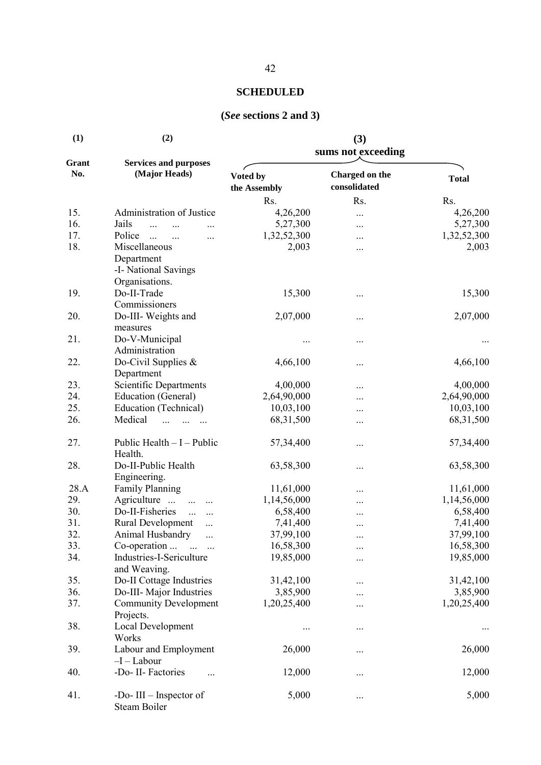## SCHEDULED

### (*See* sections 2 and 3)

| (1) | (2) | (3) | | |
|---|---|---|---|---|
| | | sums not exceeding | | |
| Grant No. | Services and purposes (Major Heads) | Voted by the Assembly | Charged on the consolidated | Total |
| | | Rs. | Rs. | Rs. |
| 15. | Administration of Justice | 4,26,200 | ... | 4,26,200 |
| 16. | Jails ... ... ... | 5,27,300 | ... | 5,27,300 |
| 17. | Police ... ... ... | 1,32,52,300 | ... | 1,32,52,300 |
| 18. | Miscellaneous Department -I- National Savings Organisations. | 2,003 | ... | 2,003 |
| 19. | Do-II-Trade Commissioners | 15,300 | ... | 15,300 |
| 20. | Do-III- Weights and measures | 2,07,000 | ... | 2,07,000 |
| 21. | Do-V-Municipal Administration | ... | ... | ... |
| 22. | Do-Civil Supplies & Department | 4,66,100 | ... | 4,66,100 |
| 23. | Scientific Departments | 4,00,000 | ... | 4,00,000 |
| 24. | Education (General) | 2,64,90,000 | ... | 2,64,90,000 |
| 25. | Education (Technical) | 10,03,100 | ... | 10,03,100 |
| 26. | Medical ... ... ... | 68,31,500 | ... | 68,31,500 |
| 27. | Public Health – I – Public Health. | 57,34,400 | ... | 57,34,400 |
| 28. | Do-II-Public Health Engineering. | 63,58,300 | ... | 63,58,300 |
| 28.A | Family Planning | 11,61,000 | ... | 11,61,000 |
| 29. | Agriculture ... ... ... | 1,14,56,000 | ... | 1,14,56,000 |
| 30. | Do-II-Fisheries ... ... | 6,58,400 | ... | 6,58,400 |
| 31. | Rural Development ... | 7,41,400 | ... | 7,41,400 |
| 32. | Animal Husbandry ... | 37,99,100 | ... | 37,99,100 |
| 33. | Co-operation ... ... ... | 16,58,300 | ... | 16,58,300 |
| 34. | Industries-I-Sericulture and Weaving. | 19,85,000 | ... | 19,85,000 |
| 35. | Do-II Cottage Industries | 31,42,100 | ... | 31,42,100 |
| 36. | Do-III- Major Industries | 3,85,900 | ... | 3,85,900 |
| 37. | Community Development Projects. | 1,20,25,400 | ... | 1,20,25,400 |
| 38. | Local Development Works | ... | ... | ... |
| 39. | Labour and Employment –I – Labour | 26,000 | ... | 26,000 |
| 40. | -Do- II- Factories ... | 12,000 | ... | 12,000 |
| 41. | -Do- III – Inspector of Steam Boiler | 5,000 | ... | 5,000 |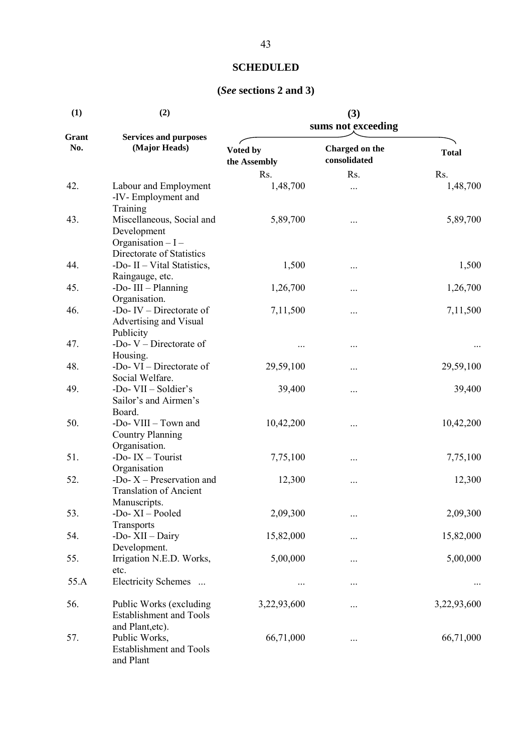## SCHEDULED

### (*See* sections 2 and 3)

| (1) | (2) | (3) sums not exceeding | | |
|---|---|---|---|---|
| Grant No. | Services and purposes (Major Heads) | Voted by the Assembly | Charged on the consolidated | Total |
| | | Rs. | Rs. | Rs. |
| 42. | Labour and Employment -IV- Employment and Training | 1,48,700 | ... | 1,48,700 |
| 43. | Miscellaneous, Social and Development Organisation – I – Directorate of Statistics | 5,89,700 | ... | 5,89,700 |
| 44. | -Do- II – Vital Statistics, Raingauge, etc. | 1,500 | ... | 1,500 |
| 45. | -Do- III – Planning Organisation. | 1,26,700 | ... | 1,26,700 |
| 46. | -Do- IV – Directorate of Advertising and Visual Publicity | 7,11,500 | ... | 7,11,500 |
| 47. | -Do- V – Directorate of Housing. | ... | ... | ... |
| 48. | -Do- VI – Directorate of Social Welfare. | 29,59,100 | ... | 29,59,100 |
| 49. | -Do- VII – Soldier's Sailor's and Airmen's Board. | 39,400 | ... | 39,400 |
| 50. | -Do- VIII – Town and Country Planning Organisation. | 10,42,200 | ... | 10,42,200 |
| 51. | -Do- IX – Tourist Organisation | 7,75,100 | ... | 7,75,100 |
| 52. | -Do- X – Preservation and Translation of Ancient Manuscripts. | 12,300 | ... | 12,300 |
| 53. | -Do- XI – Pooled Transports | 2,09,300 | ... | 2,09,300 |
| 54. | -Do- XII – Dairy Development. | 15,82,000 | ... | 15,82,000 |
| 55. | Irrigation N.E.D. Works, etc. | 5,00,000 | ... | 5,00,000 |
| 55.A | Electricity Schemes ... | ... | ... | ... |
| 56. | Public Works (excluding Establishment and Tools and Plant,etc). | 3,22,93,600 | ... | 3,22,93,600 |
| 57. | Public Works, Establishment and Tools and Plant | 66,71,000 | ... | 66,71,000 |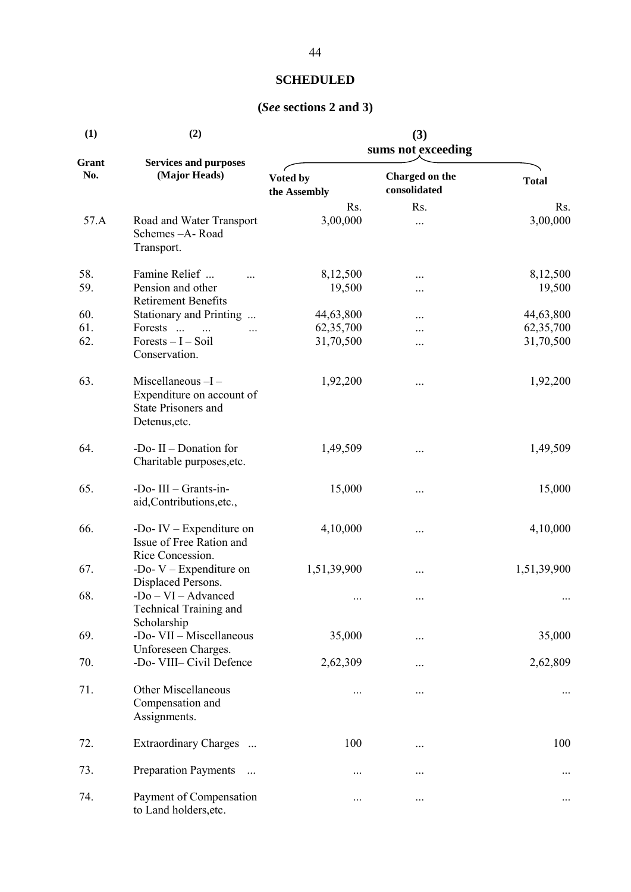**SCHEDULED**

**(*See* sections 2 and 3)**

| (1) | (2) | (3) | | |
|---|---|---|---|---|
| | | sums not exceeding | | |
| **Grant No.** | **Services and purposes (Major Heads)** | **Voted by the Assembly** | **Charged on the consolidated** | **Total** |
| | | Rs. | Rs. | Rs. |
| 57.A | Road and Water Transport Schemes –A- Road Transport. | 3,00,000 | ... | 3,00,000 |
| 58. | Famine Relief ... ... | 8,12,500 | ... | 8,12,500 |
| 59. | Pension and other Retirement Benefits | 19,500 | ... | 19,500 |
| 60. | Stationary and Printing ... | 44,63,800 | ... | 44,63,800 |
| 61. | Forests ... ... ... | 62,35,700 | ... | 62,35,700 |
| 62. | Forests – I – Soil Conservation. | 31,70,500 | ... | 31,70,500 |
| 63. | Miscellaneous –I – Expenditure on account of State Prisoners and Detenus,etc. | 1,92,200 | ... | 1,92,200 |
| 64. | -Do- II – Donation for Charitable purposes,etc. | 1,49,509 | ... | 1,49,509 |
| 65. | -Do- III – Grants-in-aid,Contributions,etc., | 15,000 | ... | 15,000 |
| 66. | -Do- IV – Expenditure on Issue of Free Ration and Rice Concession. | 4,10,000 | ... | 4,10,000 |
| 67. | -Do- V – Expenditure on Displaced Persons. | 1,51,39,900 | ... | 1,51,39,900 |
| 68. | -Do – VI – Advanced Technical Training and Scholarship | ... | ... | ... |
| 69. | -Do- VII – Miscellaneous Unforeseen Charges. | 35,000 | ... | 35,000 |
| 70. | -Do- VIII– Civil Defence | 2,62,309 | ... | 2,62,809 |
| 71. | Other Miscellaneous Compensation and Assignments. | ... | ... | ... |
| 72. | Extraordinary Charges ... | 100 | ... | 100 |
| 73. | Preparation Payments ... | ... | ... | ... |
| 74. | Payment of Compensation to Land holders,etc. | ... | ... | ... |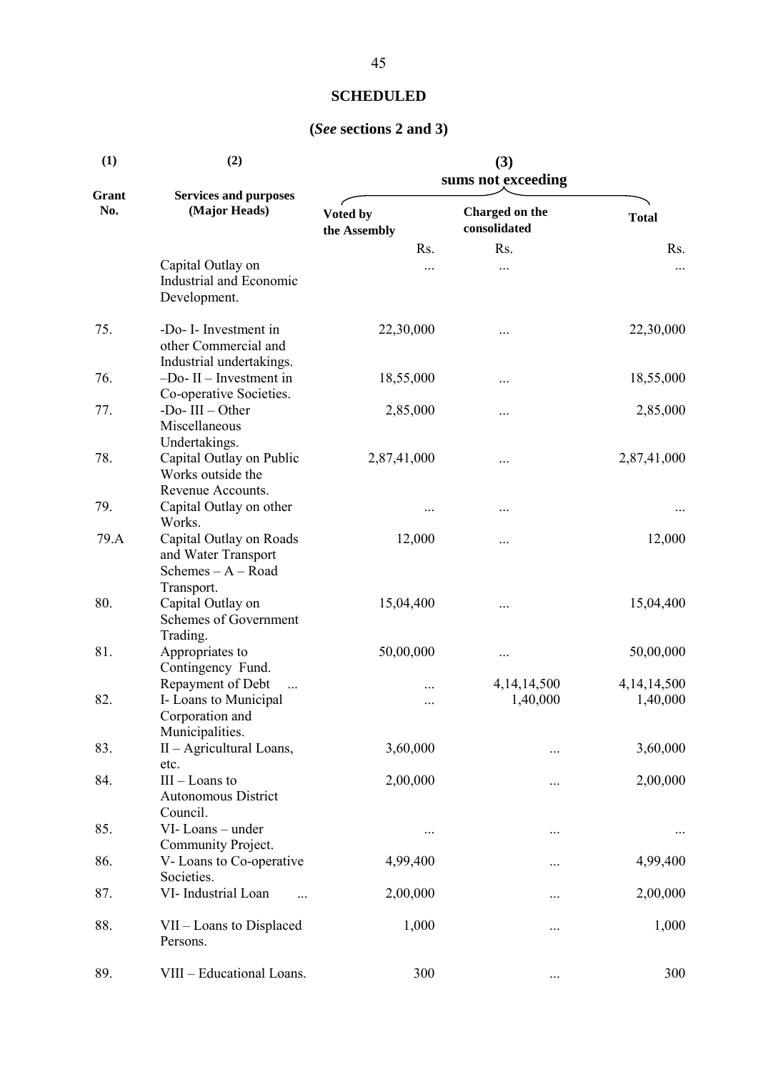## SCHEDULED

### (*See* sections 2 and 3)

| (1) | (2) | (3) sums not exceeding | | |
|---|---|---|---|---|
| Grant No. | Services and purposes (Major Heads) | Voted by the Assembly | Charged on the consolidated | Total |
| | | Rs. | Rs. | Rs. |
| | Capital Outlay on Industrial and Economic Development. | ... | ... | ... |
| 75. | -Do- I- Investment in other Commercial and Industrial undertakings. | 22,30,000 | ... | 22,30,000 |
| 76. | –Do- II – Investment in Co-operative Societies. | 18,55,000 | ... | 18,55,000 |
| 77. | -Do- III – Other Miscellaneous Undertakings. | 2,85,000 | ... | 2,85,000 |
| 78. | Capital Outlay on Public Works outside the Revenue Accounts. | 2,87,41,000 | ... | 2,87,41,000 |
| 79. | Capital Outlay on other Works. | ... | ... | ... |
| 79.A | Capital Outlay on Roads and Water Transport Schemes – A – Road Transport. | 12,000 | ... | 12,000 |
| 80. | Capital Outlay on Schemes of Government Trading. | 15,04,400 | ... | 15,04,400 |
| 81. | Appropriates to Contingency Fund. | 50,00,000 | ... | 50,00,000 |
| | Repayment of Debt ... | ... | 4,14,14,500 | 4,14,14,500 |
| 82. | I- Loans to Municipal Corporation and Municipalities. | ... | 1,40,000 | 1,40,000 |
| 83. | II – Agricultural Loans, etc. | 3,60,000 | ... | 3,60,000 |
| 84. | III – Loans to Autonomous District Council. | 2,00,000 | ... | 2,00,000 |
| 85. | VI- Loans – under Community Project. | ... | ... | ... |
| 86. | V- Loans to Co-operative Societies. | 4,99,400 | ... | 4,99,400 |
| 87. | VI- Industrial Loan ... | 2,00,000 | ... | 2,00,000 |
| 88. | VII – Loans to Displaced Persons. | 1,000 | ... | 1,000 |
| 89. | VIII – Educational Loans. | 300 | ... | 300 |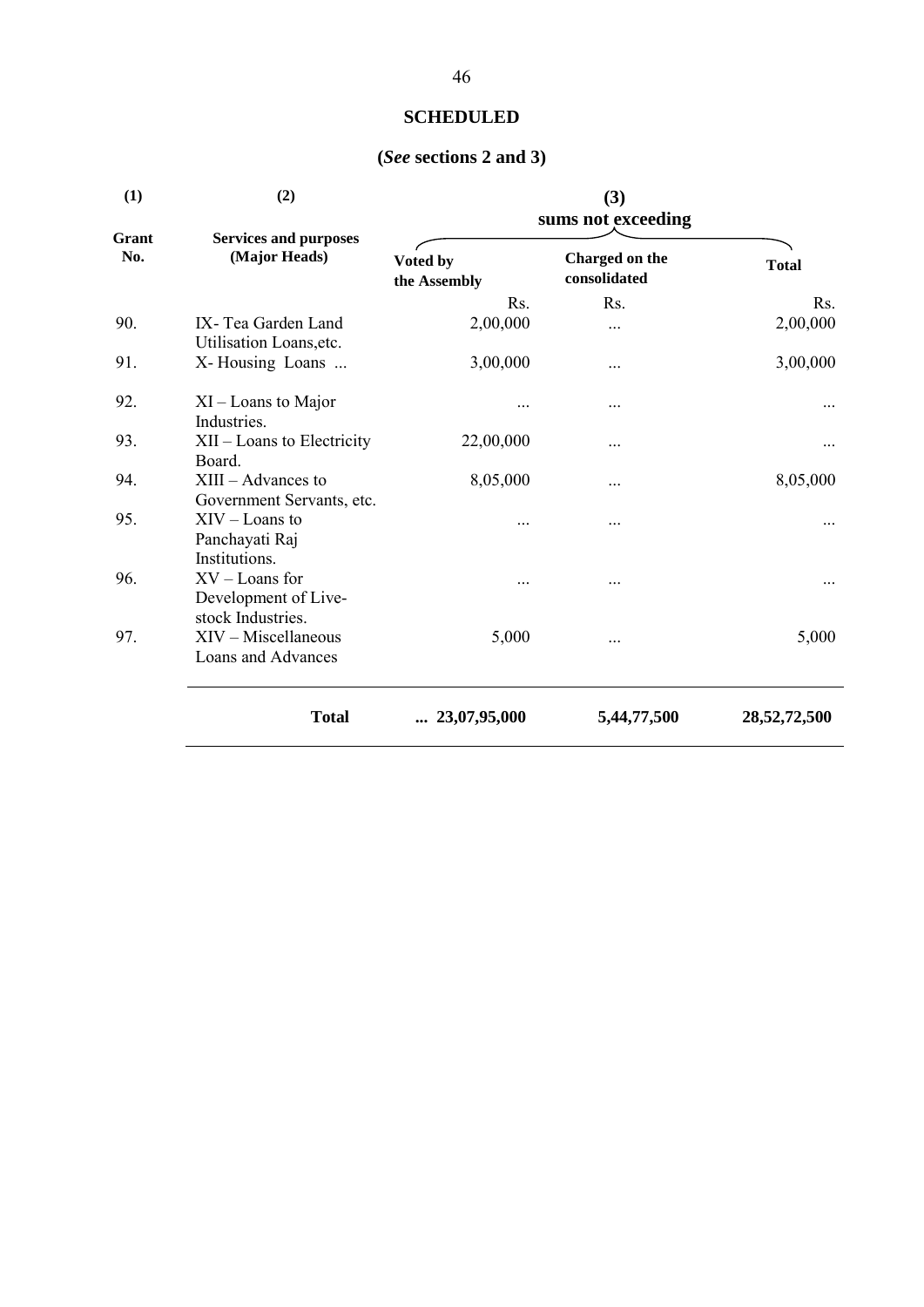## SCHEDULED

### (*See* sections 2 and 3)

| (1) | (2) | (3) sums not exceeding | | |
|---|---|---|---|---|
| Grant No. | Services and purposes (Major Heads) | Voted by the Assembly | Charged on the consolidated | Total |
| | | Rs. | Rs. | Rs. |
| 90. | IX- Tea Garden Land Utilisation Loans,etc. | 2,00,000 | ... | 2,00,000 |
| 91. | X- Housing Loans ... | 3,00,000 | ... | 3,00,000 |
| 92. | XI – Loans to Major Industries. | ... | ... | ... |
| 93. | XII – Loans to Electricity Board. | 22,00,000 | ... | ... |
| 94. | XIII – Advances to Government Servants, etc. | 8,05,000 | ... | 8,05,000 |
| 95. | XIV – Loans to Panchayati Raj Institutions. | ... | ... | ... |
| 96. | XV – Loans for Development of Live-stock Industries. | ... | ... | ... |
| 97. | XIV – Miscellaneous Loans and Advances | 5,000 | ... | 5,000 |
| | **Total** | **... 23,07,95,000** | **5,44,77,500** | **28,52,72,500** |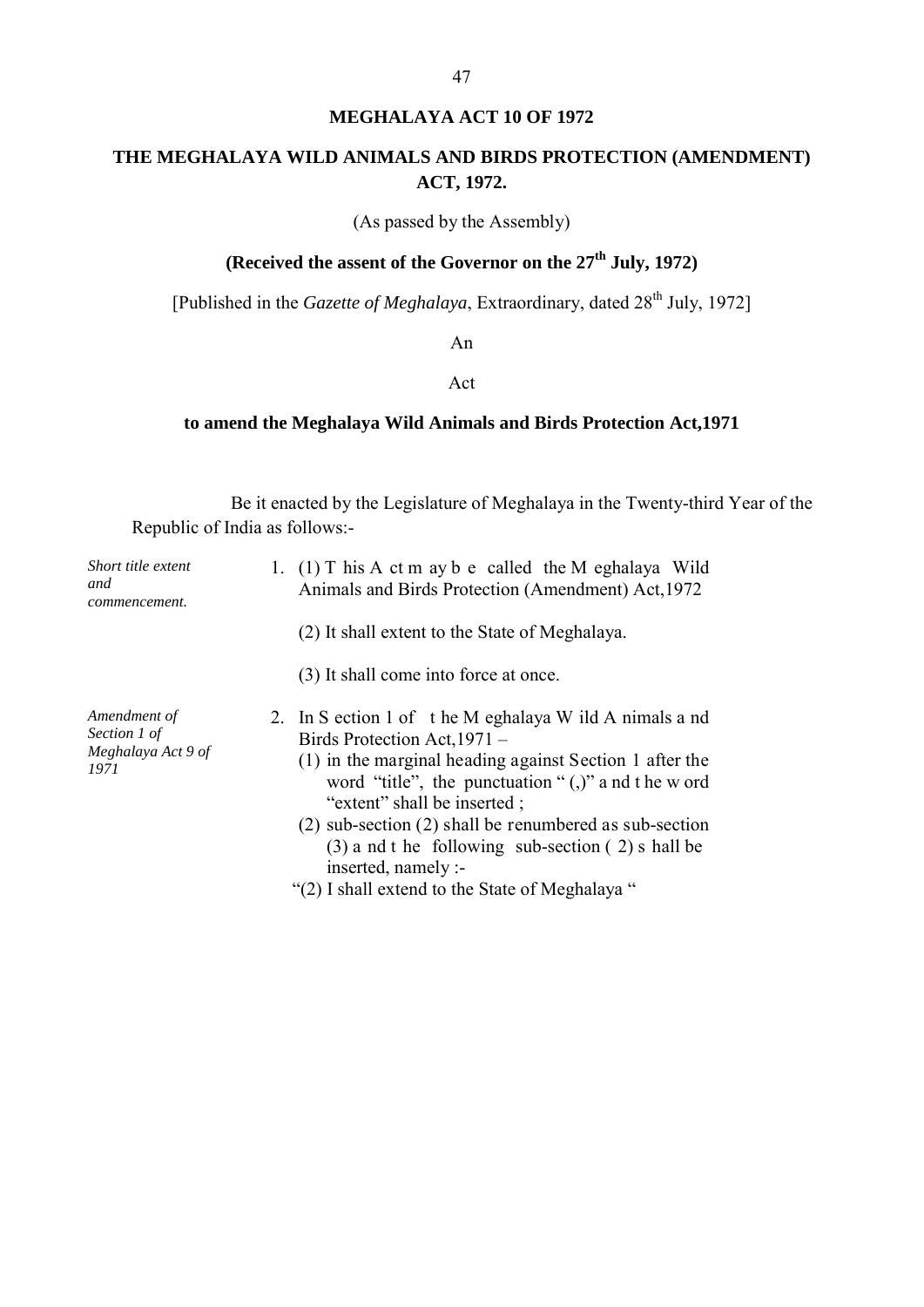# MEGHALAYA ACT 10 OF 1972

## THE MEGHALAYA WILD ANIMALS AND BIRDS PROTECTION (AMENDMENT) ACT, 1972.

(As passed by the Assembly)

**(Received the assent of the Governor on the 27th July, 1972)**

[Published in the *Gazette of Meghalaya*, Extraordinary, dated 28th July, 1972]

An

Act

**to amend the Meghalaya Wild Animals and Birds Protection Act,1971**

Be it enacted by the Legislature of Meghalaya in the Twenty-third Year of the Republic of India as follows:-

*Short title extent and commencement.*

1. (1) This Act may be called the Meghalaya Wild Animals and Birds Protection (Amendment) Act,1972

   (2) It shall extent to the State of Meghalaya.

   (3) It shall come into force at once.

*Amendment of Section 1 of Meghalaya Act 9 of 1971*

2. In Section 1 of the Meghalaya Wild Animals and Birds Protection Act,1971 –
   (1) in the marginal heading against Section 1 after the word "title", the punctuation " (,)" and the word "extent" shall be inserted ;
   (2) sub-section (2) shall be renumbered as sub-section (3) and the following sub-section (2) shall be inserted, namely :-

   "(2) I shall extend to the State of Meghalaya "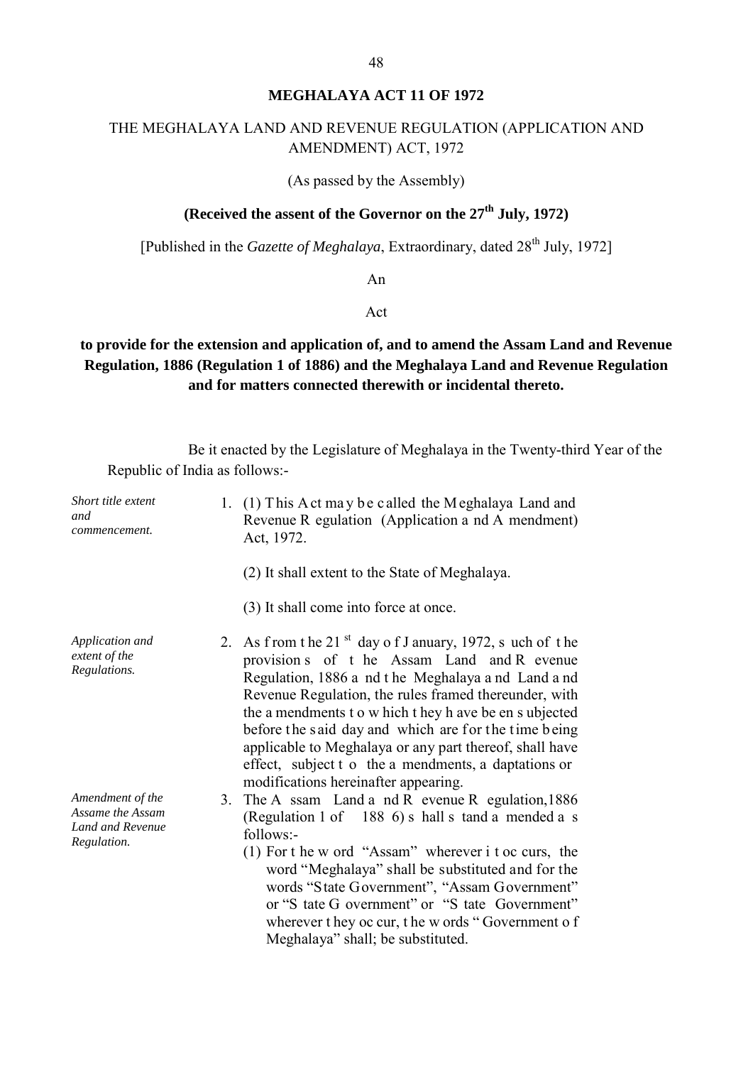# MEGHALAYA ACT 11 OF 1972

THE MEGHALAYA LAND AND REVENUE REGULATION (APPLICATION AND AMENDMENT) ACT, 1972

(As passed by the Assembly)

**(Received the assent of the Governor on the 27th July, 1972)**

[Published in the *Gazette of Meghalaya*, Extraordinary, dated 28th July, 1972]

An

Act

**to provide for the extension and application of, and to amend the Assam Land and Revenue Regulation, 1886 (Regulation 1 of 1886) and the Meghalaya Land and Revenue Regulation and for matters connected therewith or incidental thereto.**

Be it enacted by the Legislature of Meghalaya in the Twenty-third Year of the Republic of India as follows:-

*Short title extent and commencement.*

1. (1) This Act may be called the Meghalaya Land and Revenue Regulation (Application and Amendment) Act, 1972.

   (2) It shall extent to the State of Meghalaya.

   (3) It shall come into force at once.

*Application and extent of the Regulations.*

2. As from the 21st day of January, 1972, such of the provisions of the Assam Land and Revenue Regulation, 1886 and the Meghalaya and Land and Revenue Regulation, the rules framed thereunder, with the amendments to which they have been subjected before the said day and which are for the time being applicable to Meghalaya or any part thereof, shall have effect, subject to the amendments, adaptations or modifications hereinafter appearing.

*Amendment of the Assame the Assam Land and Revenue Regulation.*

3. The Assam Land and Revenue Regulation,1886 (Regulation 1 of 1886) shall stand amended as follows:-

   (1) For the word "Assam" wherever it occurs, the word "Meghalaya" shall be substituted and for the words "State Government", "Assam Government" or "State Government" or "State Government" wherever they occur, the words " Government of Meghalaya" shall; be substituted.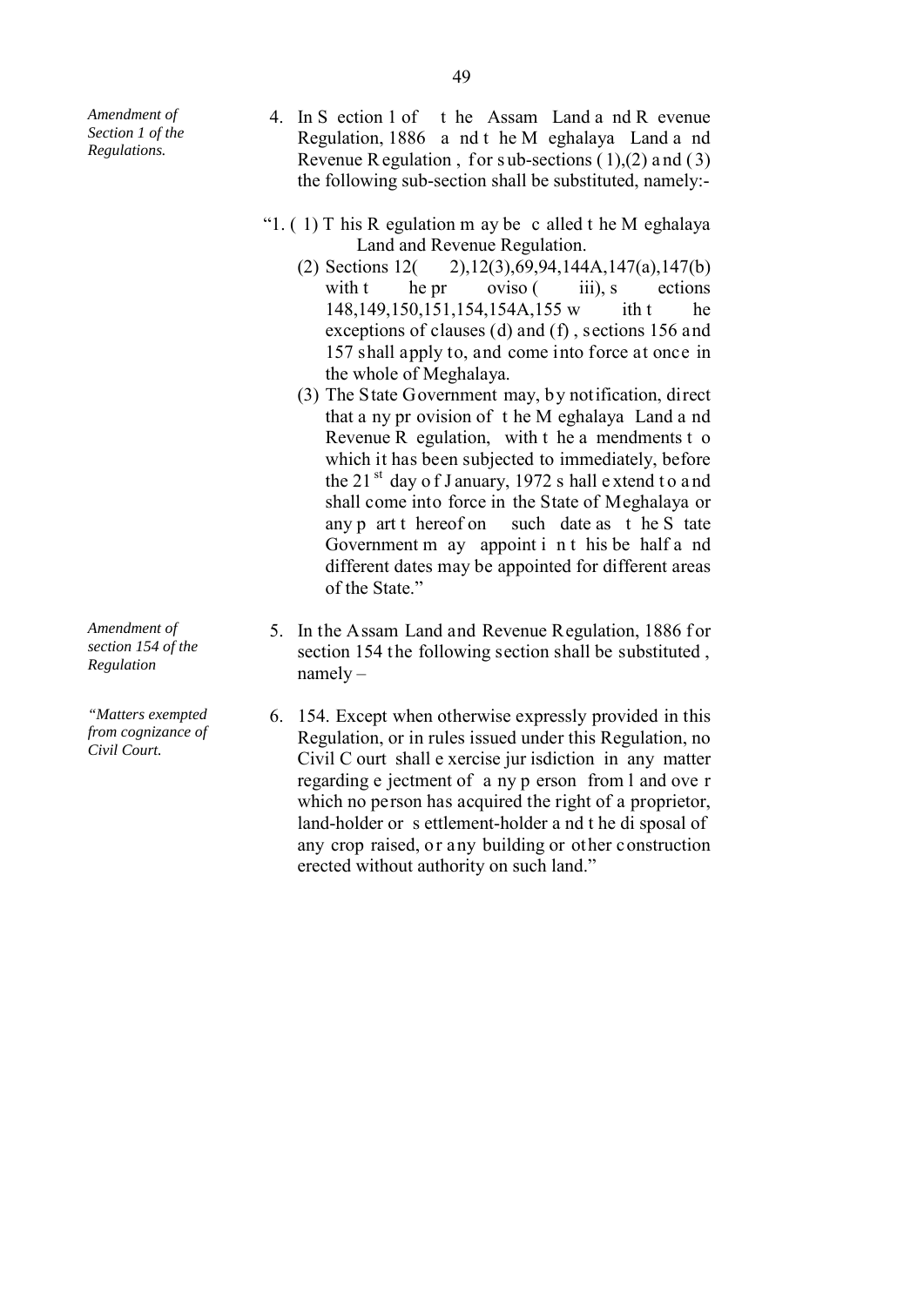*Amendment of Section 1 of the Regulations.*

4. In Section 1 of the Assam Land and Revenue Regulation, 1886 and the Meghalaya Land and Revenue Regulation, for sub-sections (1),(2) and (3) the following sub-section shall be substituted, namely:-

"1. (1) This Regulation may be called the Meghalaya Land and Revenue Regulation.

(2) Sections 12(2),12(3),69,94,144A,147(a),147(b) with the proviso (iii), sections 148,149,150,151,154,154A,155 with the exceptions of clauses (d) and (f), sections 156 and 157 shall apply to, and come into force at once in the whole of Meghalaya.

(3) The State Government may, by notification, direct that any provision of the Meghalaya Land and Revenue Regulation, with the amendments to which it has been subjected to immediately, before the 21st day of January, 1972 shall extend to and shall come into force in the State of Meghalaya or any part thereof on such date as the State Government may appoint in this behalf and different dates may be appointed for different areas of the State."

*Amendment of section 154 of the Regulation*

5. In the Assam Land and Revenue Regulation, 1886 for section 154 the following section shall be substituted, namely –

*"Matters exempted from cognizance of Civil Court.*

6. 154. Except when otherwise expressly provided in this Regulation, or in rules issued under this Regulation, no Civil Court shall exercise jurisdiction in any matter regarding ejectment of any person from land over which no person has acquired the right of a proprietor, land-holder or settlement-holder and the disposal of any crop raised, or any building or other construction erected without authority on such land."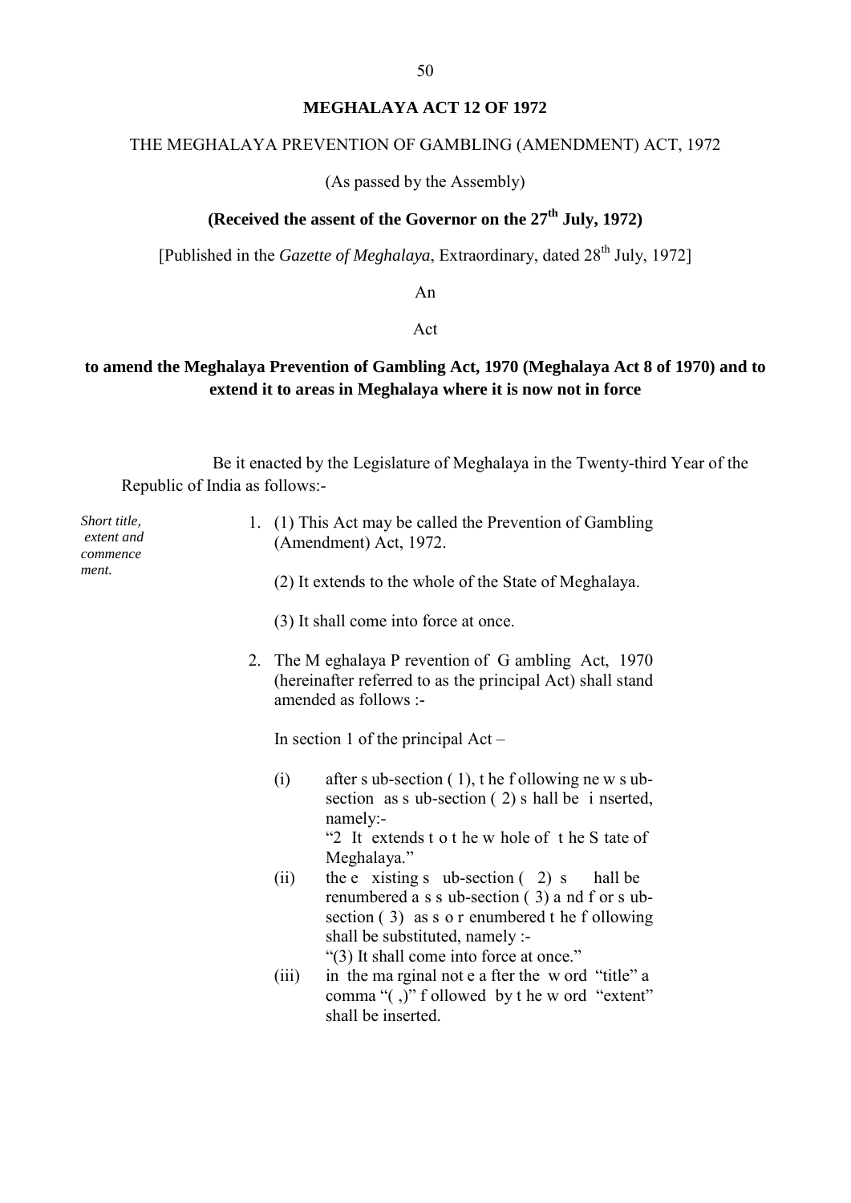**MEGHALAYA ACT 12 OF 1972**

THE MEGHALAYA PREVENTION OF GAMBLING (AMENDMENT) ACT, 1972

(As passed by the Assembly)

**(Received the assent of the Governor on the 27th July, 1972)**

[Published in the *Gazette of Meghalaya*, Extraordinary, dated 28th July, 1972]

An

Act

**to amend the Meghalaya Prevention of Gambling Act, 1970 (Meghalaya Act 8 of 1970) and to extend it to areas in Meghalaya where it is now not in force**

Be it enacted by the Legislature of Meghalaya in the Twenty-third Year of the Republic of India as follows:-

*Short title, extent and commencement.*

1. (1) This Act may be called the Prevention of Gambling (Amendment) Act, 1972.

   (2) It extends to the whole of the State of Meghalaya.

   (3) It shall come into force at once.

2. The Meghalaya Prevention of Gambling Act, 1970 (hereinafter referred to as the principal Act) shall stand amended as follows :-

   In section 1 of the principal Act –

   (i) after sub-section (1), the following new sub-section as sub-section (2) shall be inserted, namely:-
   "2 It extends to the whole of the State of Meghalaya."

   (ii) the existing sub-section (2) shall be renumbered as sub-section (3) and for sub-section (3) as so renumbered the following shall be substituted, namely :-
   "(3) It shall come into force at once."

   (iii) in the marginal note after the word "title" a comma "( ,)" followed by the word "extent" shall be inserted.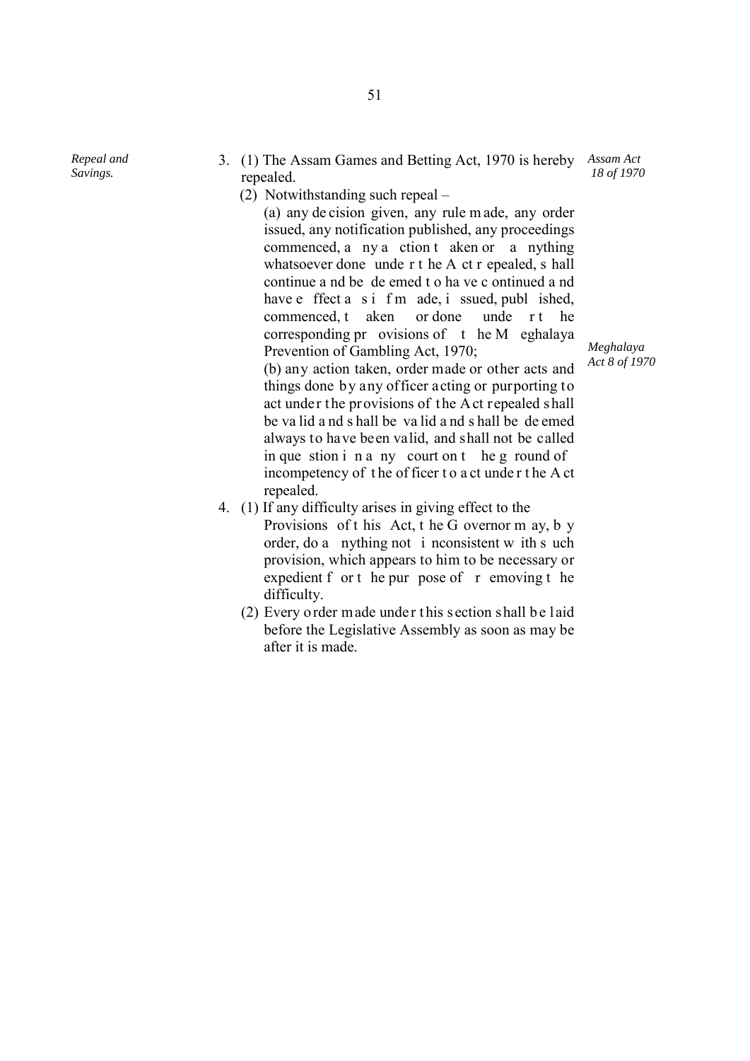*Repeal and Savings.*

3. (1) The Assam Games and Betting Act, 1970 is hereby repealed. *Assam Act 18 of 1970*

   (2) Notwithstanding such repeal –

   (a) any decision given, any rule made, any order issued, any notification published, any proceedings commenced, any action taken or anything whatsoever done under the Act repealed, shall continue and be deemed to have continued and have effect as if made, issued, published, commenced, taken or done under the corresponding provisions of the Meghalaya Prevention of Gambling Act, 1970; *Meghalaya Act 8 of 1970*

   (b) any action taken, order made or other acts and things done by any officer acting or purporting to act under the provisions of the Act repealed shall be valid and shall be valid and shall be deemed always to have been valid, and shall not be called in question in any court on the ground of incompetency of the officer to act under the Act repealed.

4. (1) If any difficulty arises in giving effect to the Provisions of this Act, the Governor may, by order, do anything not inconsistent with such provision, which appears to him to be necessary or expedient for the purpose of removing the difficulty.

   (2) Every order made under this section shall be laid before the Legislative Assembly as soon as may be after it is made.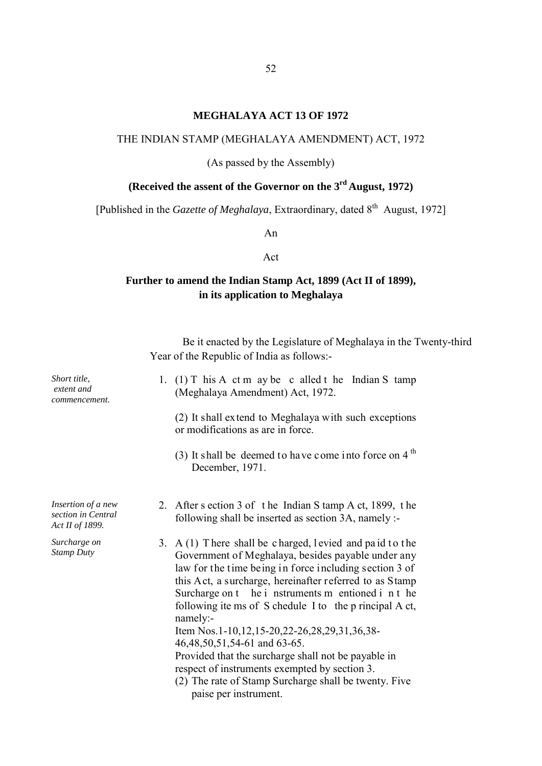# MEGHALAYA ACT 13 OF 1972

THE INDIAN STAMP (MEGHALAYA AMENDMENT) ACT, 1972

(As passed by the Assembly)

**(Received the assent of the Governor on the 3rd August, 1972)**

[Published in the *Gazette of Meghalaya*, Extraordinary, dated 8th August, 1972]

An

Act

**Further to amend the Indian Stamp Act, 1899 (Act II of 1899), in its application to Meghalaya**

Be it enacted by the Legislature of Meghalaya in the Twenty-third Year of the Republic of India as follows:-

*Short title, extent and commencement.*

1. (1) This Act may be called the Indian Stamp (Meghalaya Amendment) Act, 1972.

   (2) It shall extend to Meghalaya with such exceptions or modifications as are in force.

   (3) It shall be deemed to have come into force on 4th December, 1971.

*Insertion of a new section in Central Act II of 1899.*

2. After section 3 of the Indian Stamp Act, 1899, the following shall be inserted as section 3A, namely :-

*Surcharge on Stamp Duty*

3. A (1) There shall be charged, levied and paid to the Government of Meghalaya, besides payable under any law for the time being in force including section 3 of this Act, a surcharge, hereinafter referred to as Stamp Surcharge on the instruments mentioned in the following items of Schedule I to the principal Act, namely:-

   Item Nos.1-10,12,15-20,22-26,28,29,31,36,38-46,48,50,51,54-61 and 63-65.

   Provided that the surcharge shall not be payable in respect of instruments exempted by section 3.

   (2) The rate of Stamp Surcharge shall be twenty. Five paise per instrument.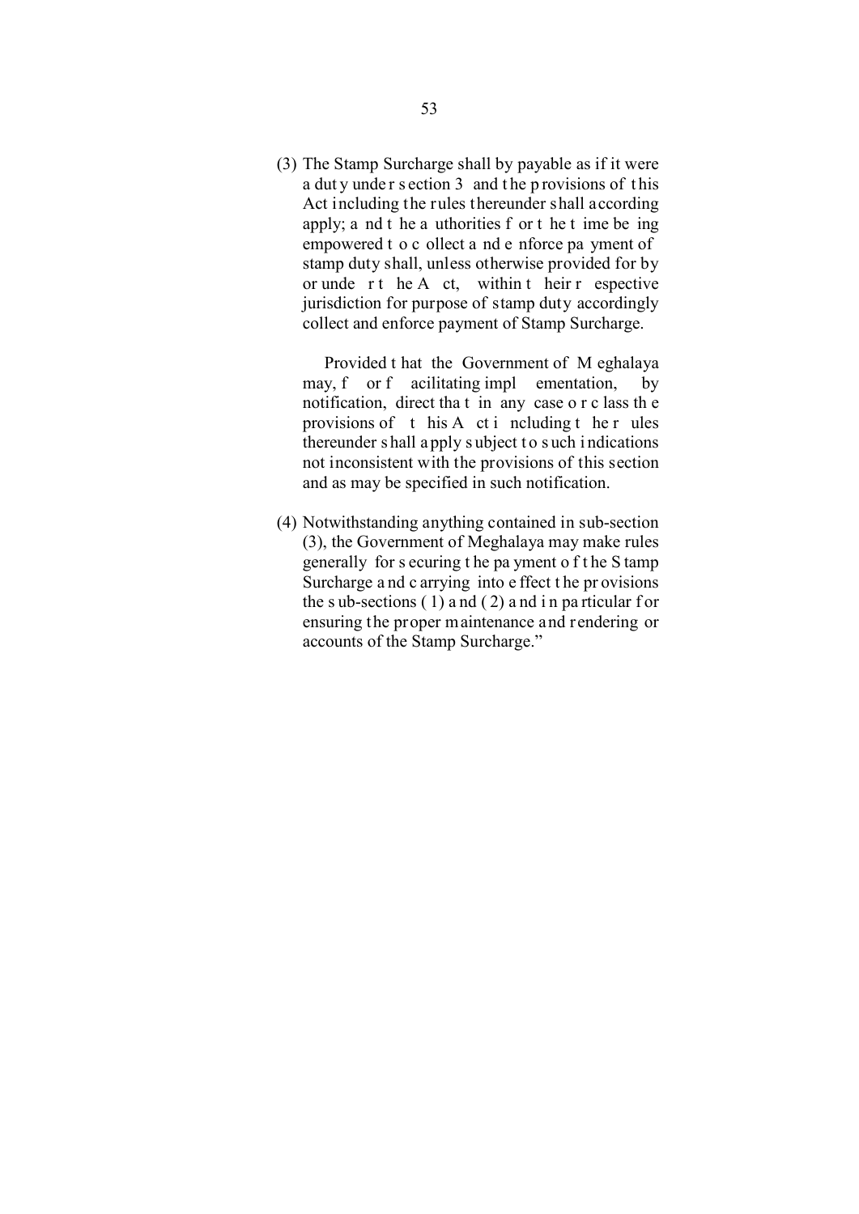(3) The Stamp Surcharge shall by payable as if it were a duty under section 3 and the provisions of this Act including the rules thereunder shall according apply; and the authorities for the time being empowered to collect and enforce payment of stamp duty shall, unless otherwise provided for by or under the Act, within their respective jurisdiction for purpose of stamp duty accordingly collect and enforce payment of Stamp Surcharge.

Provided that the Government of Meghalaya may, for facilitating implementation, by notification, direct that in any case or class the provisions of this Act including the rules thereunder shall apply subject to such indications not inconsistent with the provisions of this section and as may be specified in such notification.

(4) Notwithstanding anything contained in sub-section (3), the Government of Meghalaya may make rules generally for securing the payment of the Stamp Surcharge and carrying into effect the provisions the sub-sections (1) and (2) and in particular for ensuring the proper maintenance and rendering or accounts of the Stamp Surcharge."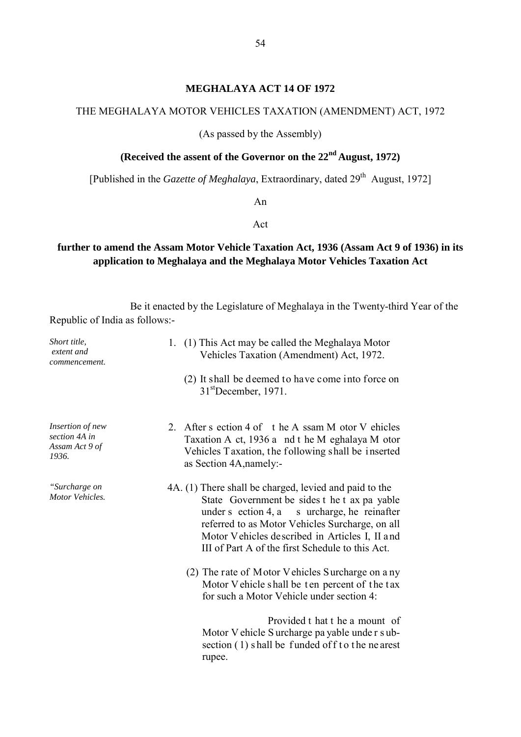# MEGHALAYA ACT 14 OF 1972

THE MEGHALAYA MOTOR VEHICLES TAXATION (AMENDMENT) ACT, 1972

(As passed by the Assembly)

**(Received the assent of the Governor on the 22nd August, 1972)**

[Published in the *Gazette of Meghalaya*, Extraordinary, dated 29th August, 1972]

An

Act

**further to amend the Assam Motor Vehicle Taxation Act, 1936 (Assam Act 9 of 1936) in its application to Meghalaya and the Meghalaya Motor Vehicles Taxation Act**

Be it enacted by the Legislature of Meghalaya in the Twenty-third Year of the Republic of India as follows:-

*Short title, extent and commencement.*

1. (1) This Act may be called the Meghalaya Motor Vehicles Taxation (Amendment) Act, 1972.

   (2) It shall be deemed to have come into force on 31st December, 1971.

*Insertion of new section 4A in Assam Act 9 of 1936.*

2. After section 4 of the Assam Motor Vehicles Taxation Act, 1936 and the Meghalaya Motor Vehicles Taxation, the following shall be inserted as Section 4A, namely:-

*"Surcharge on Motor Vehicles.*

4A. (1) There shall be charged, levied and paid to the State Government besides the tax payable under section 4, a surcharge, hereinafter referred to as Motor Vehicles Surcharge, on all Motor Vehicles described in Articles I, II and III of Part A of the first Schedule to this Act.

   (2) The rate of Motor Vehicles Surcharge on any Motor Vehicle shall be ten percent of the tax for such a Motor Vehicle under section 4:

   Provided that the amount of Motor Vehicle Surcharge payable under sub-section (1) shall be funded off to the nearest rupee.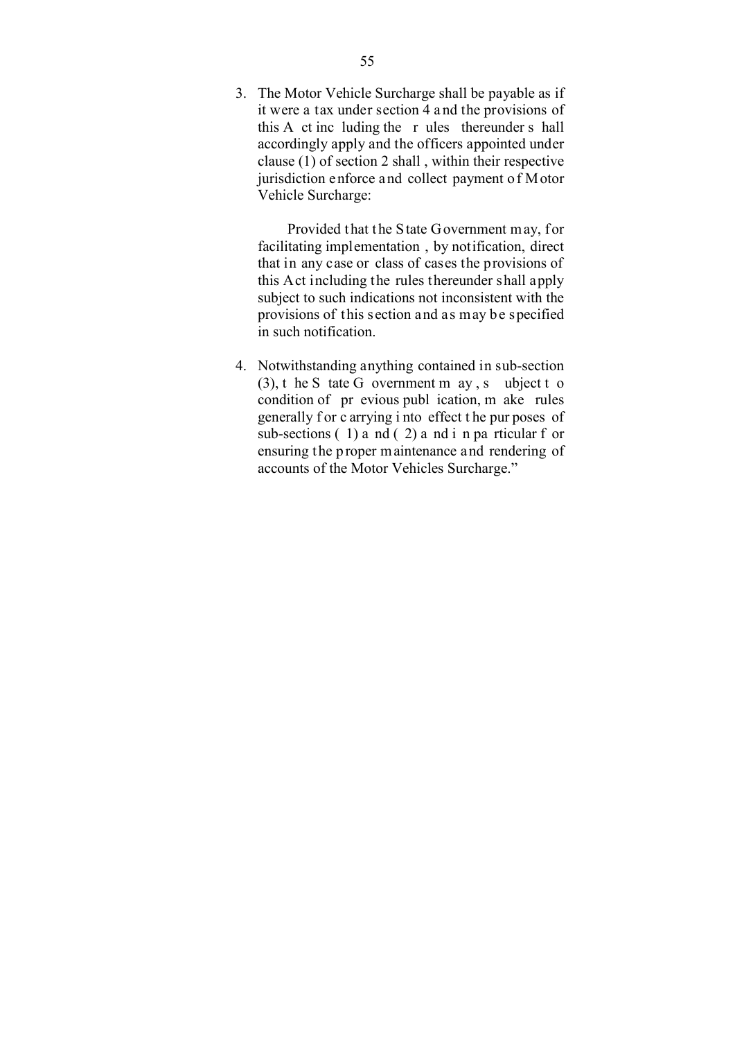3. The Motor Vehicle Surcharge shall be payable as if it were a tax under section 4 and the provisions of this Act including the rules thereunder shall accordingly apply and the officers appointed under clause (1) of section 2 shall , within their respective jurisdiction enforce and collect payment of Motor Vehicle Surcharge:

   Provided that the State Government may, for facilitating implementation , by notification, direct that in any case or class of cases the provisions of this Act including the rules thereunder shall apply subject to such indications not inconsistent with the provisions of this section and as may be specified in such notification.

4. Notwithstanding anything contained in sub-section (3), the State Government may, subject to condition of previous publication, make rules generally for carrying into effect the purposes of sub-sections (1) and (2) and in particular for ensuring the proper maintenance and rendering of accounts of the Motor Vehicles Surcharge."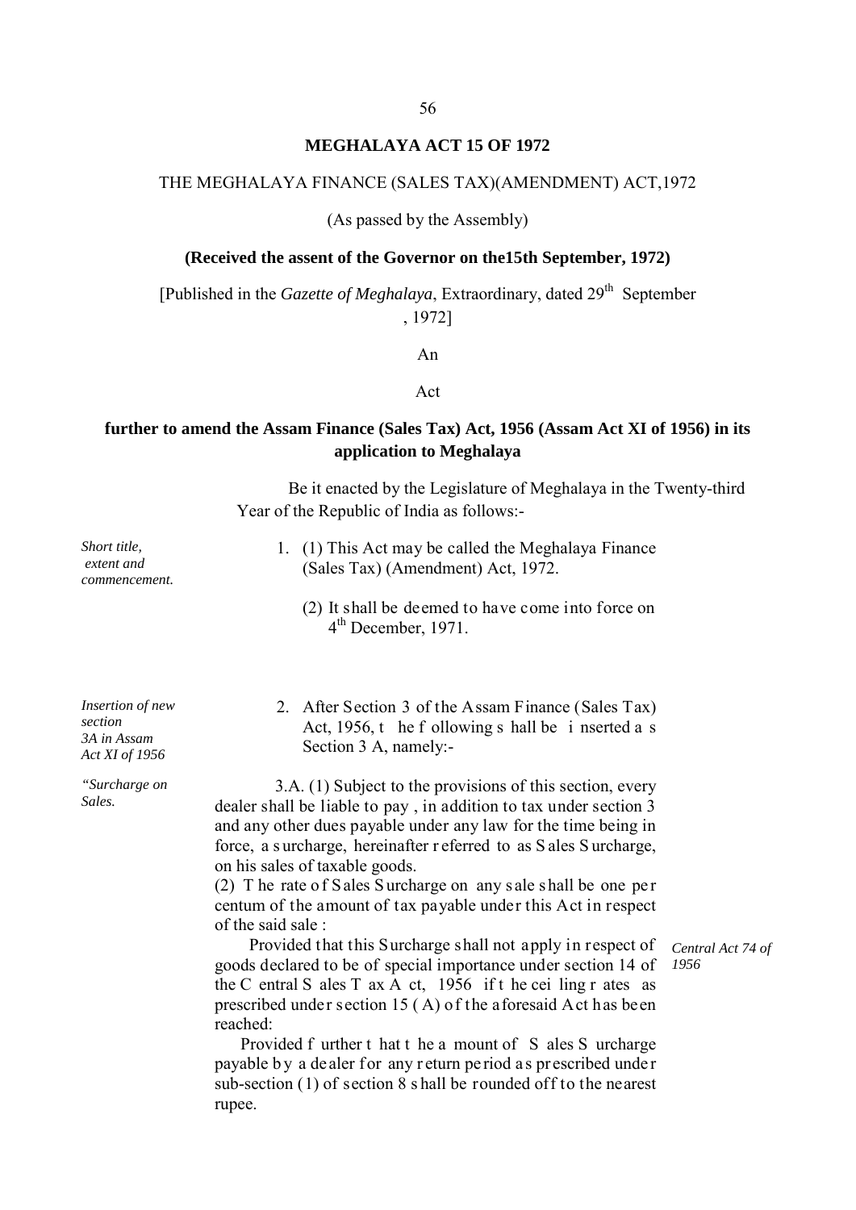## MEGHALAYA ACT 15 OF 1972

THE MEGHALAYA FINANCE (SALES TAX)(AMENDMENT) ACT,1972

(As passed by the Assembly)

**(Received the assent of the Governor on the15th September, 1972)**

[Published in the *Gazette of Meghalaya*, Extraordinary, dated 29th September, 1972]

An

Act

**further to amend the Assam Finance (Sales Tax) Act, 1956 (Assam Act XI of 1956) in its application to Meghalaya**

Be it enacted by the Legislature of Meghalaya in the Twenty-third Year of the Republic of India as follows:-

*Short title, extent and commencement.*

1. (1) This Act may be called the Meghalaya Finance (Sales Tax) (Amendment) Act, 1972.

   (2) It shall be deemed to have come into force on 4th December, 1971.

*Insertion of new section 3A in Assam Act XI of 1956*

2. After Section 3 of the Assam Finance (Sales Tax) Act, 1956, the following shall be inserted as Section 3 A, namely:-

*"Surcharge on Sales.*

3.A. (1) Subject to the provisions of this section, every dealer shall be liable to pay , in addition to tax under section 3 and any other dues payable under any law for the time being in force, a surcharge, hereinafter referred to as Sales Surcharge, on his sales of taxable goods.

(2) The rate of Sales Surcharge on any sale shall be one per centum of the amount of tax payable under this Act in respect of the said sale :

Provided that this Surcharge shall not apply in respect of goods declared to be of special importance under section 14 of the Central Sales Tax Act, 1956 if the ceiling rates as prescribed under section 15 (A) of the aforesaid Act has been reached:

*Central Act 74 of 1956*

Provided further that the amount of Sales Surcharge payable by a dealer for any return period as prescribed under sub-section (1) of section 8 shall be rounded off to the nearest rupee.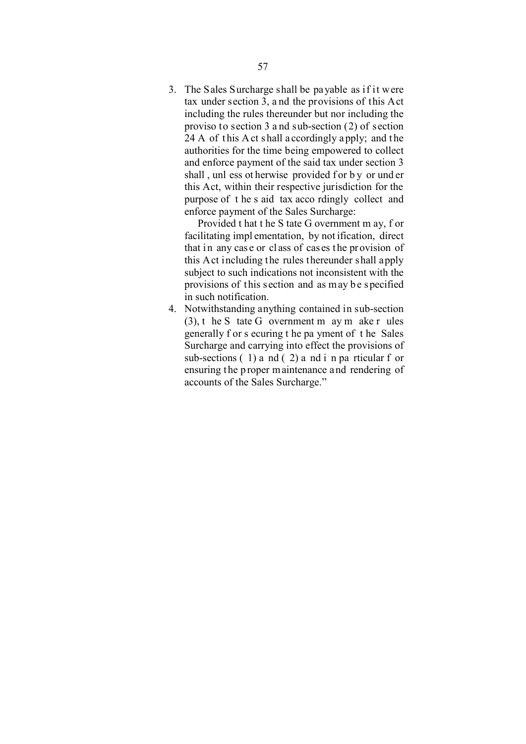3. The Sales Surcharge shall be payable as if it were tax under section 3, and the provisions of this Act including the rules thereunder but nor including the proviso to section 3 and sub-section (2) of section 24 A of this Act shall accordingly apply; and the authorities for the time being empowered to collect and enforce payment of the said tax under section 3 shall, unless otherwise provided for by or under this Act, within their respective jurisdiction for the purpose of the said tax accordingly collect and enforce payment of the Sales Surcharge:

   Provided that the State Government may, for facilitating implementation, by notification, direct that in any case or class of cases the provision of this Act including the rules thereunder shall apply subject to such indications not inconsistent with the provisions of this section and as may be specified in such notification.

4. Notwithstanding anything contained in sub-section (3), the State Government may make rules generally for securing the payment of the Sales Surcharge and carrying into effect the provisions of sub-sections (1) and (2) and in particular for ensuring the proper maintenance and rendering of accounts of the Sales Surcharge."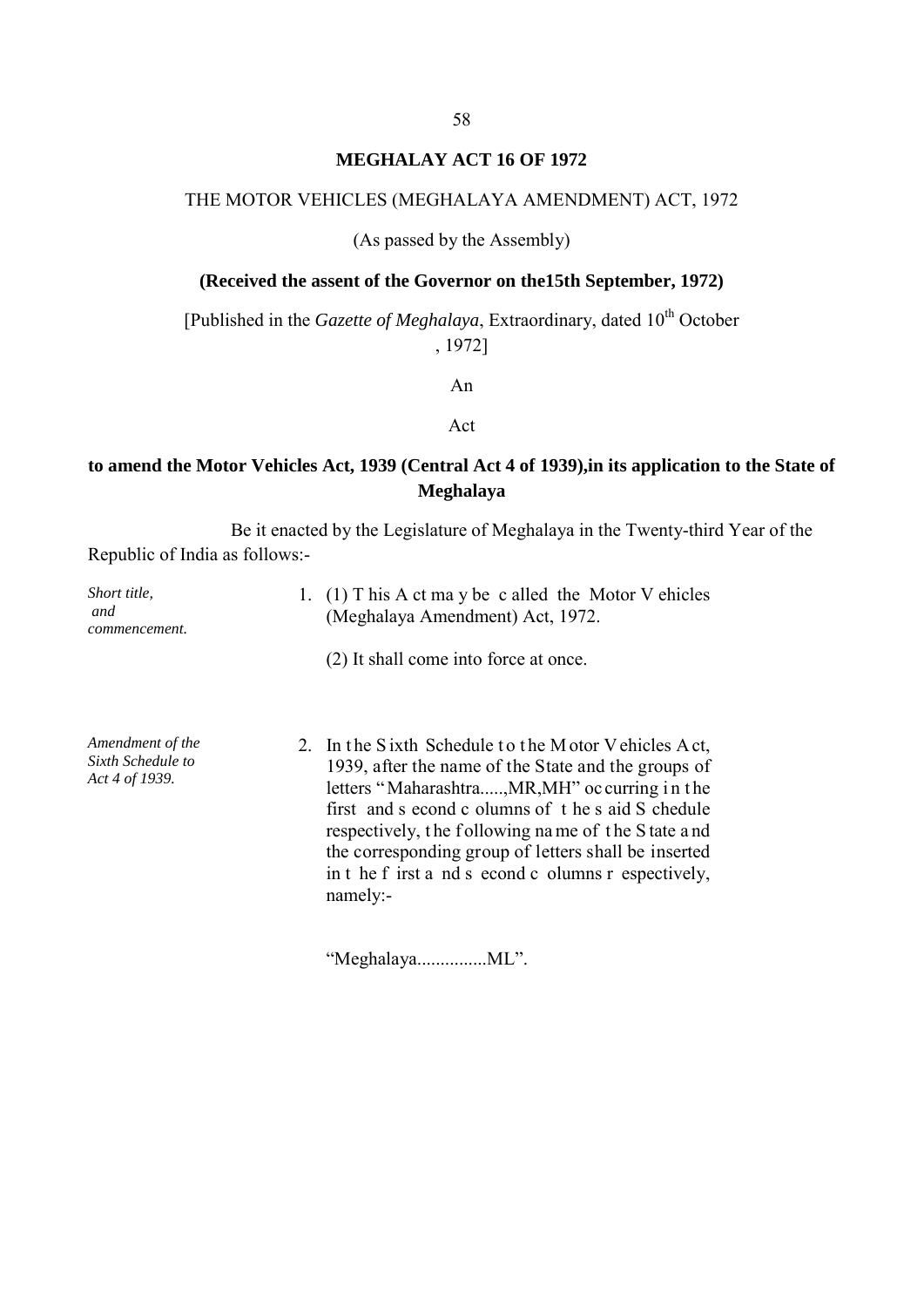# MEGHALAY ACT 16 OF 1972

THE MOTOR VEHICLES (MEGHALAYA AMENDMENT) ACT, 1972

(As passed by the Assembly)

**(Received the assent of the Governor on the15th September, 1972)**

[Published in the *Gazette of Meghalaya*, Extraordinary, dated 10th October , 1972]

An

Act

**to amend the Motor Vehicles Act, 1939 (Central Act 4 of 1939),in its application to the State of Meghalaya**

Be it enacted by the Legislature of Meghalaya in the Twenty-third Year of the Republic of India as follows:-

*Short title, and commencement.*

1. (1) This Act may be called the Motor Vehicles (Meghalaya Amendment) Act, 1972.

   (2) It shall come into force at once.

*Amendment of the Sixth Schedule to Act 4 of 1939.*

2. In the Sixth Schedule to the Motor Vehicles Act, 1939, after the name of the State and the groups of letters "Maharashtra.....,MR,MH" occurring in the first and second columns of the said Schedule respectively, the following name of the State and the corresponding group of letters shall be inserted in the first and second columns respectively, namely:-

   "Meghalaya...............ML".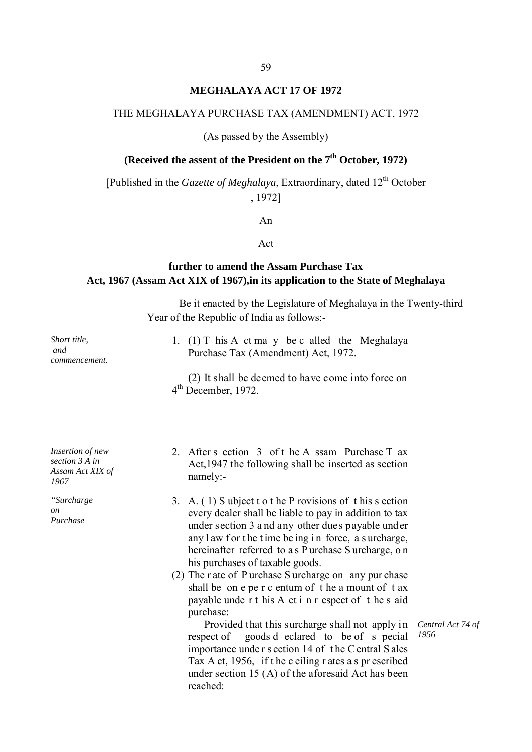# MEGHALAYA ACT 17 OF 1972

THE MEGHALAYA PURCHASE TAX (AMENDMENT) ACT, 1972

(As passed by the Assembly)

**(Received the assent of the President on the 7th October, 1972)**

[Published in the *Gazette of Meghalaya*, Extraordinary, dated 12th October , 1972]

An

Act

**further to amend the Assam Purchase Tax Act, 1967 (Assam Act XIX of 1967),in its application to the State of Meghalaya**

Be it enacted by the Legislature of Meghalaya in the Twenty-third Year of the Republic of India as follows:-

*Short title, and commencement.*

1. (1) This Act may be called the Meghalaya Purchase Tax (Amendment) Act, 1972.

   (2) It shall be deemed to have come into force on 4th December, 1972.

*Insertion of new section 3 A in Assam Act XIX of 1967*

2. After section 3 of the Assam Purchase Tax Act,1947 the following shall be inserted as section namely:-

*"Surcharge on Purchase*

3. A. (1) Subject to the Provisions of this section every dealer shall be liable to pay in addition to tax under section 3 and any other dues payable under any law for the time being in force, a surcharge, hereinafter referred to as Purchase Surcharge, on his purchases of taxable goods.

   (2) The rate of Purchase Surcharge on any purchase shall be one per centum of the amount of tax payable under this Act in respect of the said purchase:

   Provided that this surcharge shall not apply in respect of goods declared to be of special importance under section 14 of the Central Sales Tax Act, 1956, if the ceiling rates as prescribed under section 15 (A) of the aforesaid Act has been reached:

*Central Act 74 of 1956*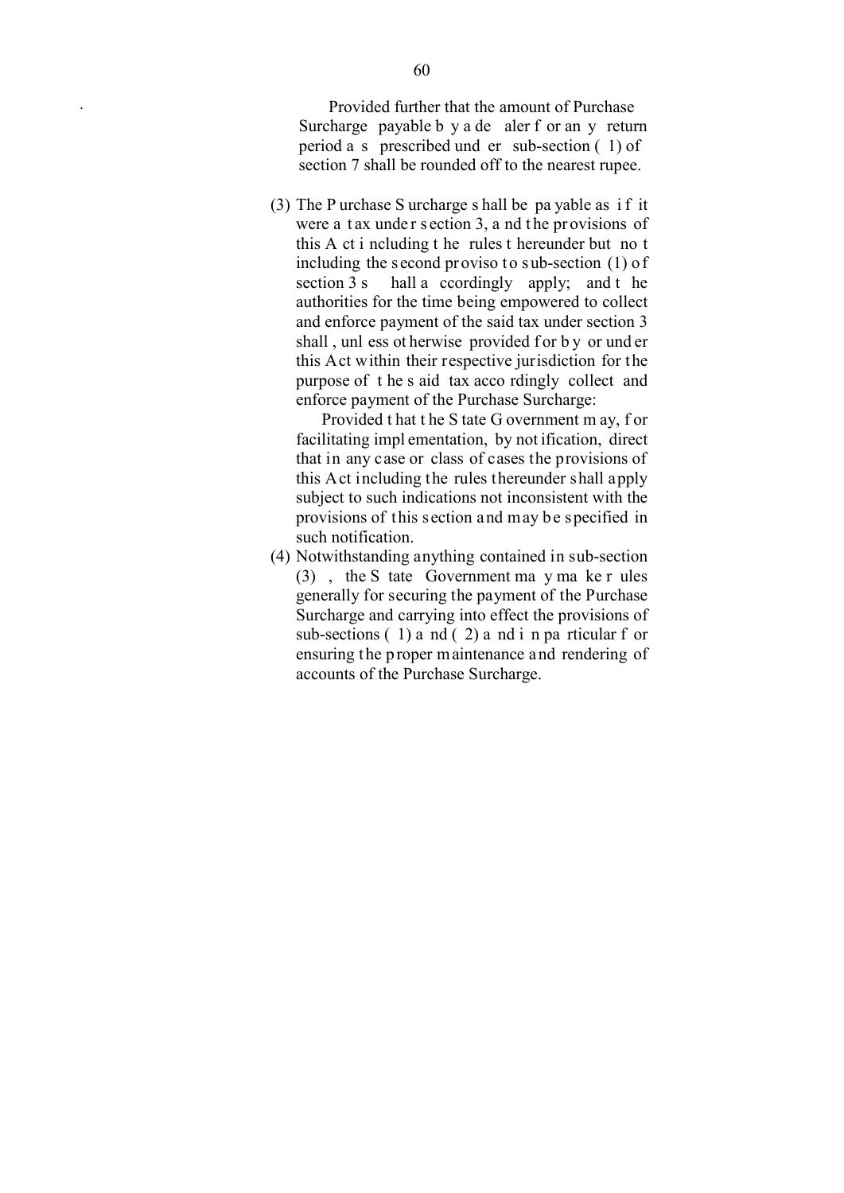Provided further that the amount of Purchase Surcharge payable by a dealer for any return period as prescribed under sub-section (1) of section 7 shall be rounded off to the nearest rupee.

(3) The Purchase Surcharge shall be payable as if it were a tax under section 3, and the provisions of this Act including the rules thereunder but not including the second proviso to sub-section (1) of section 3 shall accordingly apply; and the authorities for the time being empowered to collect and enforce payment of the said tax under section 3 shall, unless otherwise provided for by or under this Act within their respective jurisdiction for the purpose of the said tax accordingly collect and enforce payment of the Purchase Surcharge:

Provided that the State Government may, for facilitating implementation, by notification, direct that in any case or class of cases the provisions of this Act including the rules thereunder shall apply subject to such indications not inconsistent with the provisions of this section and may be specified in such notification.

(4) Notwithstanding anything contained in sub-section (3), the State Government may make rules generally for securing the payment of the Purchase Surcharge and carrying into effect the provisions of sub-sections (1) and (2) and in particular for ensuring the proper maintenance and rendering of accounts of the Purchase Surcharge.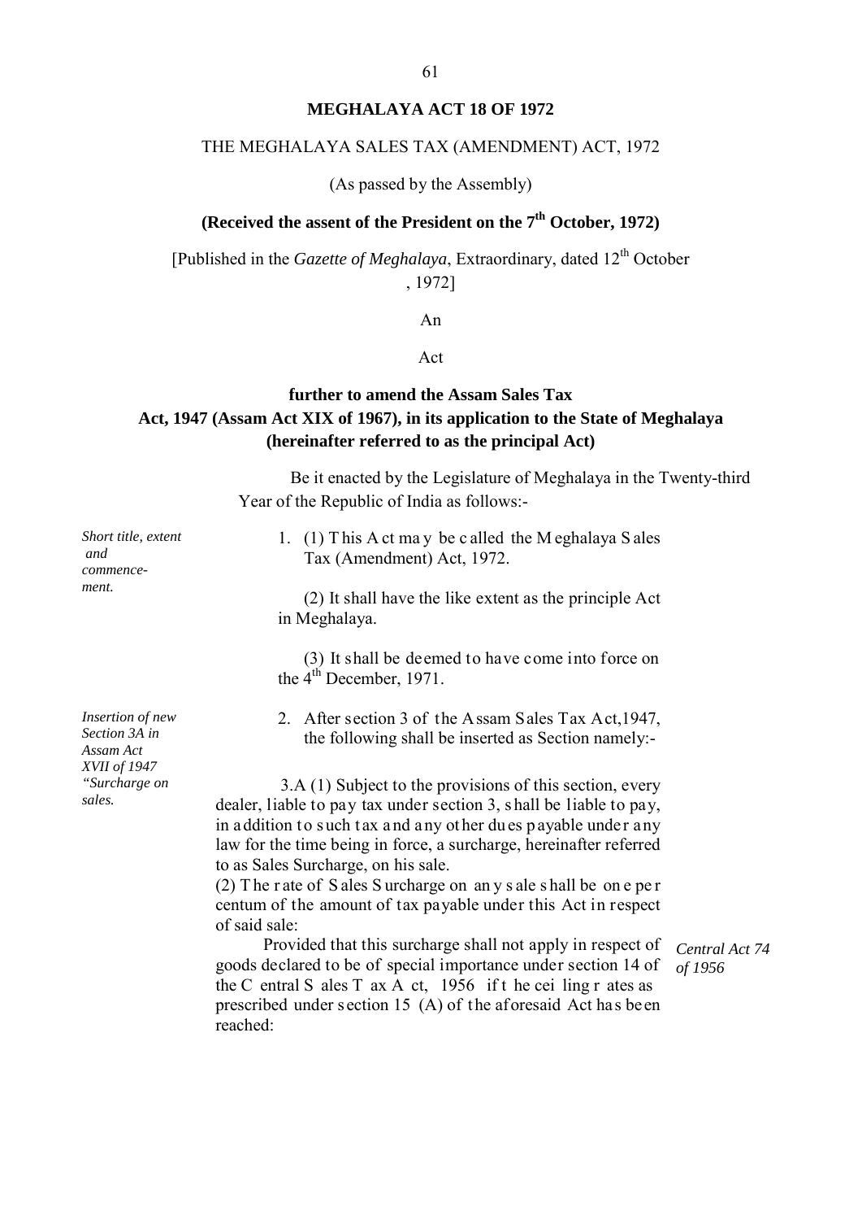# MEGHALAYA ACT 18 OF 1972

THE MEGHALAYA SALES TAX (AMENDMENT) ACT, 1972

(As passed by the Assembly)

**(Received the assent of the President on the 7th October, 1972)**

[Published in the *Gazette of Meghalaya*, Extraordinary, dated 12th October , 1972]

An

Act

**further to amend the Assam Sales Tax Act, 1947 (Assam Act XIX of 1967), in its application to the State of Meghalaya (hereinafter referred to as the principal Act)**

Be it enacted by the Legislature of Meghalaya in the Twenty-third Year of the Republic of India as follows:-

*Short title, extent and commencement.*

1. (1) This Act may be called the Meghalaya Sales Tax (Amendment) Act, 1972.

   (2) It shall have the like extent as the principle Act in Meghalaya.

   (3) It shall be deemed to have come into force on the 4th December, 1971.

*Insertion of new Section 3A in Assam Act XVII of 1947 "Surcharge on sales.*

2. After section 3 of the Assam Sales Tax Act,1947, the following shall be inserted as Section namely:-

3.A (1) Subject to the provisions of this section, every dealer, liable to pay tax under section 3, shall be liable to pay, in addition to such tax and any other dues payable under any law for the time being in force, a surcharge, hereinafter referred to as Sales Surcharge, on his sale.

(2) The rate of Sales Surcharge on any sale shall be one per centum of the amount of tax payable under this Act in respect of said sale:

Provided that this surcharge shall not apply in respect of goods declared to be of special importance under section 14 of the Central Sales Tax Act, 1956 if the ceiling rates as prescribed under section 15 (A) of the aforesaid Act has been reached:

*Central Act 74 of 1956*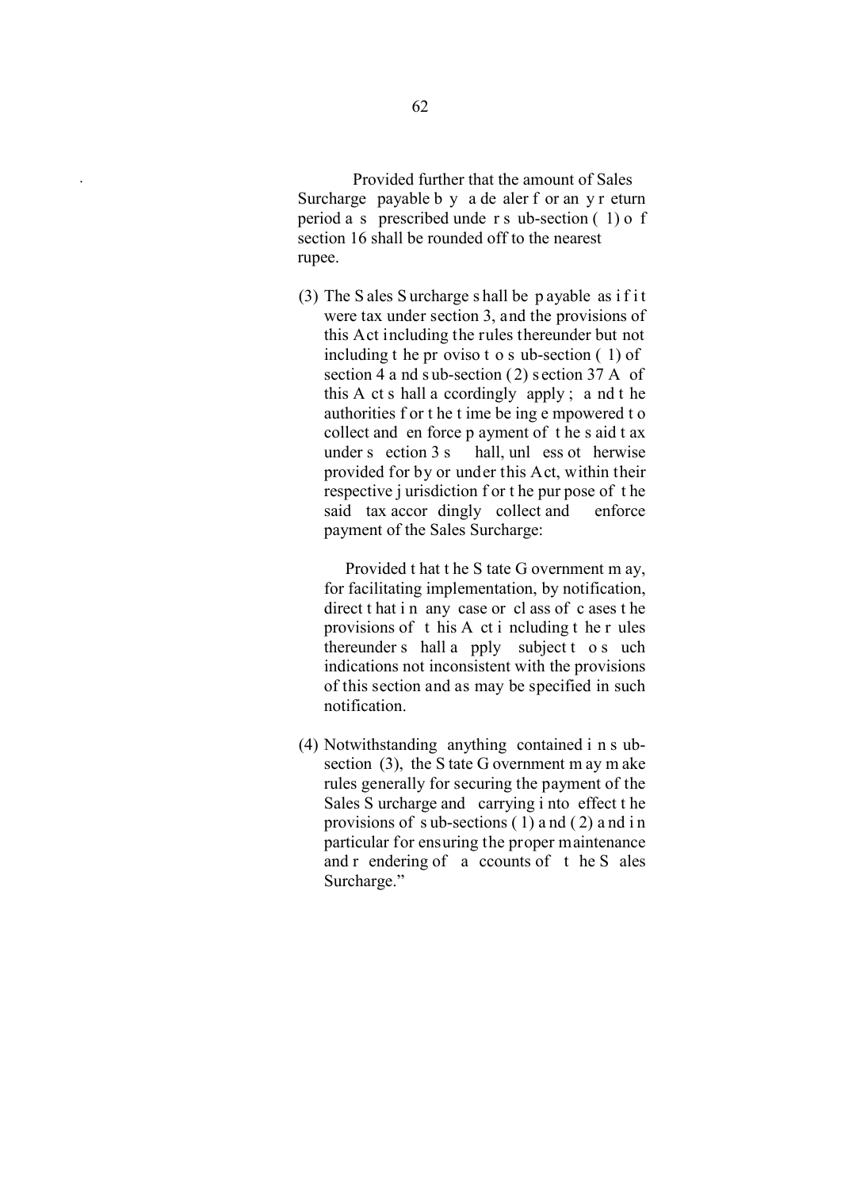Provided further that the amount of Sales Surcharge payable by a dealer for any return period as prescribed under sub-section (1) of section 16 shall be rounded off to the nearest rupee.

(3) The Sales Surcharge shall be payable as if it were tax under section 3, and the provisions of this Act including the rules thereunder but not including the proviso to sub-section (1) of section 4 and sub-section (2) section 37 A of this Act shall accordingly apply; and the authorities for the time being empowered to collect and enforce payment of the said tax under section 3 shall, unless otherwise provided for by or under this Act, within their respective jurisdiction for the purpose of the said tax accordingly collect and enforce payment of the Sales Surcharge:

Provided that the State Government may, for facilitating implementation, by notification, direct that in any case or class of cases the provisions of this Act including the rules thereunder shall apply subject to such indications not inconsistent with the provisions of this section and as may be specified in such notification.

(4) Notwithstanding anything contained in sub-section (3), the State Government may make rules generally for securing the payment of the Sales Surcharge and carrying into effect the provisions of sub-sections (1) and (2) and in particular for ensuring the proper maintenance and rendering of accounts of the Sales Surcharge."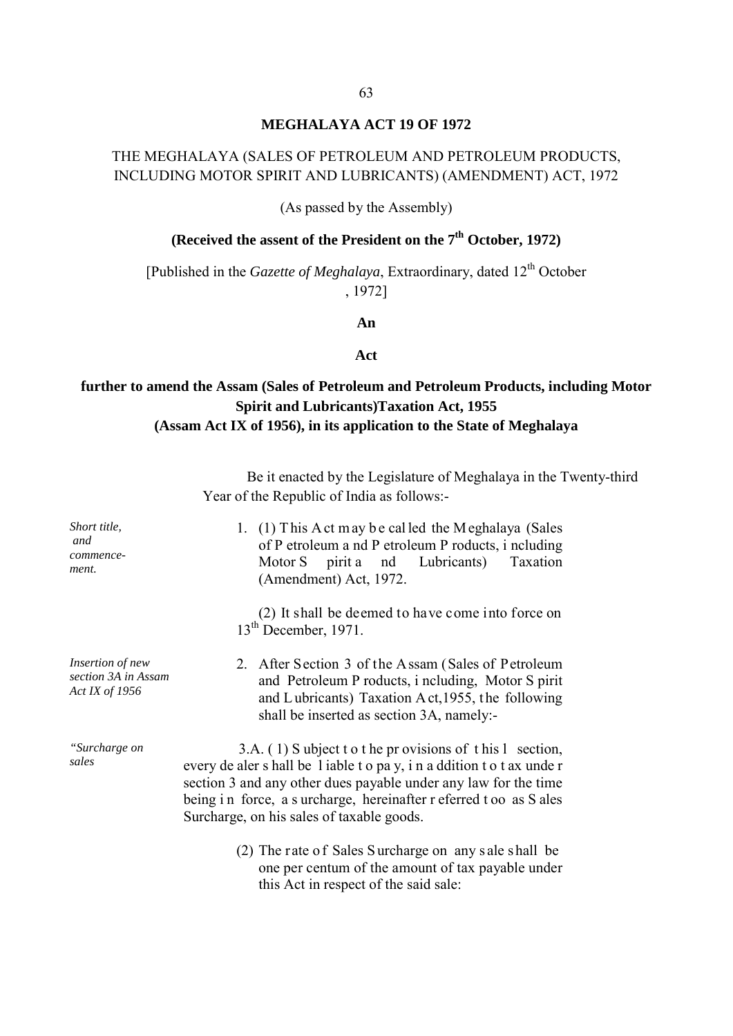# MEGHALAYA ACT 19 OF 1972

THE MEGHALAYA (SALES OF PETROLEUM AND PETROLEUM PRODUCTS, INCLUDING MOTOR SPIRIT AND LUBRICANTS) (AMENDMENT) ACT, 1972

(As passed by the Assembly)

**(Received the assent of the President on the 7th October, 1972)**

[Published in the *Gazette of Meghalaya*, Extraordinary, dated 12th October, 1972]

**An**

**Act**

**further to amend the Assam (Sales of Petroleum and Petroleum Products, including Motor Spirit and Lubricants)Taxation Act, 1955 (Assam Act IX of 1956), in its application to the State of Meghalaya**

Be it enacted by the Legislature of Meghalaya in the Twenty-third Year of the Republic of India as follows:-

*Short title, and commencement.*

1. (1) This Act may be called the Meghalaya (Sales of Petroleum and Petroleum Products, including Motor Spirit and Lubricants) Taxation (Amendment) Act, 1972.

   (2) It shall be deemed to have come into force on 13th December, 1971.

*Insertion of new section 3A in Assam Act IX of 1956*

2. After Section 3 of the Assam (Sales of Petroleum and Petroleum Products, including, Motor Spirit and Lubricants) Taxation Act,1955, the following shall be inserted as section 3A, namely:-

*"Surcharge on sales*

3.A. (1) Subject to the provisions of this section, every dealer shall be liable to pay, in addition to tax under section 3 and any other dues payable under any law for the time being in force, a surcharge, hereinafter referred too as Sales Surcharge, on his sales of taxable goods.

(2) The rate of Sales Surcharge on any sale shall be one per centum of the amount of tax payable under this Act in respect of the said sale: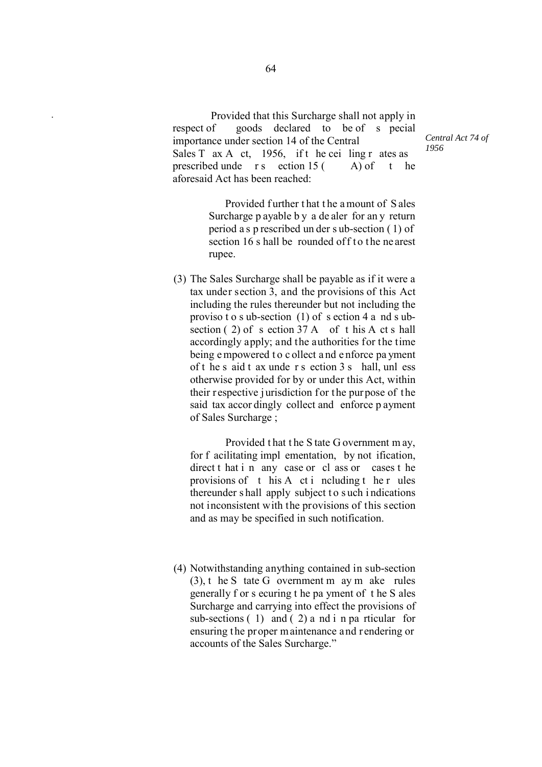Provided that this Surcharge shall not apply in respect of goods declared to be of special importance under section 14 of the Central Sales Tax Act, 1956, if the ceiling rates as prescribed under section 15 (A) of the aforesaid Act has been reached:

*Central Act 74 of 1956*

Provided further that the amount of Sales Surcharge payable by a dealer for any return period as prescribed under sub-section (1) of section 16 shall be rounded off to the nearest rupee.

(3) The Sales Surcharge shall be payable as if it were a tax under section 3, and the provisions of this Act including the rules thereunder but not including the proviso to sub-section (1) of section 4 and sub-section (2) of section 37 A of this Act shall accordingly apply; and the authorities for the time being empowered to collect and enforce payment of the said tax under section 3 shall, unless otherwise provided for by or under this Act, within their respective jurisdiction for the purpose of the said tax accordingly collect and enforce payment of Sales Surcharge ;

Provided that the State Government may, for facilitating implementation, by notification, direct that in any case or class or cases the provisions of this Act including the rules thereunder shall apply subject to such indications not inconsistent with the provisions of this section and as may be specified in such notification.

(4) Notwithstanding anything contained in sub-section (3), the State Government may make rules generally for securing the payment of the Sales Surcharge and carrying into effect the provisions of sub-sections (1) and (2) and in particular for ensuring the proper maintenance and rendering or accounts of the Sales Surcharge."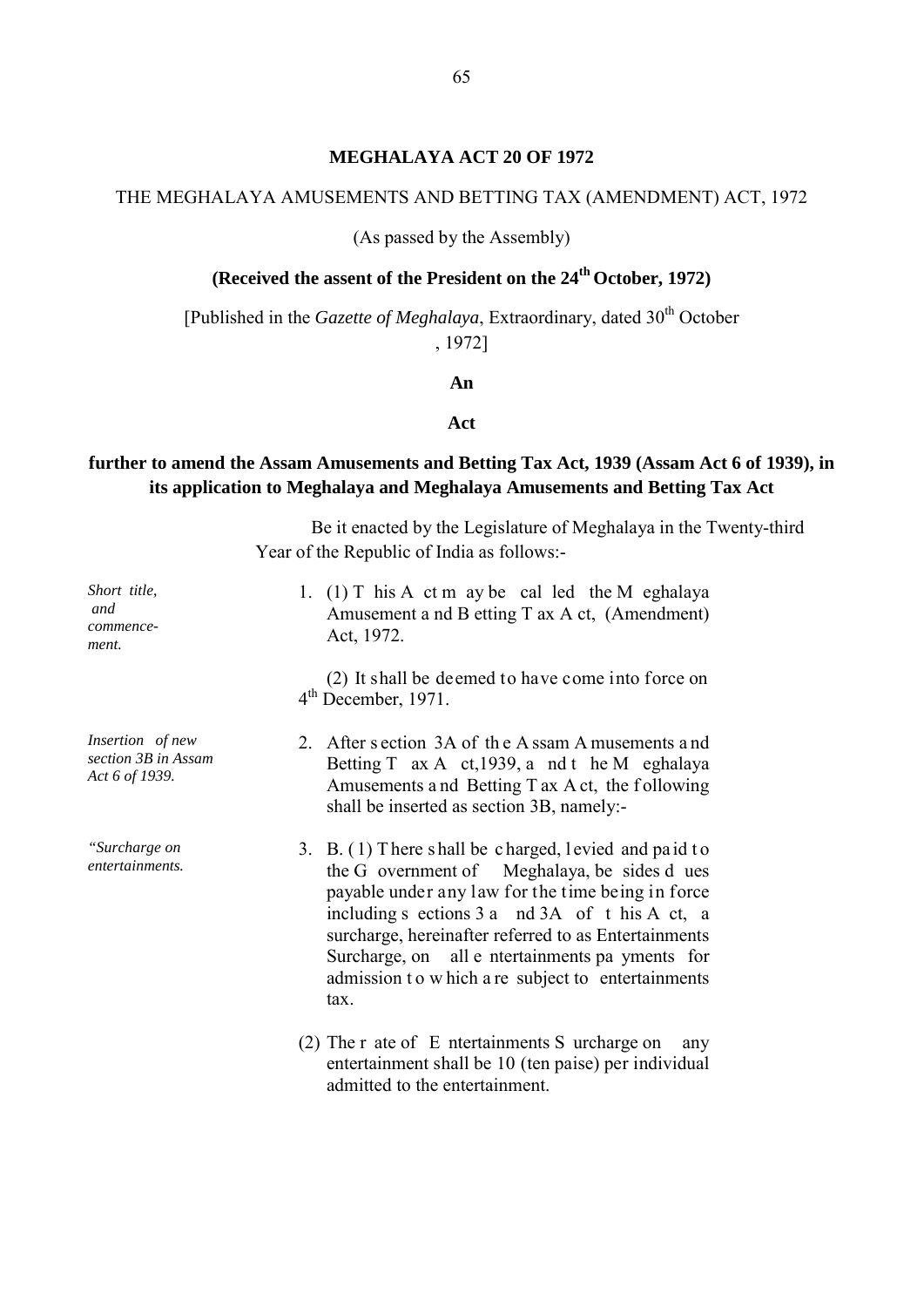# MEGHALAYA ACT 20 OF 1972

THE MEGHALAYA AMUSEMENTS AND BETTING TAX (AMENDMENT) ACT, 1972

(As passed by the Assembly)

**(Received the assent of the President on the 24th October, 1972)**

[Published in the *Gazette of Meghalaya*, Extraordinary, dated 30th October, 1972]

**An**

**Act**

**further to amend the Assam Amusements and Betting Tax Act, 1939 (Assam Act 6 of 1939), in its application to Meghalaya and Meghalaya Amusements and Betting Tax Act**

Be it enacted by the Legislature of Meghalaya in the Twenty-third Year of the Republic of India as follows:-

*Short title, and commencement.*

1. (1) This Act may be called the Meghalaya Amusement and Betting Tax Act, (Amendment) Act, 1972.

   (2) It shall be deemed to have come into force on 4th December, 1971.

*Insertion of new section 3B in Assam Act 6 of 1939.*

2. After section 3A of the Assam Amusements and Betting Tax Act,1939, and the Meghalaya Amusements and Betting Tax Act, the following shall be inserted as section 3B, namely:-

*"Surcharge on entertainments.*

3. B. (1) There shall be charged, levied and paid to the Government of Meghalaya, besides dues payable under any law for the time being in force including sections 3 and 3A of this Act, a surcharge, hereinafter referred to as Entertainments Surcharge, on all entertainments payments for admission to which are subject to entertainments tax.

   (2) The rate of Entertainments Surcharge on any entertainment shall be 10 (ten paise) per individual admitted to the entertainment.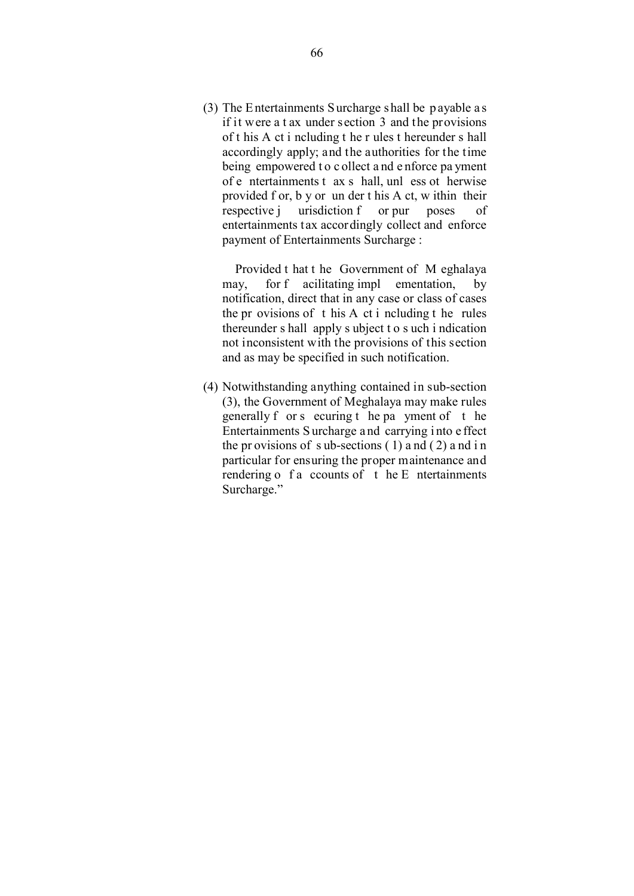(3) The Entertainments Surcharge shall be payable as if it were a tax under section 3 and the provisions of this Act including the rules thereunder shall accordingly apply; and the authorities for the time being empowered to collect and enforce payment of entertainments tax shall, unless otherwise provided for, by or under this Act, within their respective jurisdiction for purposes of entertainments tax accordingly collect and enforce payment of Entertainments Surcharge :

Provided that the Government of Meghalaya may, for facilitating implementation, by notification, direct that in any case or class of cases the provisions of this Act including the rules thereunder shall apply subject to such indication not inconsistent with the provisions of this section and as may be specified in such notification.

(4) Notwithstanding anything contained in sub-section (3), the Government of Meghalaya may make rules generally for securing the payment of the Entertainments Surcharge and carrying into effect the provisions of sub-sections (1) and (2) and in particular for ensuring the proper maintenance and rendering of accounts of the Entertainments Surcharge."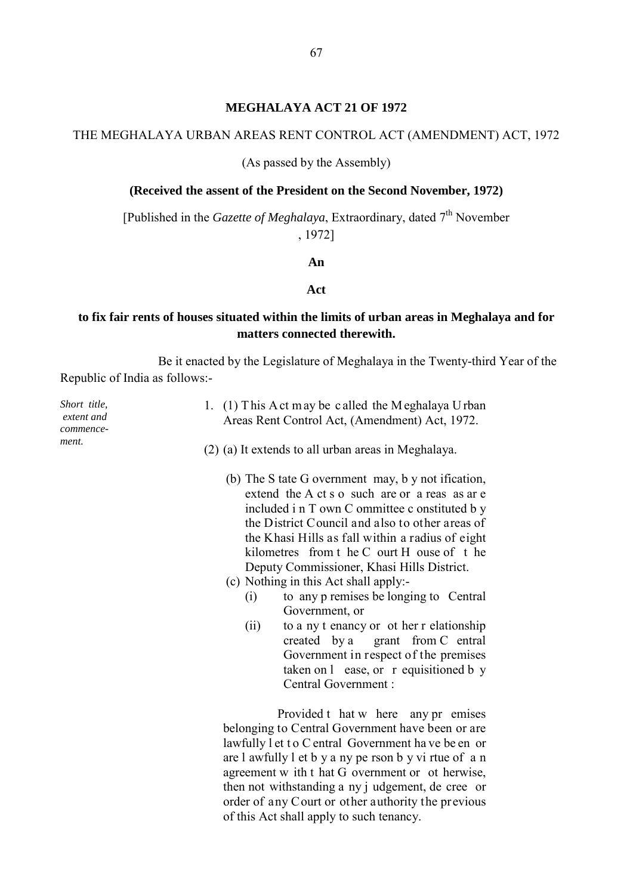**MEGHALAYA ACT 21 OF 1972**

THE MEGHALAYA URBAN AREAS RENT CONTROL ACT (AMENDMENT) ACT, 1972

(As passed by the Assembly)

**(Received the assent of the President on the Second November, 1972)**

[Published in the *Gazette of Meghalaya*, Extraordinary, dated 7th November , 1972]

**An**

**Act**

**to fix fair rents of houses situated within the limits of urban areas in Meghalaya and for matters connected therewith.**

Be it enacted by the Legislature of Meghalaya in the Twenty-third Year of the Republic of India as follows:-

*Short title, extent and commencement.*

1. (1) This Act may be called the Meghalaya Urban Areas Rent Control Act, (Amendment) Act, 1972.

(2) (a) It extends to all urban areas in Meghalaya.

(b) The State Government may, by notification, extend the Act so such are or areas as are included in Town Committee constituted by the District Council and also to other areas of the Khasi Hills as fall within a radius of eight kilometres from the Court House of the Deputy Commissioner, Khasi Hills District.

(c) Nothing in this Act shall apply:-

(i) to any premises belonging to Central Government, or

(ii) to any tenancy or other relationship created by a grant from Central Government in respect of the premises taken on lease, or requisitioned by Central Government :

Provided that where any premises belonging to Central Government have been or are lawfully let to Central Government have been or are lawfully let by any person by virtue of an agreement with that Government or otherwise, then not withstanding any judgement, decree or order of any Court or other authority the previous of this Act shall apply to such tenancy.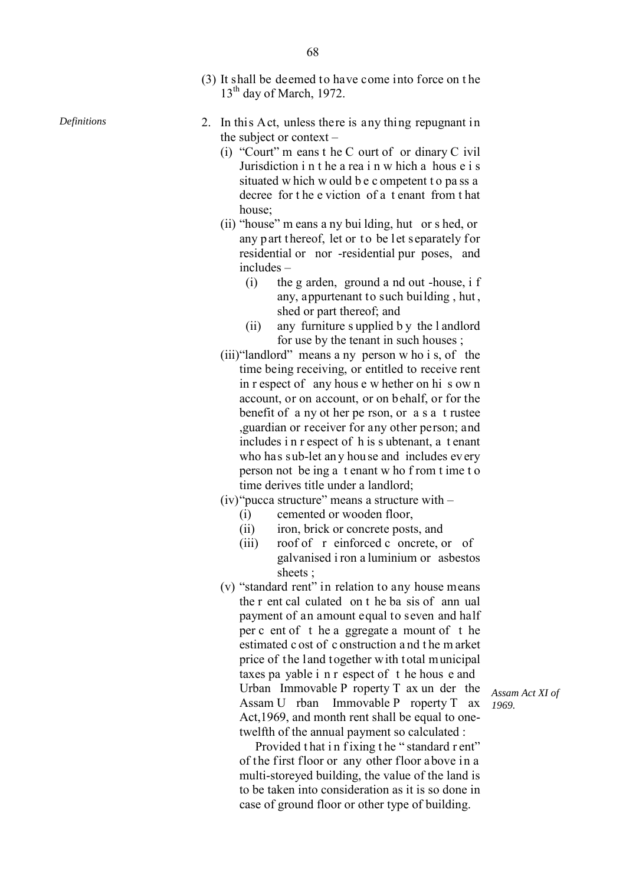(3) It shall be deemed to have come into force on the 13th day of March, 1972.

*Definitions*

2. In this Act, unless there is any thing repugnant in the subject or context –

   (i) "Court" means the Court of ordinary Civil Jurisdiction in the area in which a house is situated which would be competent to pass a decree for the eviction of a tenant from that house;

   (ii) "house" means any building, hut or shed, or any part thereof, let or to be let separately for residential or nor -residential purposes, and includes –

      (i) the garden, ground and out-house, if any, appurtenant to such building, hut, shed or part thereof; and

      (ii) any furniture supplied by the landlord for use by the tenant in such houses ;

   (iii) "landlord" means any person who is, of the time being receiving, or entitled to receive rent in respect of any house whether on his own account, or on account, or on behalf, or for the benefit of any other person, or as a trustee ,guardian or receiver for any other person; and includes in respect of his subtenant, a tenant who has sub-let any house and includes every person not being a tenant who from time to time derives title under a landlord;

   (iv) "pucca structure" means a structure with –

      (i) cemented or wooden floor,

      (ii) iron, brick or concrete posts, and

      (iii) roof of reinforced concrete, or of galvanised iron aluminium or asbestos sheets ;

   (v) "standard rent" in relation to any house means the rent calculated on the basis of annual payment of an amount equal to seven and half per cent of the aggregate amount of the estimated cost of construction and the market price of the land together with total municipal taxes payable in respect of the house and Urban Immovable Property Tax under the Assam Urban Immovable Property Tax Act,1969, and month rent shall be equal to one-twelfth of the annual payment so calculated :

   *Assam Act XI of 1969.*

   Provided that in fixing the "standard rent" of the first floor or any other floor above in a multi-storeyed building, the value of the land is to be taken into consideration as it is so done in case of ground floor or other type of building.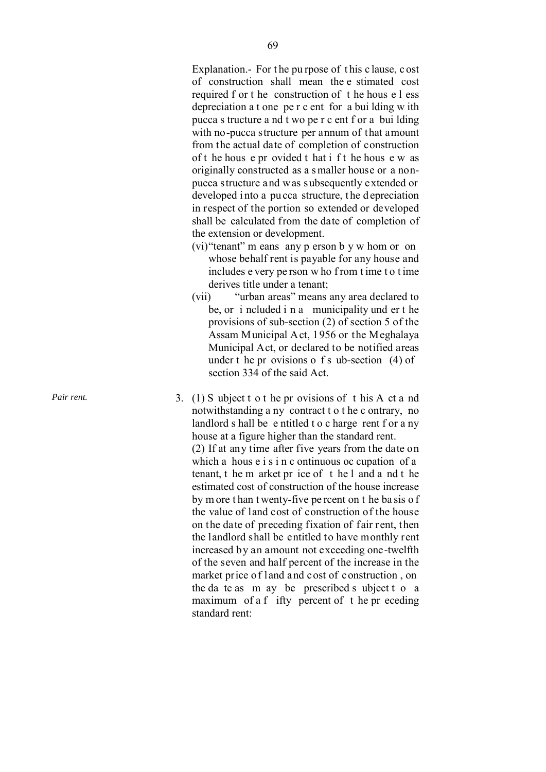Explanation.- For the purpose of this clause, cost of construction shall mean the estimated cost required for the construction of the house less depreciation at one per cent for a building with pucca structure and two per cent for a building with no-pucca structure per annum of that amount from the actual date of completion of construction of the house provided that if the house was originally constructed as a smaller house or a non-pucca structure and was subsequently extended or developed into a pucca structure, the depreciation in respect of the portion so extended or developed shall be calculated from the date of completion of the extension or development.

(vi) "tenant" means any person by whom or on whose behalf rent is payable for any house and includes every person who from time to time derives title under a tenant;

(vii) "urban areas" means any area declared to be, or included in a municipality under the provisions of sub-section (2) of section 5 of the Assam Municipal Act, 1956 or the Meghalaya Municipal Act, or declared to be notified areas under the provisions of sub-section (4) of section 334 of the said Act.

*Pair rent.*

3. (1) Subject to the provisions of this Act and notwithstanding any contract to the contrary, no landlord shall be entitled to charge rent for any house at a figure higher than the standard rent.

(2) If at any time after five years from the date on which a house is in continuous occupation of a tenant, the market price of the land and the estimated cost of construction of the house increase by more than twenty-five percent on the basis of the value of land cost of construction of the house on the date of preceding fixation of fair rent, then the landlord shall be entitled to have monthly rent increased by an amount not exceeding one-twelfth of the seven and half percent of the increase in the market price of land and cost of construction , on the date as may be prescribed subject to a maximum of a fifty percent of the preceding standard rent: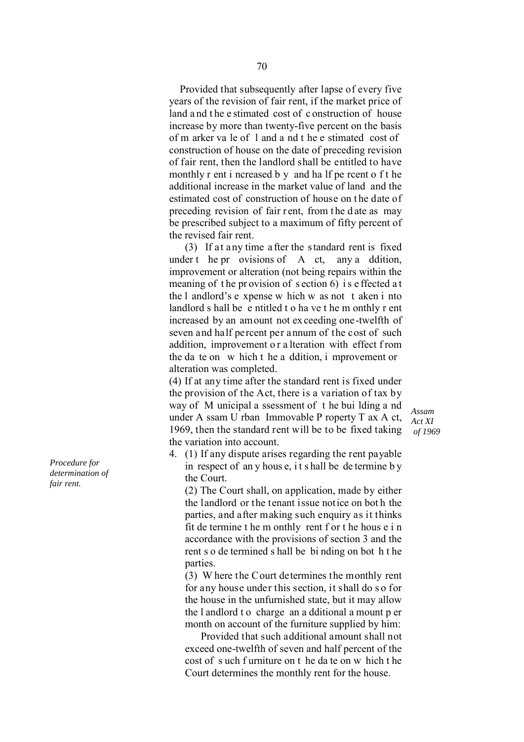Provided that subsequently after lapse of every five years of the revision of fair rent, if the market price of land and the estimated cost of construction of house increase by more than twenty-five percent on the basis of marker vale of land and the estimated cost of construction of house on the date of preceding revision of fair rent, then the landlord shall be entitled to have monthly rent increased by and half percent of the additional increase in the market value of land and the estimated cost of construction of house on the date of preceding revision of fair rent, from the date as may be prescribed subject to a maximum of fifty percent of the revised fair rent.

(3) If at any time after the standard rent is fixed under the provisions of Act, any addition, improvement or alteration (not being repairs within the meaning of the provision of section 6) is effected at the landlord's expense which was not taken into landlord shall be entitled to have the monthly rent increased by an amount not exceeding one-twelfth of seven and half percent per annum of the cost of such addition, improvement or alteration with effect from the date on which the addition, improvement or alteration was completed.

(4) If at any time after the standard rent is fixed under the provision of the Act, there is a variation of tax by way of Municipal assessment of the building and under Assam Urban Immovable Property Tax Act, 1969, then the standard rent will be to be fixed taking the variation into account.

*Assam Act XI of 1969*

*Procedure for determination of fair rent.*

4. (1) If any dispute arises regarding the rent payable in respect of any house, it shall be determine by the Court.

(2) The Court shall, on application, made by either the landlord or the tenant issue notice on both the parties, and after making such enquiry as it thinks fit determine the monthly rent for the house in accordance with the provisions of section 3 and the rent so determined shall be binding on both the parties.

(3) Where the Court determines the monthly rent for any house under this section, it shall do so for the house in the unfurnished state, but it may allow the landlord to charge an additional amount per month on account of the furniture supplied by him:

Provided that such additional amount shall not exceed one-twelfth of seven and half percent of the cost of such furniture on the date on which the Court determines the monthly rent for the house.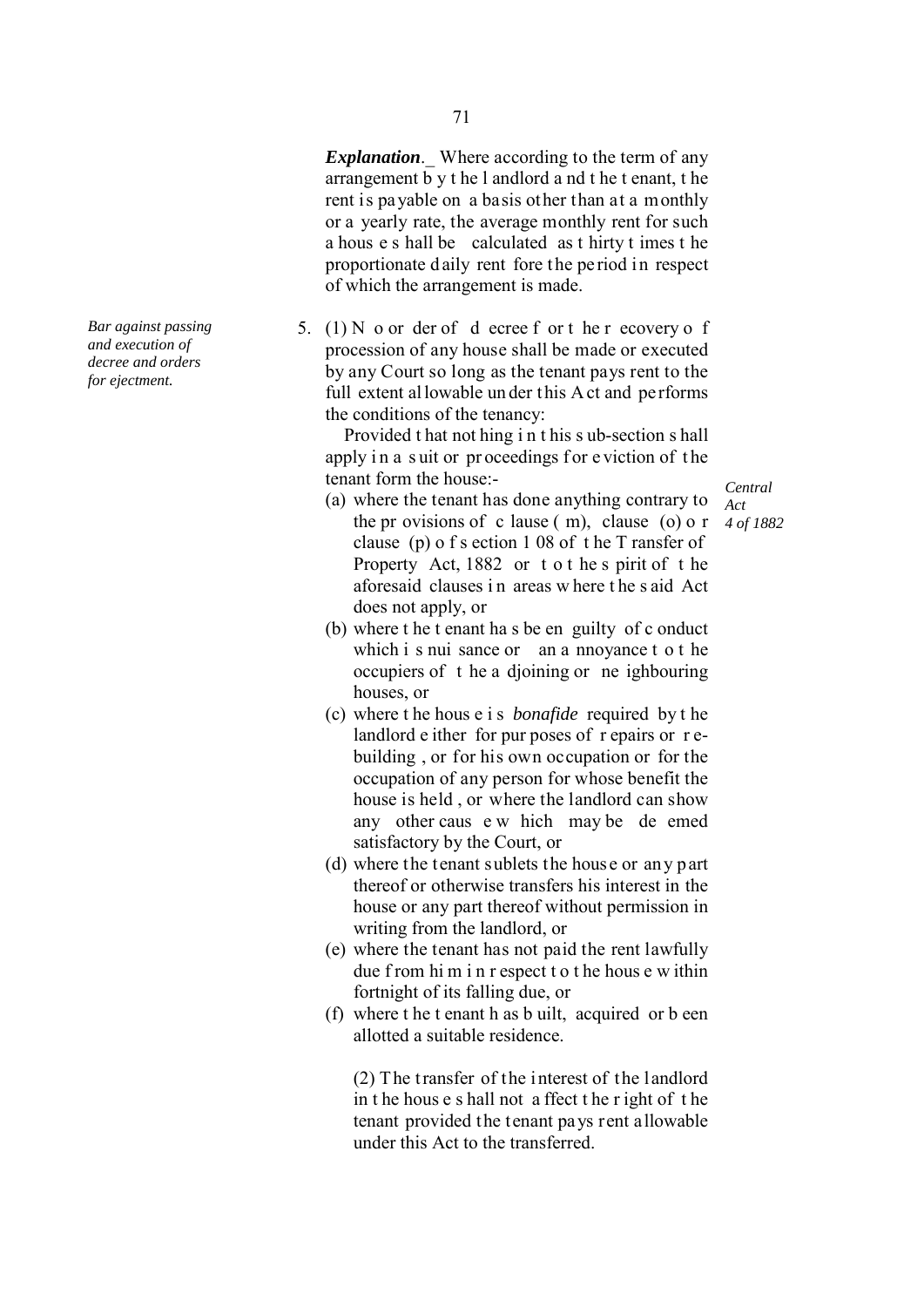*Explanation*._ Where according to the term of any arrangement by the landlord and the tenant, the rent is payable on a basis other than at a monthly or a yearly rate, the average monthly rent for such a house shall be calculated as thirty times the proportionate daily rent fore the period in respect of which the arrangement is made.

*Bar against passing and execution of decree and orders for ejectment.*

5. (1) No order of decree for the recovery of procession of any house shall be made or executed by any Court so long as the tenant pays rent to the full extent allowable under this Act and performs the conditions of the tenancy:

Provided that nothing in this sub-section shall apply in a suit or proceedings for eviction of the tenant form the house:-

*Central Act 4 of 1882*

(a) where the tenant has done anything contrary to the provisions of clause (m), clause (o) or clause (p) of section 108 of the Transfer of Property Act, 1882 or to the spirit of the aforesaid clauses in areas where the said Act does not apply, or

(b) where the tenant has been guilty of conduct which is nuisance or an annoyance to the occupiers of the adjoining or neighbouring houses, or

(c) where the house is *bonafide* required by the landlord either for purposes of repairs or re-building , or for his own occupation or for the occupation of any person for whose benefit the house is held , or where the landlord can show any other cause which may be deemed satisfactory by the Court, or

(d) where the tenant sublets the house or any part thereof or otherwise transfers his interest in the house or any part thereof without permission in writing from the landlord, or

(e) where the tenant has not paid the rent lawfully due from him in respect to the house within fortnight of its falling due, or

(f) where the tenant has built, acquired or been allotted a suitable residence.

(2) The transfer of the interest of the landlord in the house shall not affect the right of the tenant provided the tenant pays rent allowable under this Act to the transferred.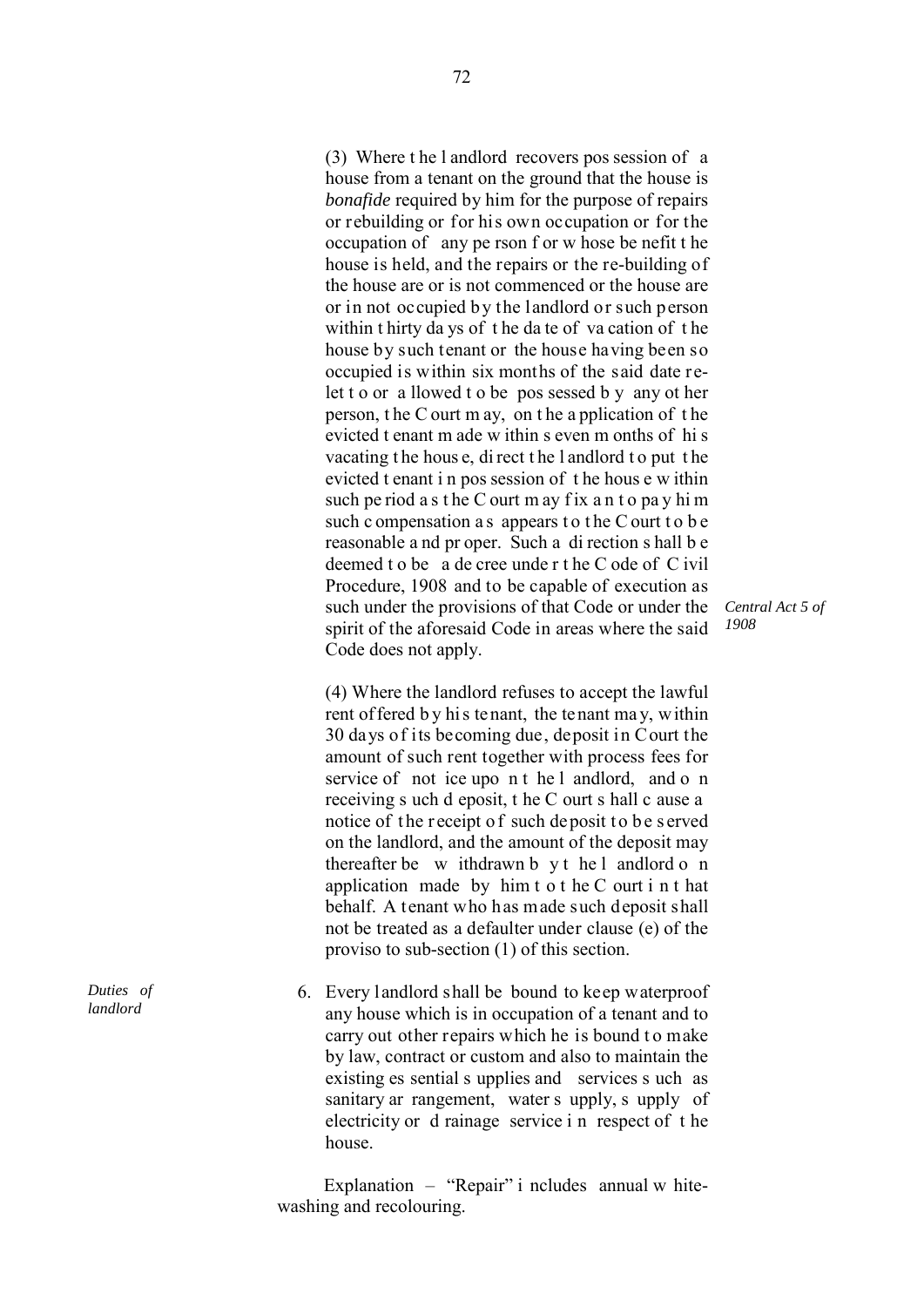(3) Where the landlord recovers possession of a house from a tenant on the ground that the house is *bonafide* required by him for the purpose of repairs or rebuilding or for his own occupation or for the occupation of any person for whose benefit the house is held, and the repairs or the re-building of the house are or is not commenced or the house are or in not occupied by the landlord or such person within thirty days of the date of vacation of the house by such tenant or the house having been so occupied is within six months of the said date re-let to or allowed to be possessed by any other person, the Court may, on the application of the evicted tenant made within seven months of his vacating the house, direct the landlord to put the evicted tenant in possession of the house within such period as the Court may fix an to pay him such compensation as appears to the Court to be reasonable and proper. Such a direction shall be deemed to be a decree under the Code of Civil Procedure, 1908 and to be capable of execution as such under the provisions of that Code or under the spirit of the aforesaid Code in areas where the said Code does not apply.

*Central Act 5 of 1908*

(4) Where the landlord refuses to accept the lawful rent offered by his tenant, the tenant may, within 30 days of its becoming due, deposit in Court the amount of such rent together with process fees for service of notice upon the landlord, and on receiving such deposit, the Court shall cause a notice of the receipt of such deposit to be served on the landlord, and the amount of the deposit may thereafter be withdrawn by the landlord on application made by him to the Court in that behalf. A tenant who has made such deposit shall not be treated as a defaulter under clause (e) of the proviso to sub-section (1) of this section.

*Duties of landlord*

6. Every landlord shall be bound to keep waterproof any house which is in occupation of a tenant and to carry out other repairs which he is bound to make by law, contract or custom and also to maintain the existing essential supplies and services such as sanitary arrangement, water supply, supply of electricity or drainage service in respect of the house.

Explanation – "Repair" includes annual white-washing and recolouring.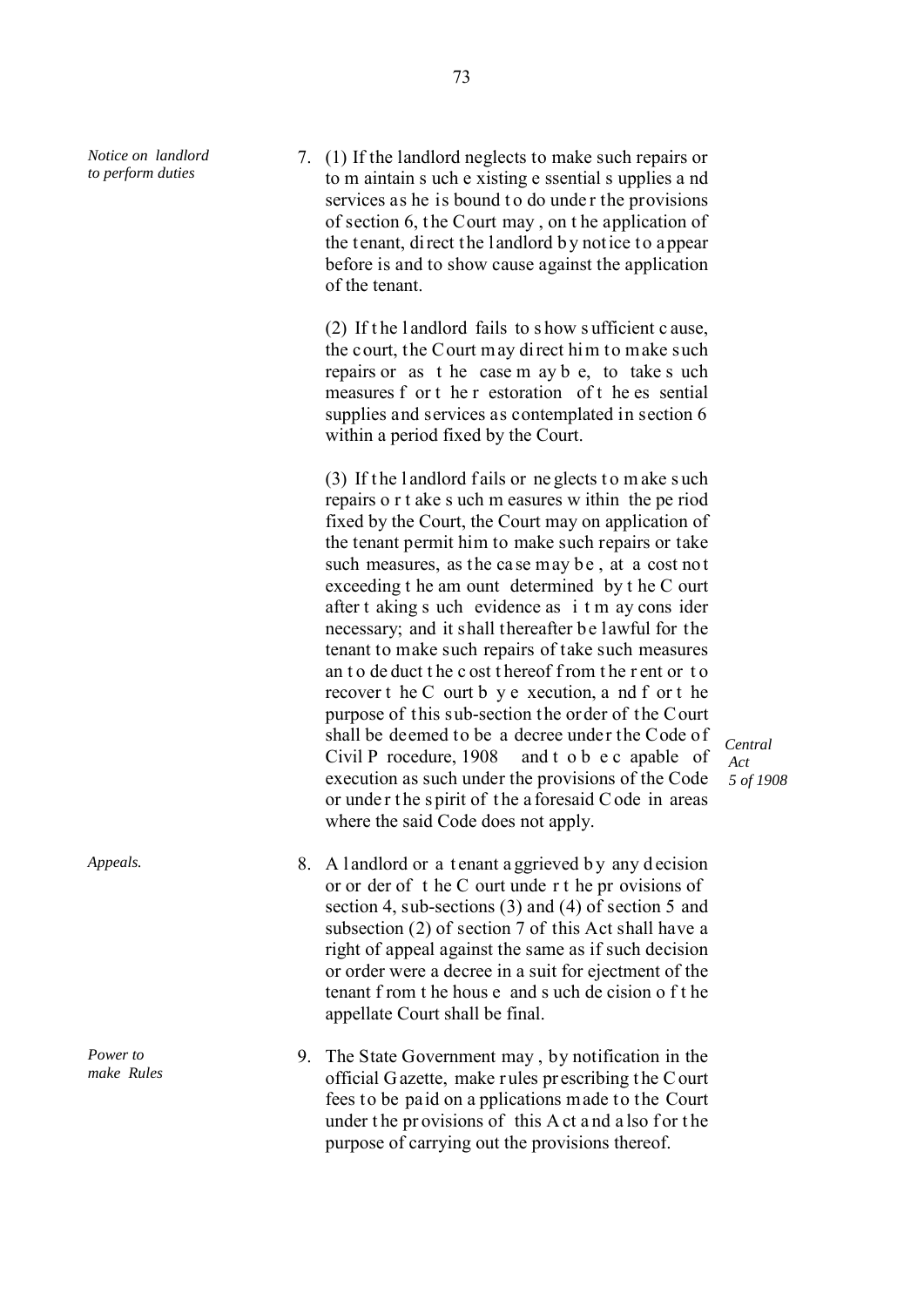*Notice on landlord to perform duties*

7. (1) If the landlord neglects to make such repairs or to maintain such existing essential supplies and services as he is bound to do under the provisions of section 6, the Court may, on the application of the tenant, direct the landlord by notice to appear before is and to show cause against the application of the tenant.

(2) If the landlord fails to show sufficient cause, the court, the Court may direct him to make such repairs or as the case may be, to take such measures for the restoration of the essential supplies and services as contemplated in section 6 within a period fixed by the Court.

(3) If the landlord fails or neglects to make such repairs or take such measures within the period fixed by the Court, the Court may on application of the tenant permit him to make such repairs or take such measures, as the case may be, at a cost not exceeding the amount determined by the Court after taking such evidence as it may consider necessary; and it shall thereafter be lawful for the tenant to make such repairs of take such measures an to deduct the cost thereof from the rent or to recover the Court by execution, and for the purpose of this sub-section the order of the Court shall be deemed to be a decree under the Code of Civil Procedure, 1908 and to be capable of execution as such under the provisions of the Code or under the spirit of the aforesaid Code in areas where the said Code does not apply.

*Central Act 5 of 1908*

*Appeals.*

8. A landlord or a tenant aggrieved by any decision or order of the Court under the provisions of section 4, sub-sections (3) and (4) of section 5 and subsection (2) of section 7 of this Act shall have a right of appeal against the same as if such decision or order were a decree in a suit for ejectment of the tenant from the house and such decision of the appellate Court shall be final.

*Power to make Rules*

9. The State Government may, by notification in the official Gazette, make rules prescribing the Court fees to be paid on applications made to the Court under the provisions of this Act and also for the purpose of carrying out the provisions thereof.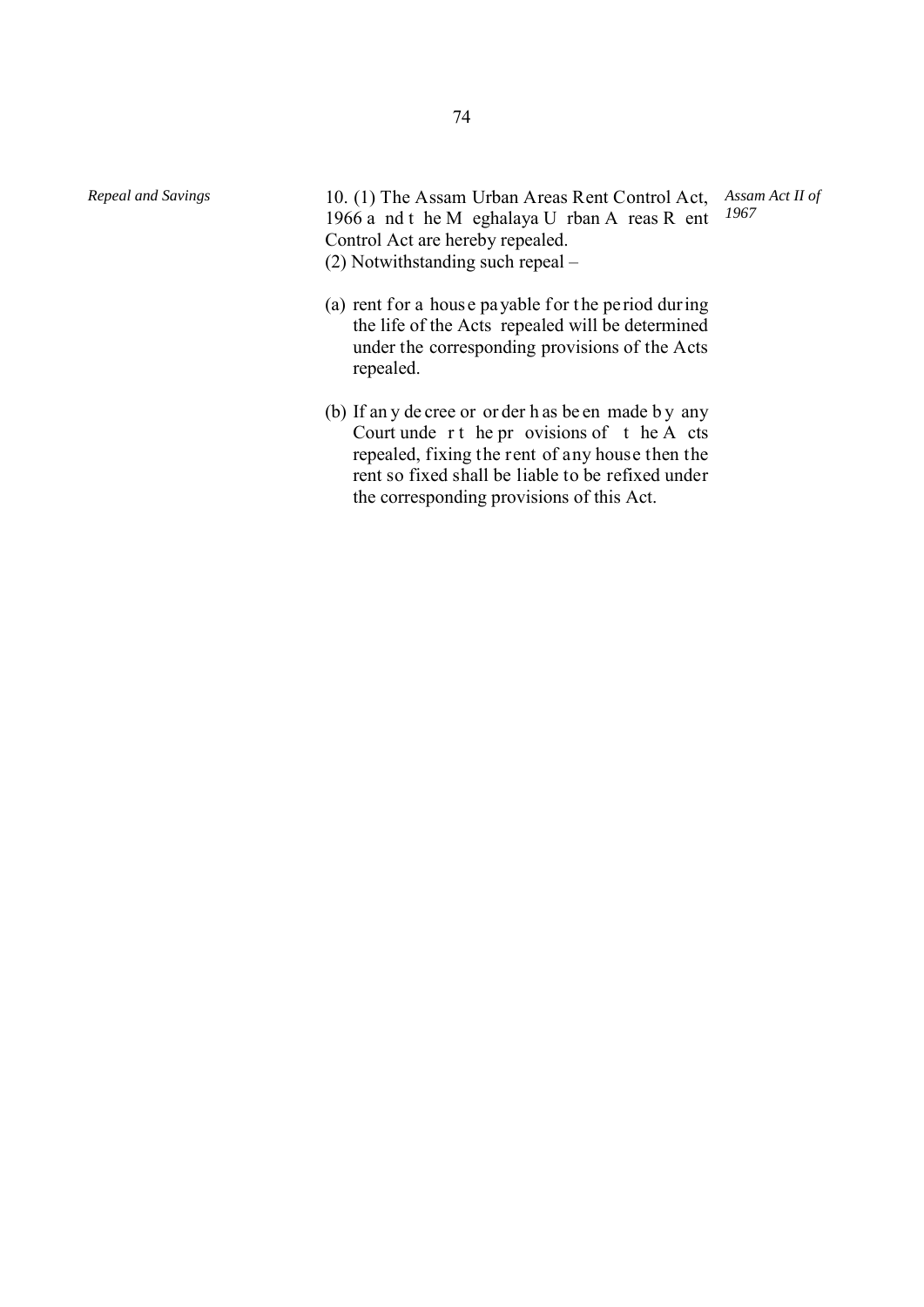*Repeal and Savings*

10. (1) The Assam Urban Areas Rent Control Act, 1966 and the Meghalaya Urban Areas Rent Control Act are hereby repealed.

*Assam Act II of 1967*

(2) Notwithstanding such repeal –

(a) rent for a house payable for the period during the life of the Acts repealed will be determined under the corresponding provisions of the Acts repealed.

(b) If any decree or order has been made by any Court under the provisions of the Acts repealed, fixing the rent of any house then the rent so fixed shall be liable to be refixed under the corresponding provisions of this Act.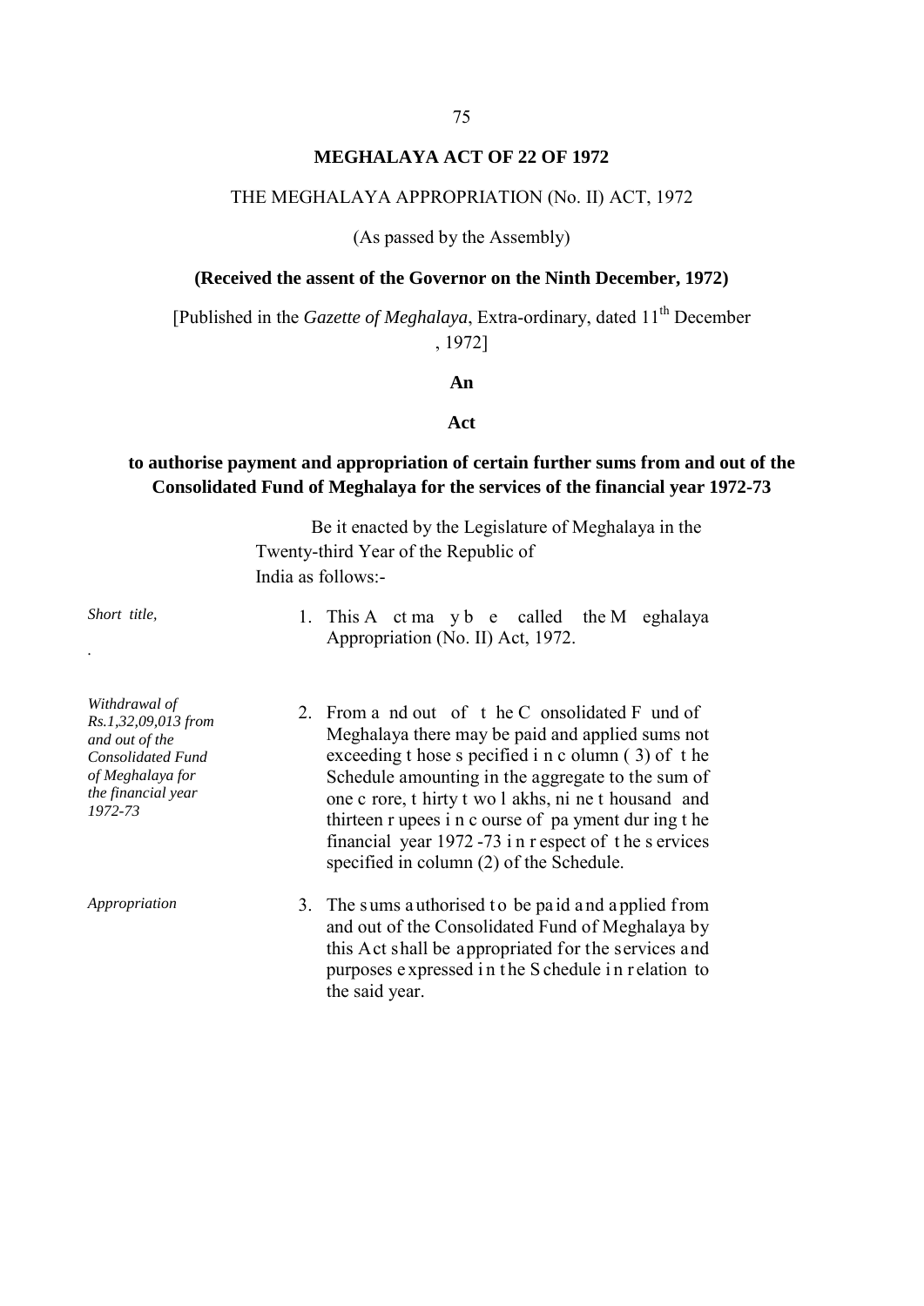## MEGHALAYA ACT OF 22 OF 1972

THE MEGHALAYA APPROPRIATION (No. II) ACT, 1972

(As passed by the Assembly)

**(Received the assent of the Governor on the Ninth December, 1972)**

[Published in the *Gazette of Meghalaya*, Extra-ordinary, dated 11th December , 1972]

**An**

**Act**

**to authorise payment and appropriation of certain further sums from and out of the Consolidated Fund of Meghalaya for the services of the financial year 1972-73**

Be it enacted by the Legislature of Meghalaya in the Twenty-third Year of the Republic of India as follows:-

*Short title,*

1. This Act may be called the Meghalaya Appropriation (No. II) Act, 1972.

*Withdrawal of Rs.1,32,09,013 from and out of the Consolidated Fund of Meghalaya for the financial year 1972-73*

2. From and out of the Consolidated Fund of Meghalaya there may be paid and applied sums not exceeding those specified in column (3) of the Schedule amounting in the aggregate to the sum of one crore, thirty two lakhs, nine thousand and thirteen rupees in course of payment during the financial year 1972-73 in respect of the services specified in column (2) of the Schedule.

*Appropriation*

3. The sums authorised to be paid and applied from and out of the Consolidated Fund of Meghalaya by this Act shall be appropriated for the services and purposes expressed in the Schedule in relation to the said year.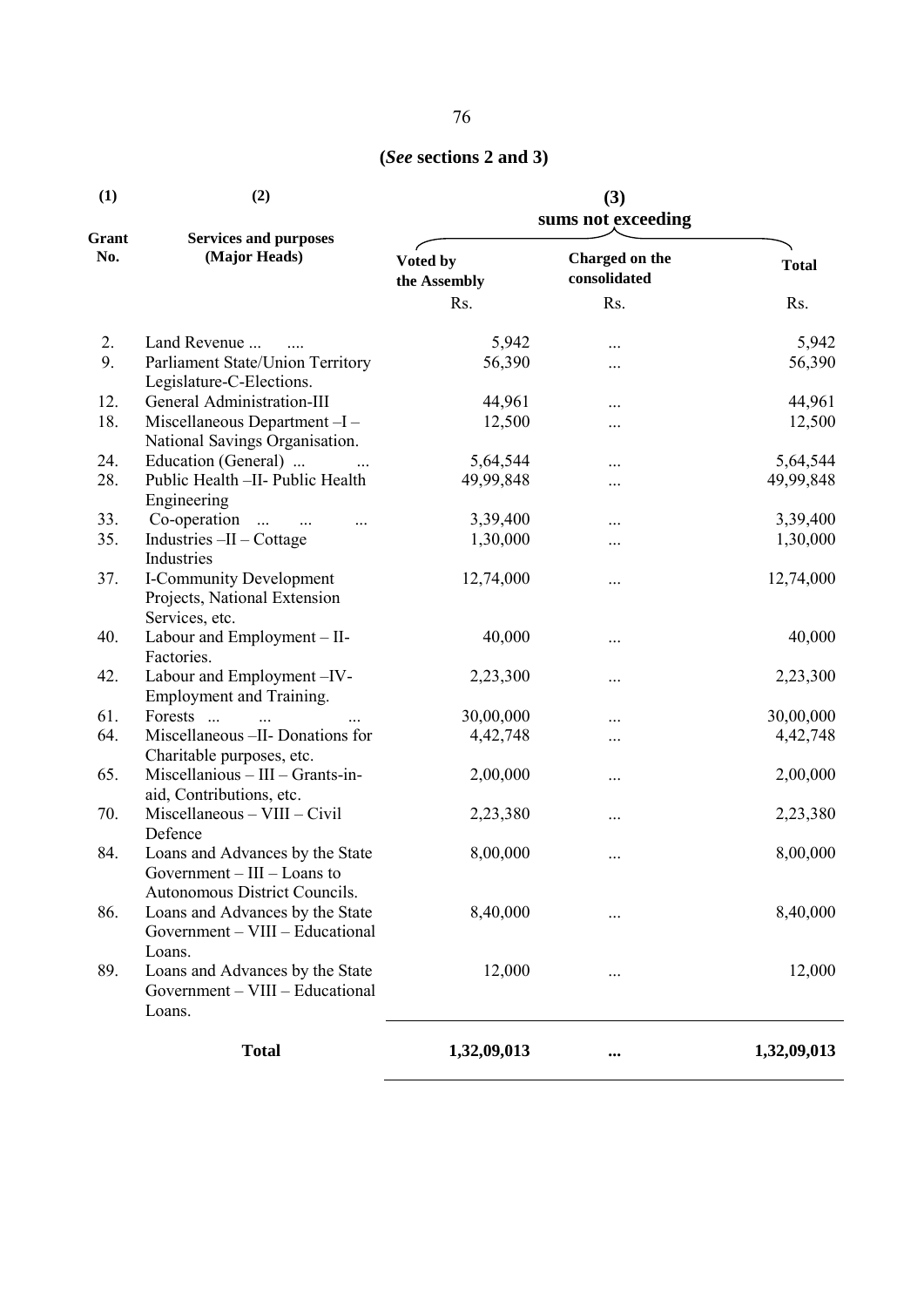**(*See* sections 2 and 3)**

| (1) | (2) | (3) | | |
|---|---|---|---|---|
| | | sums not exceeding | | |
| Grant No. | Services and purposes (Major Heads) | Voted by the Assembly | Charged on the consolidated | Total |
| | | Rs. | Rs. | Rs. |
| 2. | Land Revenue ... .... | 5,942 | ... | 5,942 |
| 9. | Parliament State/Union Territory Legislature-C-Elections. | 56,390 | ... | 56,390 |
| 12. | General Administration-III | 44,961 | ... | 44,961 |
| 18. | Miscellaneous Department –I – National Savings Organisation. | 12,500 | ... | 12,500 |
| 24. | Education (General) ... ... | 5,64,544 | ... | 5,64,544 |
| 28. | Public Health –II- Public Health Engineering | 49,99,848 | ... | 49,99,848 |
| 33. | Co-operation ... ... ... | 3,39,400 | ... | 3,39,400 |
| 35. | Industries –II – Cottage Industries | 1,30,000 | ... | 1,30,000 |
| 37. | I-Community Development Projects, National Extension Services, etc. | 12,74,000 | ... | 12,74,000 |
| 40. | Labour and Employment – II- Factories. | 40,000 | ... | 40,000 |
| 42. | Labour and Employment –IV- Employment and Training. | 2,23,300 | ... | 2,23,300 |
| 61. | Forests ... ... ... | 30,00,000 | ... | 30,00,000 |
| 64. | Miscellaneous –II- Donations for Charitable purposes, etc. | 4,42,748 | ... | 4,42,748 |
| 65. | Miscellanious – III – Grants-in-aid, Contributions, etc. | 2,00,000 | ... | 2,00,000 |
| 70. | Miscellaneous – VIII – Civil Defence | 2,23,380 | ... | 2,23,380 |
| 84. | Loans and Advances by the State Government – III – Loans to Autonomous District Councils. | 8,00,000 | ... | 8,00,000 |
| 86. | Loans and Advances by the State Government – VIII – Educational Loans. | 8,40,000 | ... | 8,40,000 |
| 89. | Loans and Advances by the State Government – VIII – Educational Loans. | 12,000 | ... | 12,000 |
| | **Total** | **1,32,09,013** | **...** | **1,32,09,013** |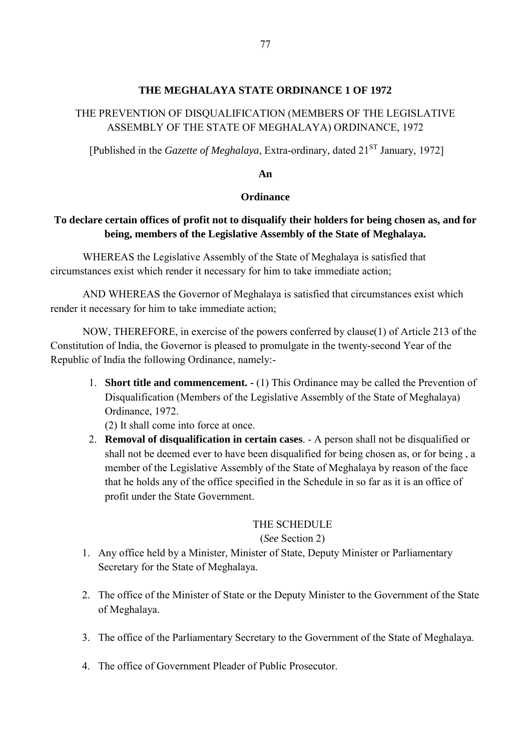# THE MEGHALAYA STATE ORDINANCE 1 OF 1972

THE PREVENTION OF DISQUALIFICATION (MEMBERS OF THE LEGISLATIVE ASSEMBLY OF THE STATE OF MEGHALAYA) ORDINANCE, 1972

[Published in the *Gazette of Meghalaya*, Extra-ordinary, dated 21[ST] January, 1972]

**An**

**Ordinance**

**To declare certain offices of profit not to disqualify their holders for being chosen as, and for being, members of the Legislative Assembly of the State of Meghalaya.**

WHEREAS the Legislative Assembly of the State of Meghalaya is satisfied that circumstances exist which render it necessary for him to take immediate action;

AND WHEREAS the Governor of Meghalaya is satisfied that circumstances exist which render it necessary for him to take immediate action;

NOW, THEREFORE, in exercise of the powers conferred by clause(1) of Article 213 of the Constitution of India, the Governor is pleased to promulgate in the twenty-second Year of the Republic of India the following Ordinance, namely:-

1. **Short title and commencement. -** (1) This Ordinance may be called the Prevention of Disqualification (Members of the Legislative Assembly of the State of Meghalaya) Ordinance, 1972.
   (2) It shall come into force at once.
2. **Removal of disqualification in certain cases**. - A person shall not be disqualified or shall not be deemed ever to have been disqualified for being chosen as, or for being , a member of the Legislative Assembly of the State of Meghalaya by reason of the face that he holds any of the office specified in the Schedule in so far as it is an office of profit under the State Government.

THE SCHEDULE

(*See* Section 2)

1. Any office held by a Minister, Minister of State, Deputy Minister or Parliamentary Secretary for the State of Meghalaya.

2. The office of the Minister of State or the Deputy Minister to the Government of the State of Meghalaya.

3. The office of the Parliamentary Secretary to the Government of the State of Meghalaya.

4. The office of Government Pleader of Public Prosecutor.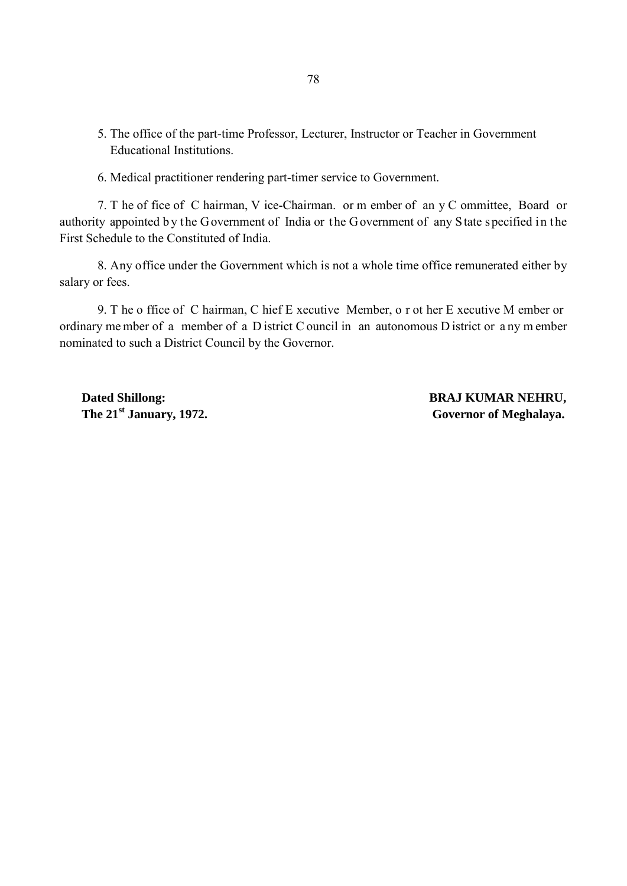5. The office of the part-time Professor, Lecturer, Instructor or Teacher in Government Educational Institutions.

6. Medical practitioner rendering part-timer service to Government.

7. The office of Chairman, Vice-Chairman. or member of any Committee, Board or authority appointed by the Government of India or the Government of any State specified in the First Schedule to the Constituted of India.

8. Any office under the Government which is not a whole time office remunerated either by salary or fees.

9. The office of Chairman, Chief Executive Member, or other Executive Member or ordinary member of a member of a District Council in an autonomous District or any member nominated to such a District Council by the Governor.

**Dated Shillong:**
**The 21st January, 1972.**

**BRAJ KUMAR NEHRU,**
**Governor of Meghalaya.**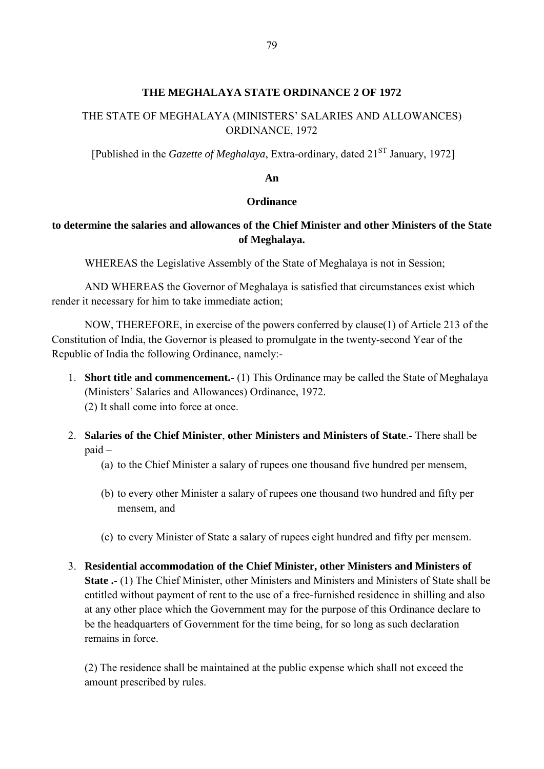# THE MEGHALAYA STATE ORDINANCE 2 OF 1972

## THE STATE OF MEGHALAYA (MINISTERS' SALARIES AND ALLOWANCES) ORDINANCE, 1972

[Published in the *Gazette of Meghalaya*, Extra-ordinary, dated 21ST January, 1972]

**An**

**Ordinance**

**to determine the salaries and allowances of the Chief Minister and other Ministers of the State of Meghalaya.**

WHEREAS the Legislative Assembly of the State of Meghalaya is not in Session;

AND WHEREAS the Governor of Meghalaya is satisfied that circumstances exist which render it necessary for him to take immediate action;

NOW, THEREFORE, in exercise of the powers conferred by clause(1) of Article 213 of the Constitution of India, the Governor is pleased to promulgate in the twenty-second Year of the Republic of India the following Ordinance, namely:-

1. **Short title and commencement.-** (1) This Ordinance may be called the State of Meghalaya (Ministers' Salaries and Allowances) Ordinance, 1972.
   (2) It shall come into force at once.

2. **Salaries of the Chief Minister**, **other Ministers and Ministers of State**.- There shall be paid –
   (a) to the Chief Minister a salary of rupees one thousand five hundred per mensem,

   (b) to every other Minister a salary of rupees one thousand two hundred and fifty per mensem, and

   (c) to every Minister of State a salary of rupees eight hundred and fifty per mensem.

3. **Residential accommodation of the Chief Minister, other Ministers and Ministers of State .-** (1) The Chief Minister, other Ministers and Ministers and Ministers of State shall be entitled without payment of rent to the use of a free-furnished residence in shilling and also at any other place which the Government may for the purpose of this Ordinance declare to be the headquarters of Government for the time being, for so long as such declaration remains in force.

   (2) The residence shall be maintained at the public expense which shall not exceed the amount prescribed by rules.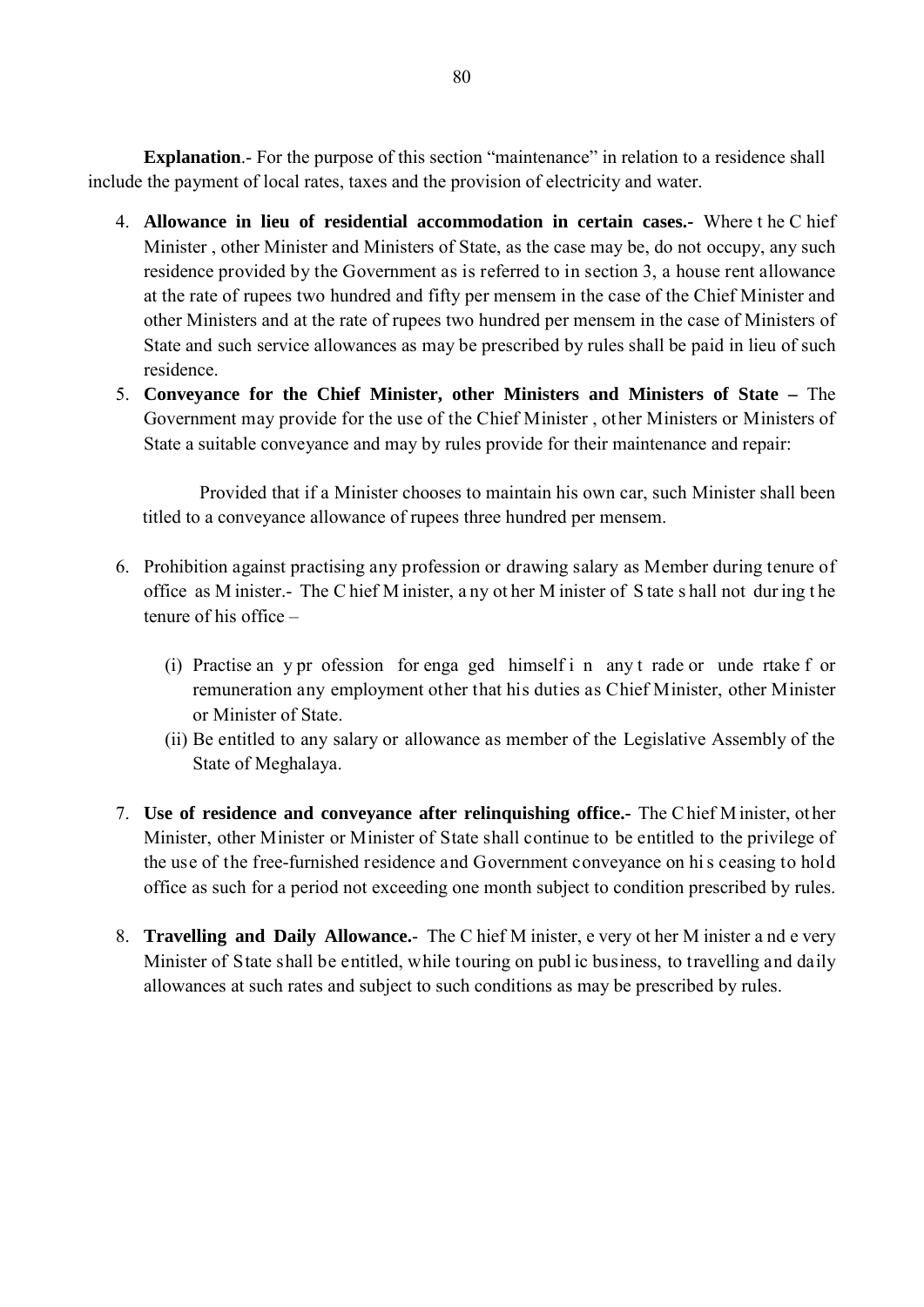**Explanation**.- For the purpose of this section "maintenance" in relation to a residence shall include the payment of local rates, taxes and the provision of electricity and water.

4. **Allowance in lieu of residential accommodation in certain cases.-** Where the Chief Minister , other Minister and Ministers of State, as the case may be, do not occupy, any such residence provided by the Government as is referred to in section 3, a house rent allowance at the rate of rupees two hundred and fifty per mensem in the case of the Chief Minister and other Ministers and at the rate of rupees two hundred per mensem in the case of Ministers of State and such service allowances as may be prescribed by rules shall be paid in lieu of such residence.
5. **Conveyance for the Chief Minister, other Ministers and Ministers of State –** The Government may provide for the use of the Chief Minister , other Ministers or Ministers of State a suitable conveyance and may by rules provide for their maintenance and repair:

   Provided that if a Minister chooses to maintain his own car, such Minister shall been titled to a conveyance allowance of rupees three hundred per mensem.

6. Prohibition against practising any profession or drawing salary as Member during tenure of office as Minister.- The Chief Minister, any other Minister of State shall not during the tenure of his office –

   (i) Practise any profession for engaged himself in any trade or undertake for remuneration any employment other that his duties as Chief Minister, other Minister or Minister of State.
   (ii) Be entitled to any salary or allowance as member of the Legislative Assembly of the State of Meghalaya.

7. **Use of residence and conveyance after relinquishing office.-** The Chief Minister, other Minister, other Minister or Minister of State shall continue to be entitled to the privilege of the use of the free-furnished residence and Government conveyance on his ceasing to hold office as such for a period not exceeding one month subject to condition prescribed by rules.

8. **Travelling and Daily Allowance.-** The Chief Minister, every other Minister and every Minister of State shall be entitled, while touring on public business, to travelling and daily allowances at such rates and subject to such conditions as may be prescribed by rules.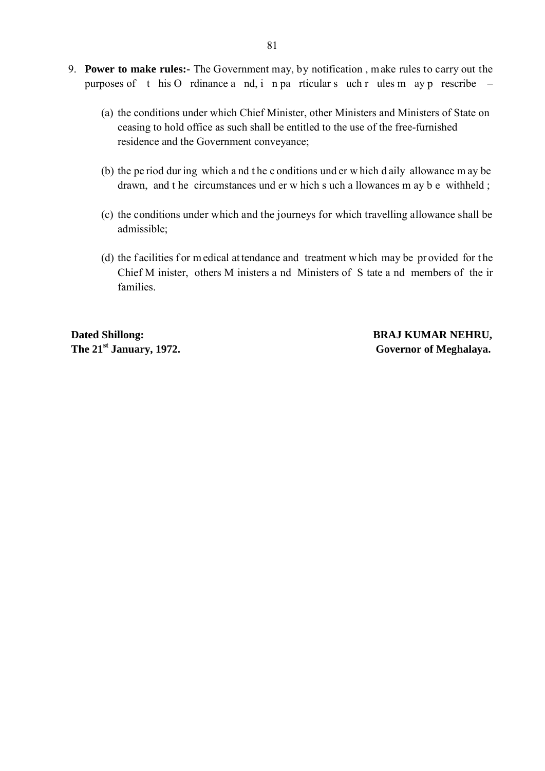9. **Power to make rules:-** The Government may, by notification, make rules to carry out the purposes of this Ordinance and, in particular such rules may prescribe –

   (a) the conditions under which Chief Minister, other Ministers and Ministers of State on ceasing to hold office as such shall be entitled to the use of the free-furnished residence and the Government conveyance;

   (b) the period during which and the conditions under which daily allowance may be drawn, and the circumstances under which such allowances may be withheld;

   (c) the conditions under which and the journeys for which travelling allowance shall be admissible;

   (d) the facilities for medical attendance and treatment which may be provided for the Chief Minister, others Ministers and Ministers of State and members of their families.

**Dated Shillong:**
**The 21st January, 1972.**

**BRAJ KUMAR NEHRU,**
**Governor of Meghalaya.**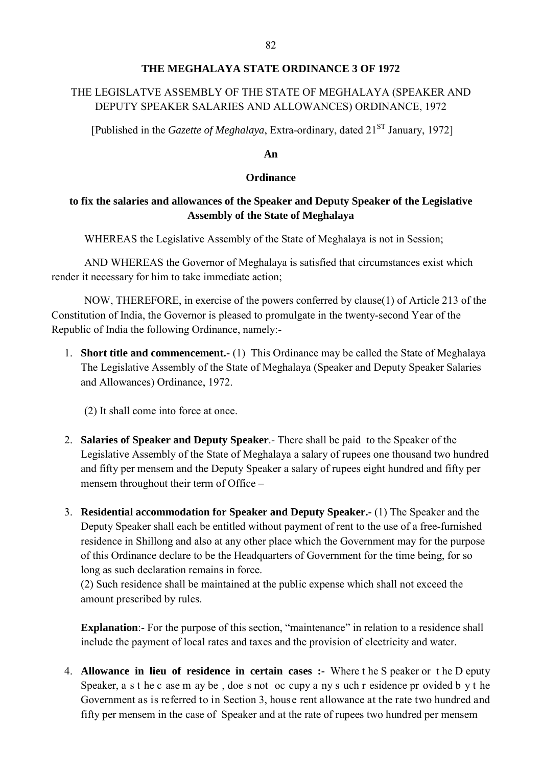# THE MEGHALAYA STATE ORDINANCE 3 OF 1972

## THE LEGISLATVE ASSEMBLY OF THE STATE OF MEGHALAYA (SPEAKER AND DEPUTY SPEAKER SALARIES AND ALLOWANCES) ORDINANCE, 1972

[Published in the *Gazette of Meghalaya*, Extra-ordinary, dated 21[ST] January, 1972]

**An**

**Ordinance**

**to fix the salaries and allowances of the Speaker and Deputy Speaker of the Legislative Assembly of the State of Meghalaya**

WHEREAS the Legislative Assembly of the State of Meghalaya is not in Session;

AND WHEREAS the Governor of Meghalaya is satisfied that circumstances exist which render it necessary for him to take immediate action;

NOW, THEREFORE, in exercise of the powers conferred by clause(1) of Article 213 of the Constitution of India, the Governor is pleased to promulgate in the twenty-second Year of the Republic of India the following Ordinance, namely:-

1. **Short title and commencement.-** (1) This Ordinance may be called the State of Meghalaya The Legislative Assembly of the State of Meghalaya (Speaker and Deputy Speaker Salaries and Allowances) Ordinance, 1972.

   (2) It shall come into force at once.

2. **Salaries of Speaker and Deputy Speaker**.- There shall be paid to the Speaker of the Legislative Assembly of the State of Meghalaya a salary of rupees one thousand two hundred and fifty per mensem and the Deputy Speaker a salary of rupees eight hundred and fifty per mensem throughout their term of Office –

3. **Residential accommodation for Speaker and Deputy Speaker.-** (1) The Speaker and the Deputy Speaker shall each be entitled without payment of rent to the use of a free-furnished residence in Shillong and also at any other place which the Government may for the purpose of this Ordinance declare to be the Headquarters of Government for the time being, for so long as such declaration remains in force.

   (2) Such residence shall be maintained at the public expense which shall not exceed the amount prescribed by rules.

   **Explanation**:- For the purpose of this section, "maintenance" in relation to a residence shall include the payment of local rates and taxes and the provision of electricity and water.

4. **Allowance in lieu of residence in certain cases :-** Where the Speaker or the Deputy Speaker, as the case may be, does not occupy any such residence provided by the Government as is referred to in Section 3, house rent allowance at the rate two hundred and fifty per mensem in the case of Speaker and at the rate of rupees two hundred per mensem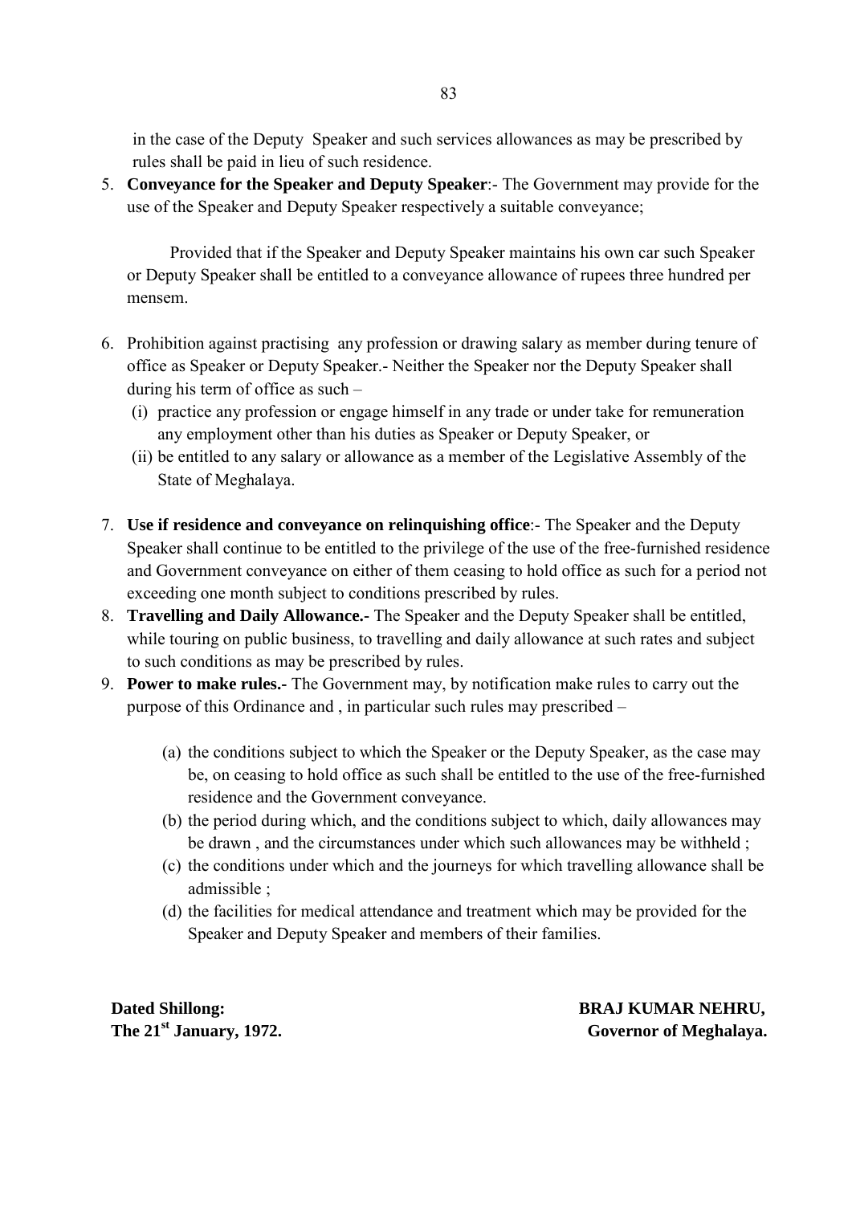in the case of the Deputy Speaker and such services allowances as may be prescribed by rules shall be paid in lieu of such residence.

5. **Conveyance for the Speaker and Deputy Speaker**:- The Government may provide for the use of the Speaker and Deputy Speaker respectively a suitable conveyance;

    Provided that if the Speaker and Deputy Speaker maintains his own car such Speaker or Deputy Speaker shall be entitled to a conveyance allowance of rupees three hundred per mensem.

6. Prohibition against practising any profession or drawing salary as member during tenure of office as Speaker or Deputy Speaker.- Neither the Speaker nor the Deputy Speaker shall during his term of office as such –
    (i) practice any profession or engage himself in any trade or under take for remuneration any employment other than his duties as Speaker or Deputy Speaker, or
    (ii) be entitled to any salary or allowance as a member of the Legislative Assembly of the State of Meghalaya.

7. **Use if residence and conveyance on relinquishing office**:- The Speaker and the Deputy Speaker shall continue to be entitled to the privilege of the use of the free-furnished residence and Government conveyance on either of them ceasing to hold office as such for a period not exceeding one month subject to conditions prescribed by rules.
8. **Travelling and Daily Allowance.-** The Speaker and the Deputy Speaker shall be entitled, while touring on public business, to travelling and daily allowance at such rates and subject to such conditions as may be prescribed by rules.
9. **Power to make rules.-** The Government may, by notification make rules to carry out the purpose of this Ordinance and , in particular such rules may prescribed –

    (a) the conditions subject to which the Speaker or the Deputy Speaker, as the case may be, on ceasing to hold office as such shall be entitled to the use of the free-furnished residence and the Government conveyance.
    (b) the period during which, and the conditions subject to which, daily allowances may be drawn , and the circumstances under which such allowances may be withheld ;
    (c) the conditions under which and the journeys for which travelling allowance shall be admissible ;
    (d) the facilities for medical attendance and treatment which may be provided for the Speaker and Deputy Speaker and members of their families.

**Dated Shillong:**
**The 21st January, 1972.**

**BRAJ KUMAR NEHRU,**
**Governor of Meghalaya.**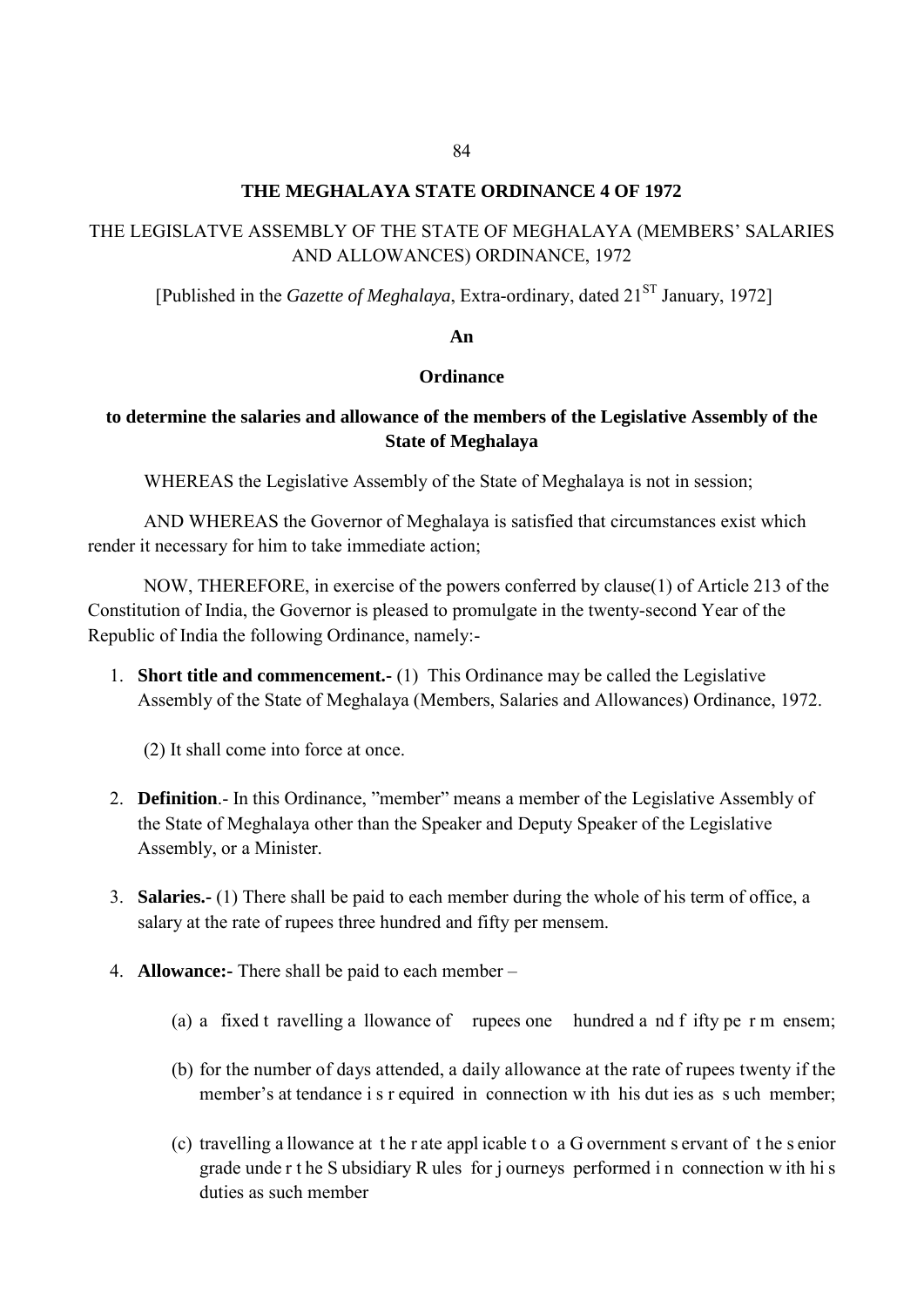# THE MEGHALAYA STATE ORDINANCE 4 OF 1972

## THE LEGISLATVE ASSEMBLY OF THE STATE OF MEGHALAYA (MEMBERS' SALARIES AND ALLOWANCES) ORDINANCE, 1972

[Published in the *Gazette of Meghalaya*, Extra-ordinary, dated 21[ST] January, 1972]

**An**

**Ordinance**

**to determine the salaries and allowance of the members of the Legislative Assembly of the State of Meghalaya**

WHEREAS the Legislative Assembly of the State of Meghalaya is not in session;

AND WHEREAS the Governor of Meghalaya is satisfied that circumstances exist which render it necessary for him to take immediate action;

NOW, THEREFORE, in exercise of the powers conferred by clause(1) of Article 213 of the Constitution of India, the Governor is pleased to promulgate in the twenty-second Year of the Republic of India the following Ordinance, namely:-

1. **Short title and commencement.-** (1) This Ordinance may be called the Legislative Assembly of the State of Meghalaya (Members, Salaries and Allowances) Ordinance, 1972.

   (2) It shall come into force at once.

2. **Definition**.- In this Ordinance, "member" means a member of the Legislative Assembly of the State of Meghalaya other than the Speaker and Deputy Speaker of the Legislative Assembly, or a Minister.

3. **Salaries.-** (1) There shall be paid to each member during the whole of his term of office, a salary at the rate of rupees three hundred and fifty per mensem.

4. **Allowance:-** There shall be paid to each member –

   (a) a fixed travelling allowance of rupees one hundred and fifty per mensem;

   (b) for the number of days attended, a daily allowance at the rate of rupees twenty if the member's attendance is required in connection with his duties as such member;

   (c) travelling allowance at the rate applicable to a Government servant of the senior grade under the Subsidiary Rules for journeys performed in connection with his duties as such member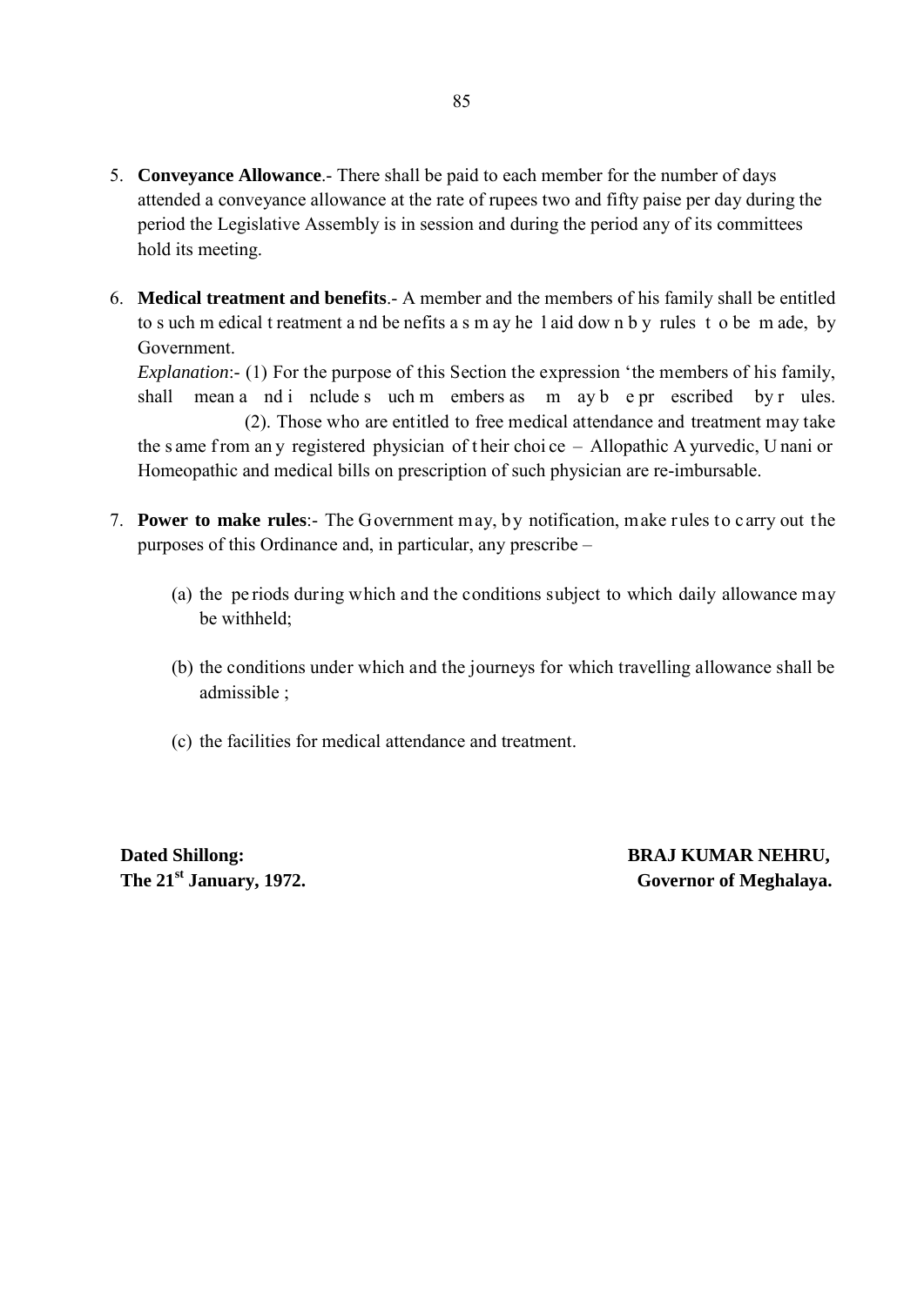5. **Conveyance Allowance**.- There shall be paid to each member for the number of days attended a conveyance allowance at the rate of rupees two and fifty paise per day during the period the Legislative Assembly is in session and during the period any of its committees hold its meeting.

6. **Medical treatment and benefits**.- A member and the members of his family shall be entitled to such medical treatment and benefits as may he laid down by rules to be made, by Government.

   *Explanation*:- (1) For the purpose of this Section the expression 'the members of his family, shall mean and include such members as may be prescribed by rules.

   (2). Those who are entitled to free medical attendance and treatment may take the same from any registered physician of their choice – Allopathic Ayurvedic, Unani or Homeopathic and medical bills on prescription of such physician are re-imbursable.

7. **Power to make rules**:- The Government may, by notification, make rules to carry out the purposes of this Ordinance and, in particular, any prescribe –

   (a) the periods during which and the conditions subject to which daily allowance may be withheld;

   (b) the conditions under which and the journeys for which travelling allowance shall be admissible ;

   (c) the facilities for medical attendance and treatment.

**Dated Shillong:**
**The 21st January, 1972.**

**BRAJ KUMAR NEHRU,**
**Governor of Meghalaya.**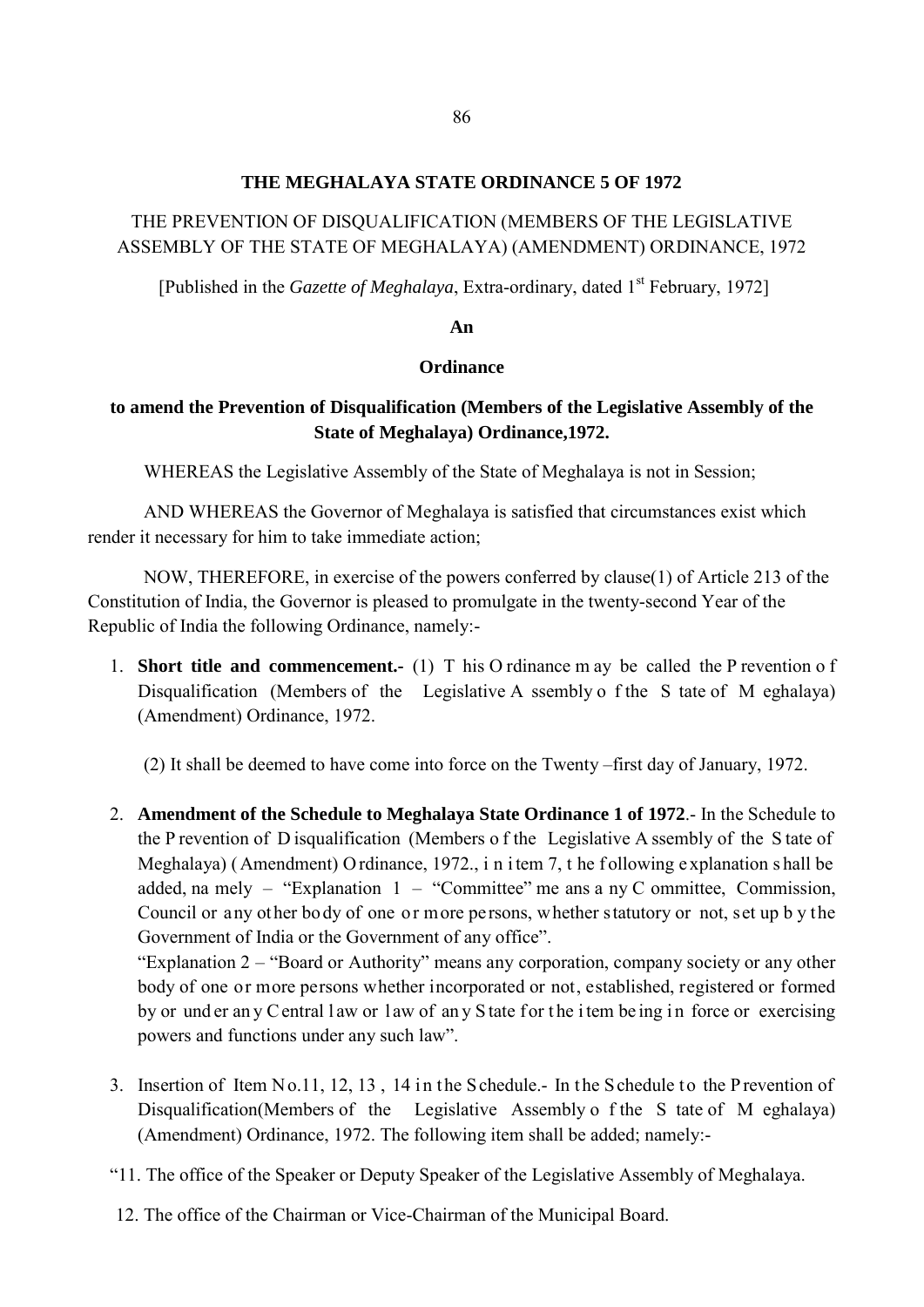## THE MEGHALAYA STATE ORDINANCE 5 OF 1972

THE PREVENTION OF DISQUALIFICATION (MEMBERS OF THE LEGISLATIVE ASSEMBLY OF THE STATE OF MEGHALAYA) (AMENDMENT) ORDINANCE, 1972

[Published in the *Gazette of Meghalaya*, Extra-ordinary, dated 1st February, 1972]

**An**

**Ordinance**

**to amend the Prevention of Disqualification (Members of the Legislative Assembly of the State of Meghalaya) Ordinance,1972.**

WHEREAS the Legislative Assembly of the State of Meghalaya is not in Session;

AND WHEREAS the Governor of Meghalaya is satisfied that circumstances exist which render it necessary for him to take immediate action;

NOW, THEREFORE, in exercise of the powers conferred by clause(1) of Article 213 of the Constitution of India, the Governor is pleased to promulgate in the twenty-second Year of the Republic of India the following Ordinance, namely:-

1. **Short title and commencement.-** (1) This Ordinance may be called the Prevention of Disqualification (Members of the Legislative Assembly of the State of Meghalaya) (Amendment) Ordinance, 1972.

   (2) It shall be deemed to have come into force on the Twenty –first day of January, 1972.

2. **Amendment of the Schedule to Meghalaya State Ordinance 1 of 1972**.- In the Schedule to the Prevention of Disqualification (Members of the Legislative Assembly of the State of Meghalaya) (Amendment) Ordinance, 1972., in item 7, the following explanation shall be added, namely – "Explanation 1 – "Committee" means any Committee, Commission, Council or any other body of one or more persons, whether statutory or not, set up by the Government of India or the Government of any office".

   "Explanation 2 – "Board or Authority" means any corporation, company society or any other body of one or more persons whether incorporated or not, established, registered or formed by or under any Central law or law of any State for the item being in force or exercising powers and functions under any such law".

3. Insertion of Item No.11, 12, 13 , 14 in the Schedule.- In the Schedule to the Prevention of Disqualification(Members of the Legislative Assembly of the State of Meghalaya) (Amendment) Ordinance, 1972. The following item shall be added; namely:-

"11. The office of the Speaker or Deputy Speaker of the Legislative Assembly of Meghalaya.

12. The office of the Chairman or Vice-Chairman of the Municipal Board.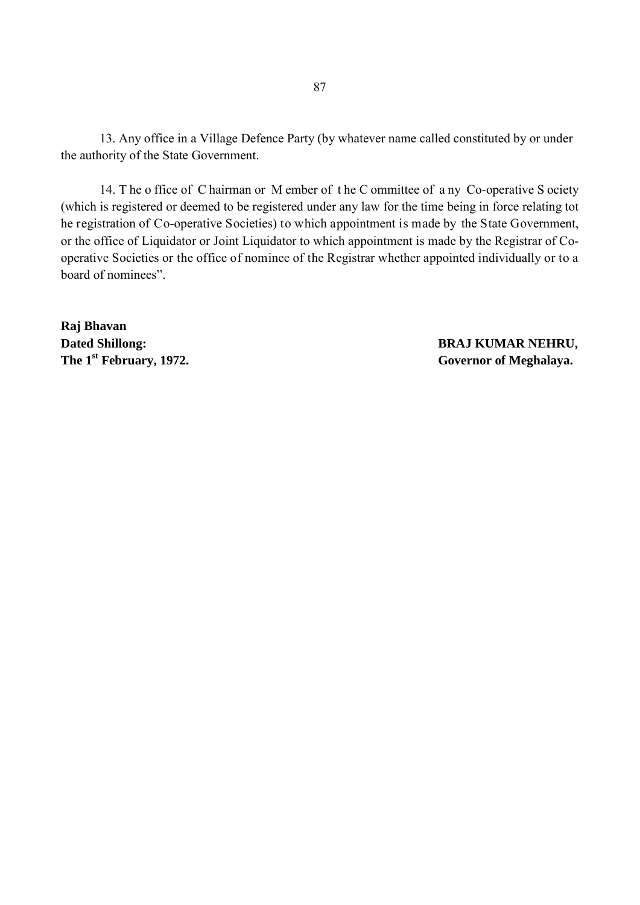13. Any office in a Village Defence Party (by whatever name called constituted by or under the authority of the State Government.

14. The office of Chairman or Member of the Committee of any Co-operative Society (which is registered or deemed to be registered under any law for the time being in force relating to the registration of Co-operative Societies) to which appointment is made by the State Government, or the office of Liquidator or Joint Liquidator to which appointment is made by the Registrar of Co-operative Societies or the office of nominee of the Registrar whether appointed individually or to a board of nominees".

**Raj Bhavan**
**Dated Shillong:**
**The 1st February, 1972.**

**BRAJ KUMAR NEHRU,**
**Governor of Meghalaya.**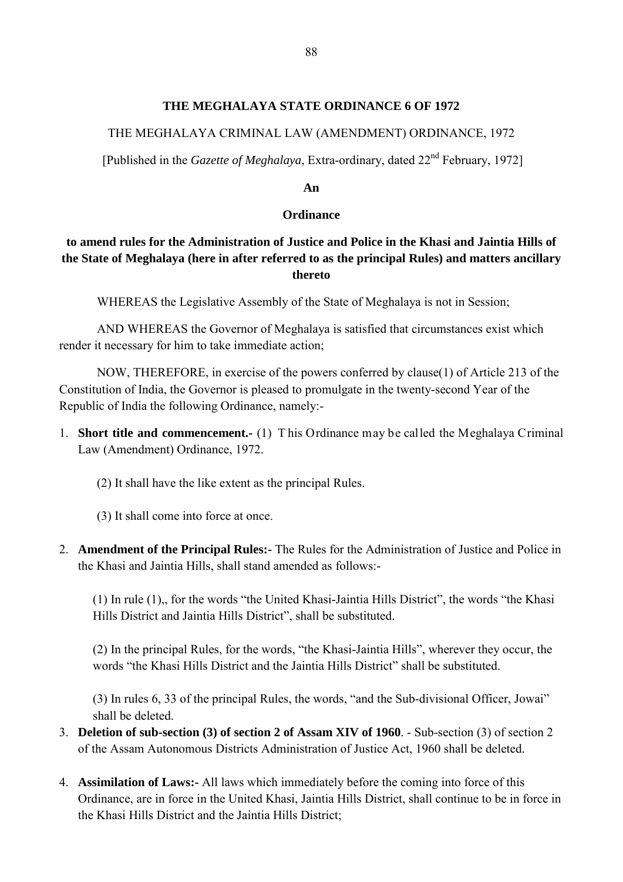# THE MEGHALAYA STATE ORDINANCE 6 OF 1972

THE MEGHALAYA CRIMINAL LAW (AMENDMENT) ORDINANCE, 1972

[Published in the *Gazette of Meghalaya*, Extra-ordinary, dated 22nd February, 1972]

**An**

**Ordinance**

**to amend rules for the Administration of Justice and Police in the Khasi and Jaintia Hills of the State of Meghalaya (here in after referred to as the principal Rules) and matters ancillary thereto**

WHEREAS the Legislative Assembly of the State of Meghalaya is not in Session;

AND WHEREAS the Governor of Meghalaya is satisfied that circumstances exist which render it necessary for him to take immediate action;

NOW, THEREFORE, in exercise of the powers conferred by clause(1) of Article 213 of the Constitution of India, the Governor is pleased to promulgate in the twenty-second Year of the Republic of India the following Ordinance, namely:-

1. **Short title and commencement.-** (1) This Ordinance may be called the Meghalaya Criminal Law (Amendment) Ordinance, 1972.

   (2) It shall have the like extent as the principal Rules.

   (3) It shall come into force at once.

2. **Amendment of the Principal Rules:-** The Rules for the Administration of Justice and Police in the Khasi and Jaintia Hills, shall stand amended as follows:-

   (1) In rule (1),, for the words "the United Khasi-Jaintia Hills District", the words "the Khasi Hills District and Jaintia Hills District", shall be substituted.

   (2) In the principal Rules, for the words, "the Khasi-Jaintia Hills", wherever they occur, the words "the Khasi Hills District and the Jaintia Hills District" shall be substituted.

   (3) In rules 6, 33 of the principal Rules, the words, "and the Sub-divisional Officer, Jowai" shall be deleted.

3. **Deletion of sub-section (3) of section 2 of Assam XIV of 1960**. - Sub-section (3) of section 2 of the Assam Autonomous Districts Administration of Justice Act, 1960 shall be deleted.

4. **Assimilation of Laws:-** All laws which immediately before the coming into force of this Ordinance, are in force in the United Khasi, Jaintia Hills District, shall continue to be in force in the Khasi Hills District and the Jaintia Hills District;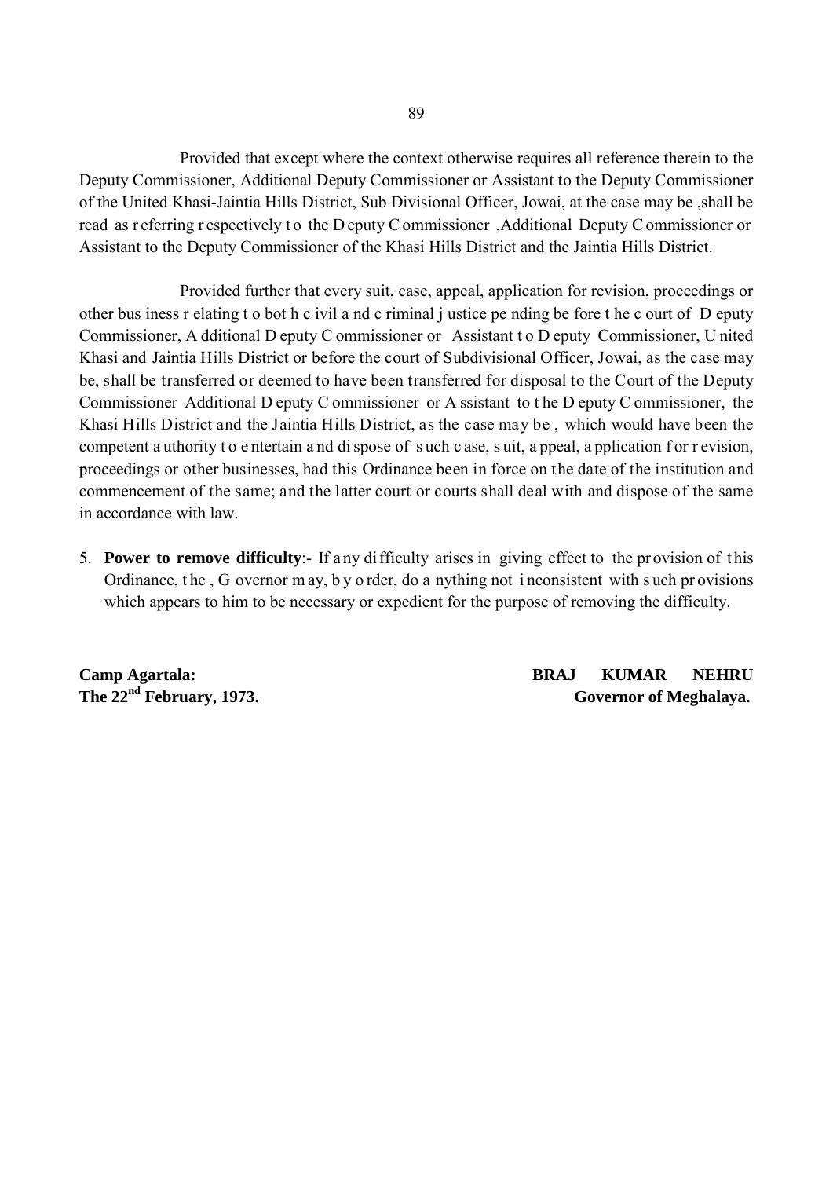Provided that except where the context otherwise requires all reference therein to the Deputy Commissioner, Additional Deputy Commissioner or Assistant to the Deputy Commissioner of the United Khasi-Jaintia Hills District, Sub Divisional Officer, Jowai, at the case may be ,shall be read as referring respectively to the Deputy Commissioner ,Additional Deputy Commissioner or Assistant to the Deputy Commissioner of the Khasi Hills District and the Jaintia Hills District.

Provided further that every suit, case, appeal, application for revision, proceedings or other business relating to both civil and criminal justice pending before the court of Deputy Commissioner, Additional Deputy Commissioner or Assistant to Deputy Commissioner, United Khasi and Jaintia Hills District or before the court of Subdivisional Officer, Jowai, as the case may be, shall be transferred or deemed to have been transferred for disposal to the Court of the Deputy Commissioner Additional Deputy Commissioner or Assistant to the Deputy Commissioner, the Khasi Hills District and the Jaintia Hills District, as the case may be , which would have been the competent authority to entertain and dispose of such case, suit, appeal, application for revision, proceedings or other businesses, had this Ordinance been in force on the date of the institution and commencement of the same; and the latter court or courts shall deal with and dispose of the same in accordance with law.

5. **Power to remove difficulty**:- If any difficulty arises in giving effect to the provision of this Ordinance, the , Governor may, by order, do anything not inconsistent with such provisions which appears to him to be necessary or expedient for the purpose of removing the difficulty.

**Camp Agartala:**
**The 22nd February, 1973.**

**BRAJ KUMAR NEHRU**
**Governor of Meghalaya.**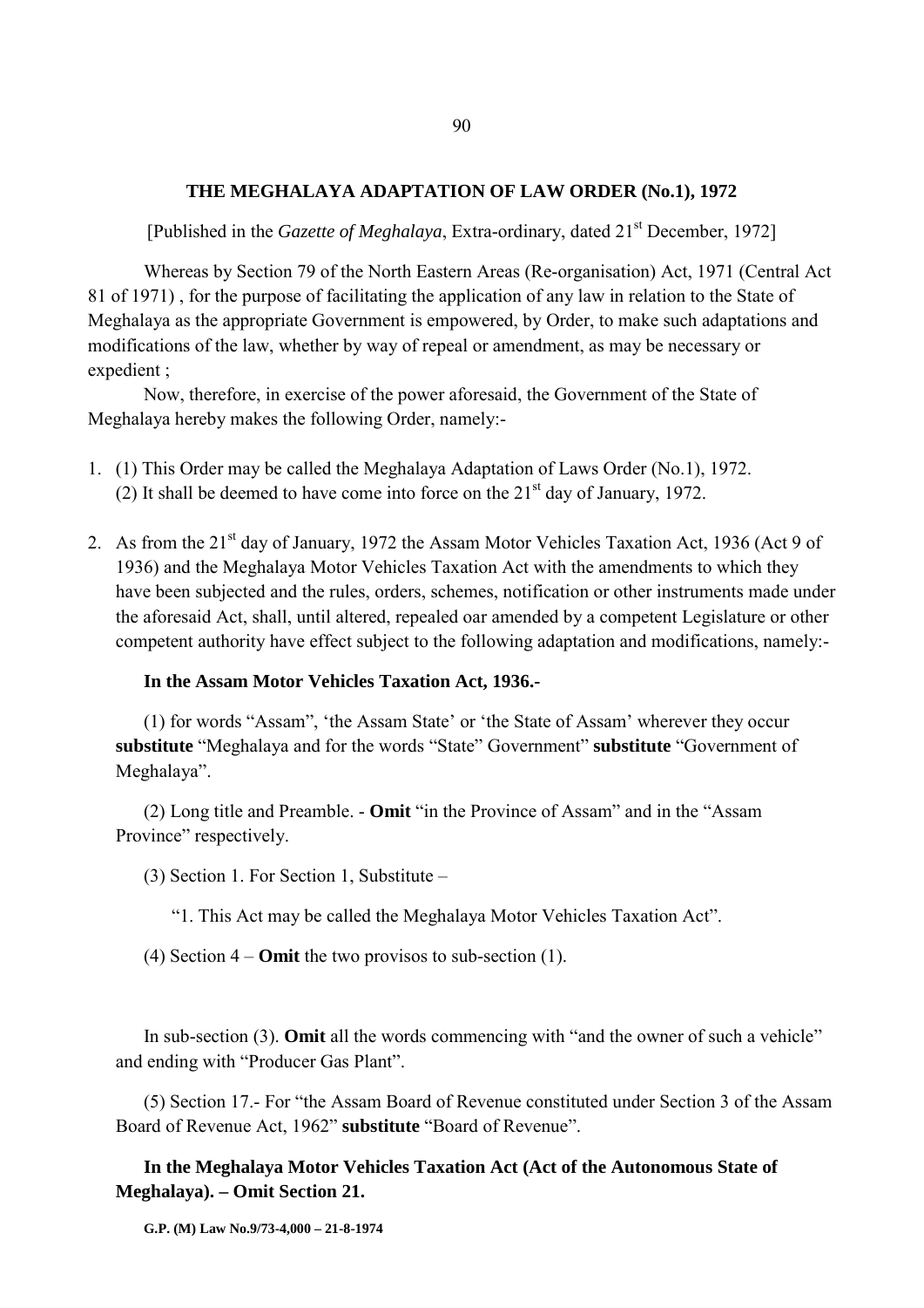## THE MEGHALAYA ADAPTATION OF LAW ORDER (No.1), 1972

[Published in the *Gazette of Meghalaya*, Extra-ordinary, dated 21st December, 1972]

Whereas by Section 79 of the North Eastern Areas (Re-organisation) Act, 1971 (Central Act 81 of 1971) , for the purpose of facilitating the application of any law in relation to the State of Meghalaya as the appropriate Government is empowered, by Order, to make such adaptations and modifications of the law, whether by way of repeal or amendment, as may be necessary or expedient ;

Now, therefore, in exercise of the power aforesaid, the Government of the State of Meghalaya hereby makes the following Order, namely:-

1. (1) This Order may be called the Meghalaya Adaptation of Laws Order (No.1), 1972.
   (2) It shall be deemed to have come into force on the 21st day of January, 1972.

2. As from the 21st day of January, 1972 the Assam Motor Vehicles Taxation Act, 1936 (Act 9 of 1936) and the Meghalaya Motor Vehicles Taxation Act with the amendments to which they have been subjected and the rules, orders, schemes, notification or other instruments made under the aforesaid Act, shall, until altered, repealed oar amended by a competent Legislature or other competent authority have effect subject to the following adaptation and modifications, namely:-

   **In the Assam Motor Vehicles Taxation Act, 1936.-**

   (1) for words "Assam", 'the Assam State' or 'the State of Assam' wherever they occur **substitute** "Meghalaya and for the words "State" Government" **substitute** "Government of Meghalaya".

   (2) Long title and Preamble. - **Omit** "in the Province of Assam" and in the "Assam Province" respectively.

   (3) Section 1. For Section 1, Substitute –

   "1. This Act may be called the Meghalaya Motor Vehicles Taxation Act".

   (4) Section 4 – **Omit** the two provisos to sub-section (1).

   In sub-section (3). **Omit** all the words commencing with "and the owner of such a vehicle" and ending with "Producer Gas Plant".

   (5) Section 17.- For "the Assam Board of Revenue constituted under Section 3 of the Assam Board of Revenue Act, 1962" **substitute** "Board of Revenue".

   **In the Meghalaya Motor Vehicles Taxation Act (Act of the Autonomous State of Meghalaya). – Omit Section 21.**

**G.P. (M) Law No.9/73-4,000 – 21-8-1974**